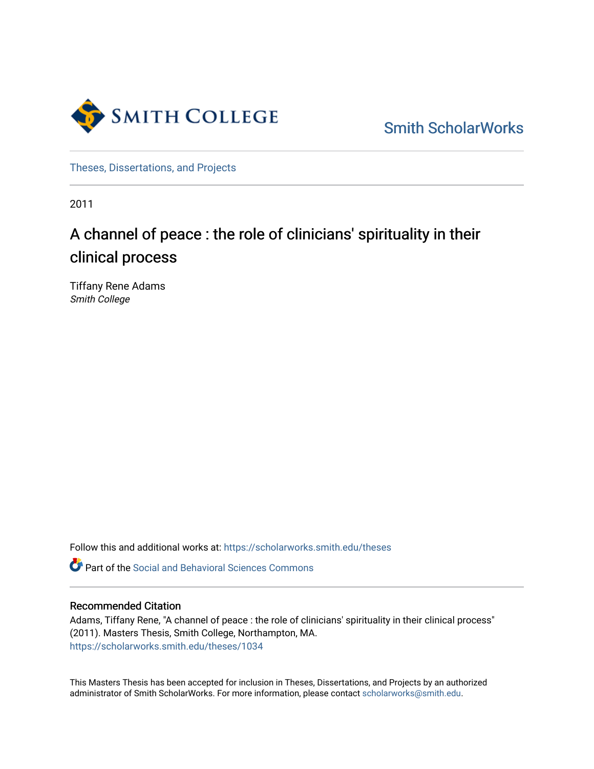Smith College

Smith ScholarWorks

Theses, Dissertations, and Projects

2011

# A channel of peace : the role of clinicians' spirituality in their clinical process

Tiffany Rene Adams
*Smith College*

Follow this and additional works at: https://scholarworks.smith.edu/theses

Part of the Social and Behavioral Sciences Commons

## Recommended Citation

Adams, Tiffany Rene, "A channel of peace : the role of clinicians' spirituality in their clinical process" (2011). Masters Thesis, Smith College, Northampton, MA.
https://scholarworks.smith.edu/theses/1034

This Masters Thesis has been accepted for inclusion in Theses, Dissertations, and Projects by an authorized administrator of Smith ScholarWorks. For more information, please contact scholarworks@smith.edu.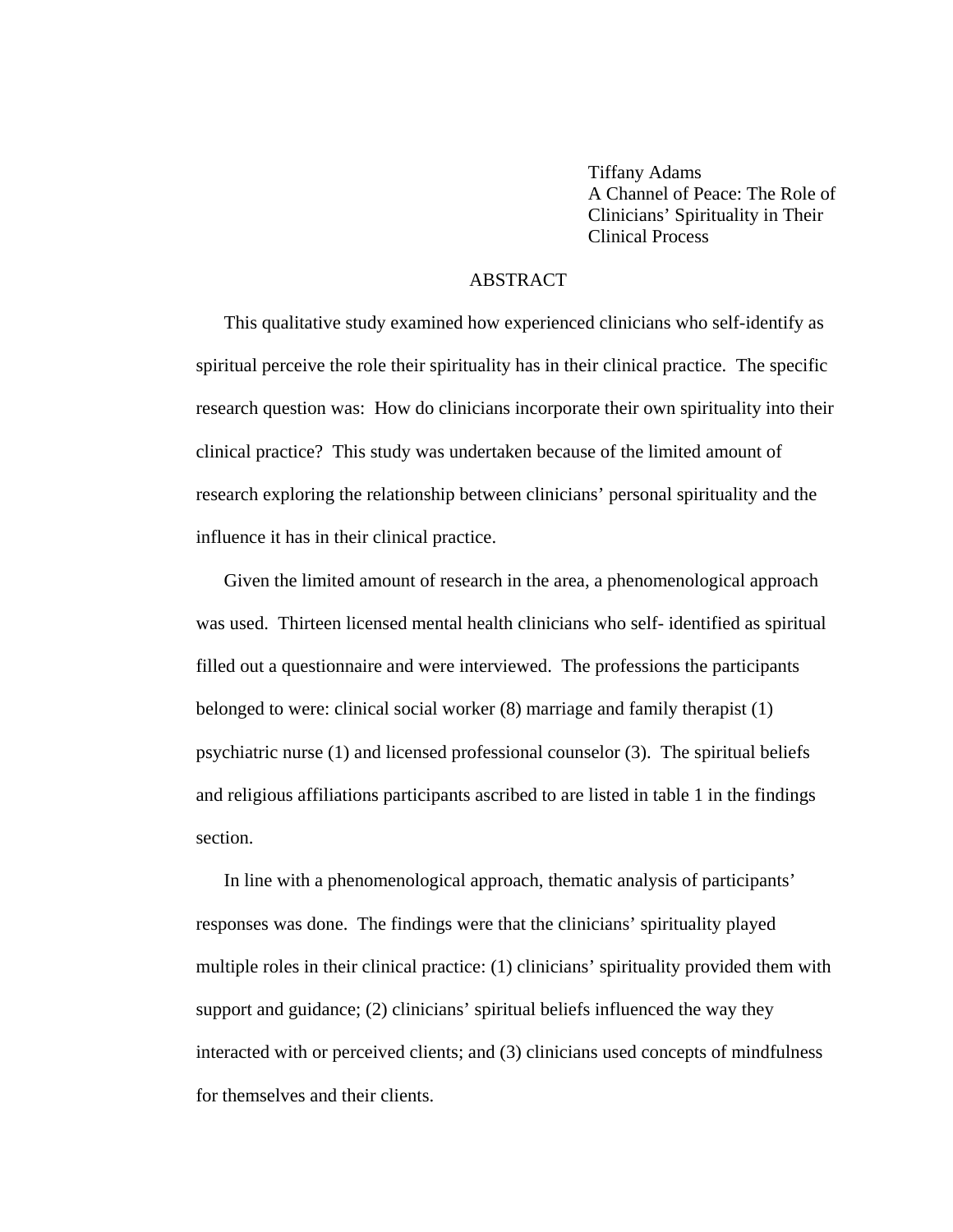Tiffany Adams
A Channel of Peace: The Role of Clinicians' Spirituality in Their Clinical Process

# ABSTRACT

This qualitative study examined how experienced clinicians who self-identify as spiritual perceive the role their spirituality has in their clinical practice. The specific research question was: How do clinicians incorporate their own spirituality into their clinical practice? This study was undertaken because of the limited amount of research exploring the relationship between clinicians' personal spirituality and the influence it has in their clinical practice.

Given the limited amount of research in the area, a phenomenological approach was used. Thirteen licensed mental health clinicians who self- identified as spiritual filled out a questionnaire and were interviewed. The professions the participants belonged to were: clinical social worker (8) marriage and family therapist (1) psychiatric nurse (1) and licensed professional counselor (3). The spiritual beliefs and religious affiliations participants ascribed to are listed in table 1 in the findings section.

In line with a phenomenological approach, thematic analysis of participants' responses was done. The findings were that the clinicians' spirituality played multiple roles in their clinical practice: (1) clinicians' spirituality provided them with support and guidance; (2) clinicians' spiritual beliefs influenced the way they interacted with or perceived clients; and (3) clinicians used concepts of mindfulness for themselves and their clients.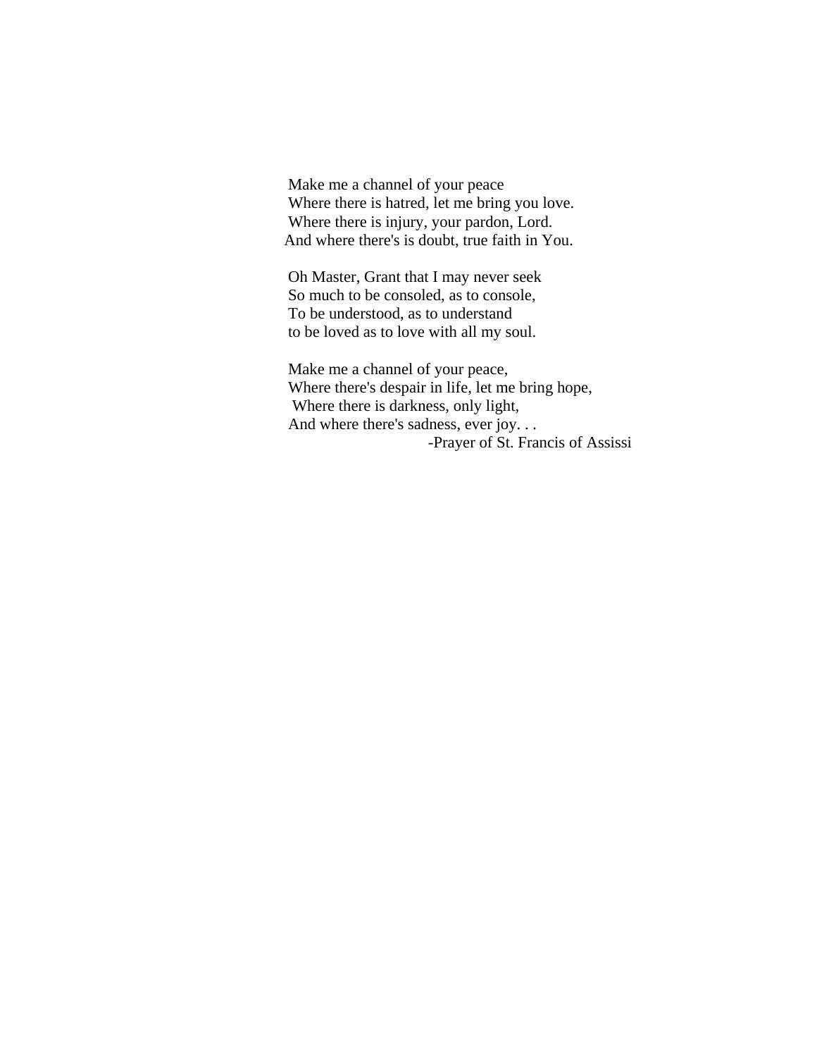Make me a channel of your peace  
Where there is hatred, let me bring you love.  
Where there is injury, your pardon, Lord.  
And where there's is doubt, true faith in You.

Oh Master, Grant that I may never seek  
So much to be consoled, as to console,  
To be understood, as to understand  
to be loved as to love with all my soul.

Make me a channel of your peace,  
Where there's despair in life, let me bring hope,  
Where there is darkness, only light,  
And where there's sadness, ever joy. . .

-Prayer of St. Francis of Assissi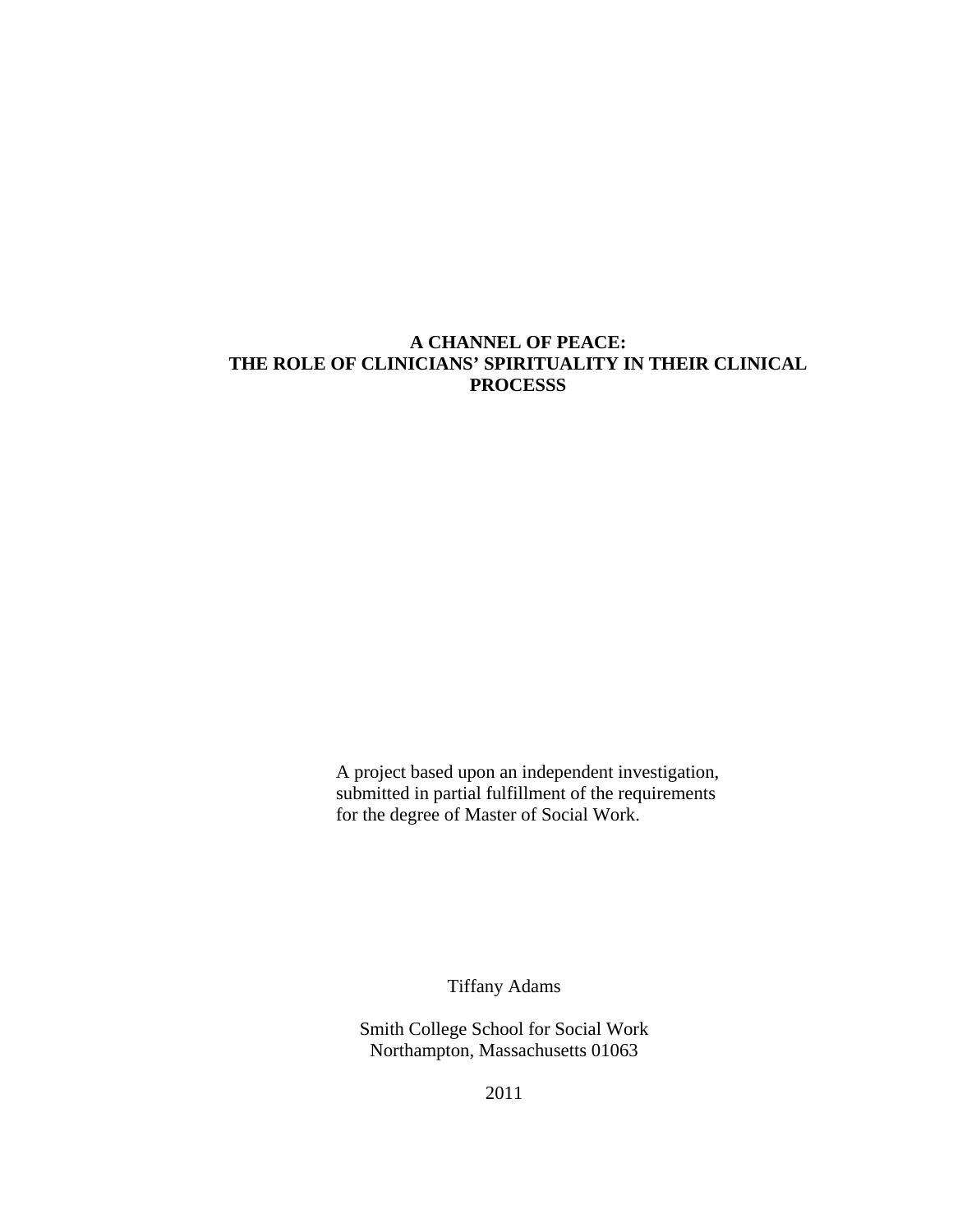# A CHANNEL OF PEACE: THE ROLE OF CLINICIANS' SPIRITUALITY IN THEIR CLINICAL PROCESSS

A project based upon an independent investigation, submitted in partial fulfillment of the requirements for the degree of Master of Social Work.

Tiffany Adams

Smith College School for Social Work
Northampton, Massachusetts 01063

2011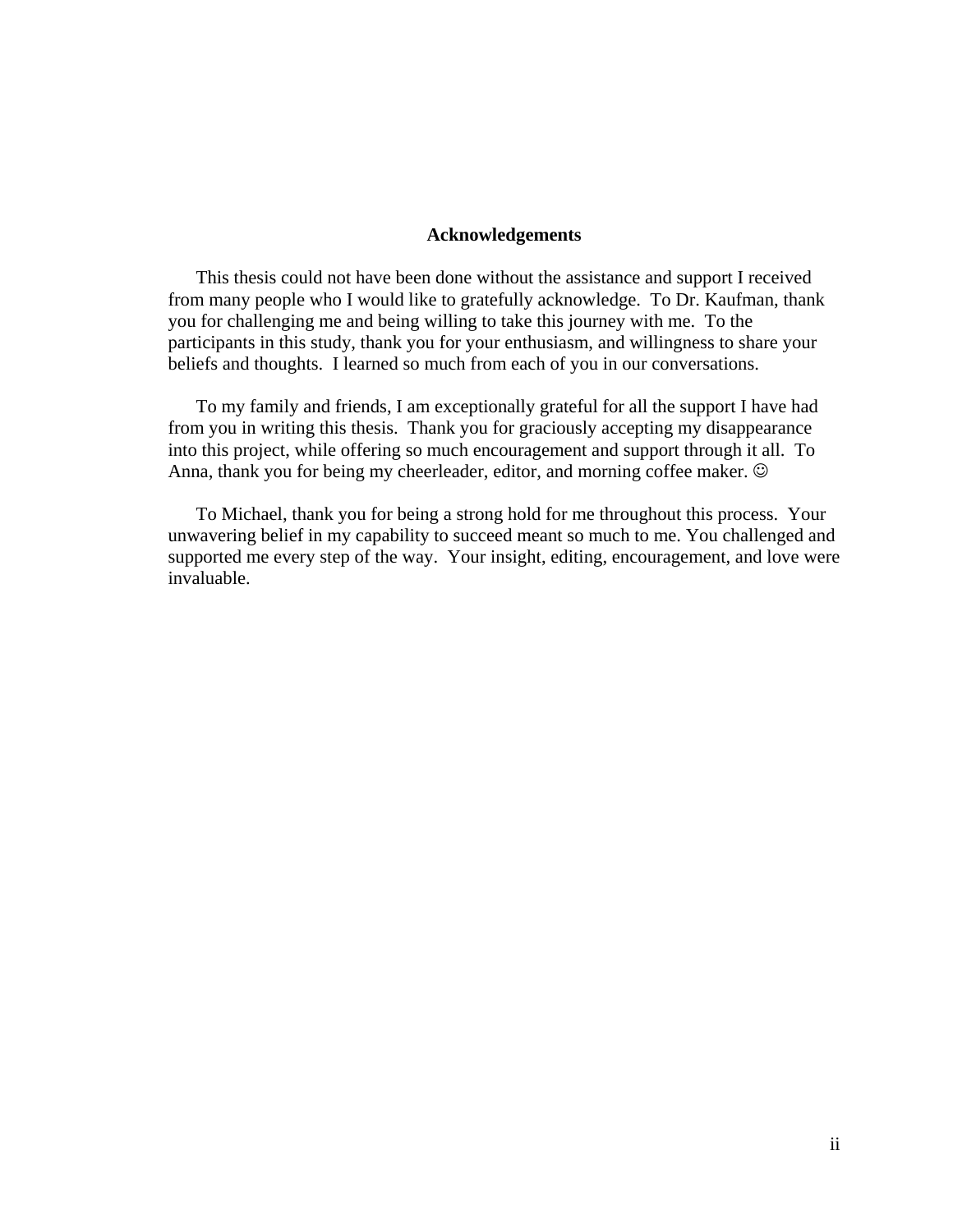# Acknowledgements

This thesis could not have been done without the assistance and support I received from many people who I would like to gratefully acknowledge. To Dr. Kaufman, thank you for challenging me and being willing to take this journey with me. To the participants in this study, thank you for your enthusiasm, and willingness to share your beliefs and thoughts. I learned so much from each of you in our conversations.

To my family and friends, I am exceptionally grateful for all the support I have had from you in writing this thesis. Thank you for graciously accepting my disappearance into this project, while offering so much encouragement and support through it all. To Anna, thank you for being my cheerleader, editor, and morning coffee maker. ☺

To Michael, thank you for being a strong hold for me throughout this process. Your unwavering belief in my capability to succeed meant so much to me. You challenged and supported me every step of the way. Your insight, editing, encouragement, and love were invaluable.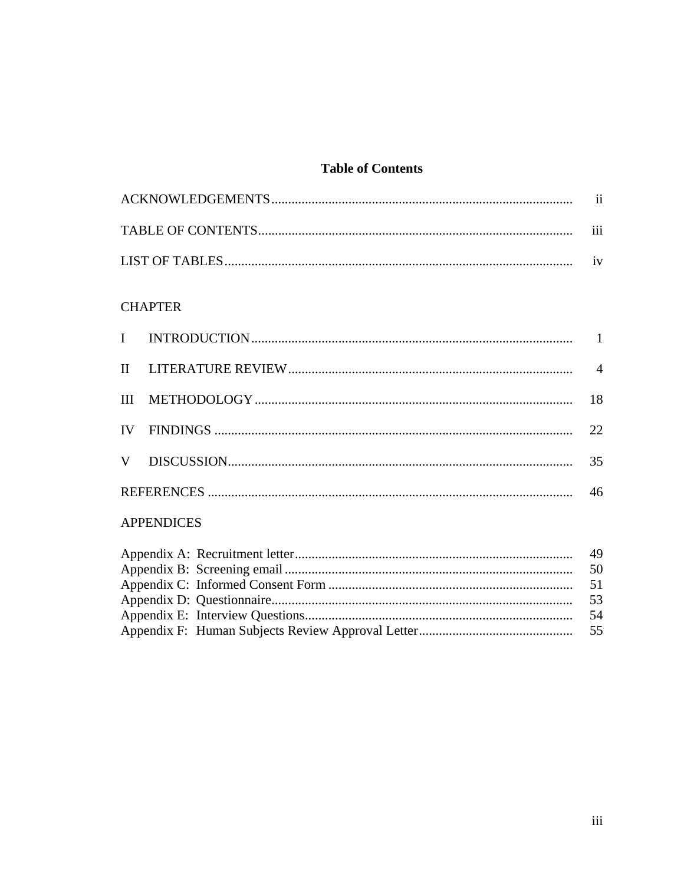# Table of Contents

| | |
|---|---|
| ACKNOWLEDGEMENTS | ii |
| TABLE OF CONTENTS | iii |
| LIST OF TABLES | iv |

CHAPTER

| | | |
|---|---|---|
| I | INTRODUCTION | 1 |
| II | LITERATURE REVIEW | 4 |
| III | METHODOLOGY | 18 |
| IV | FINDINGS | 22 |
| V | DISCUSSION | 35 |
| | REFERENCES | 46 |

APPENDICES

| | |
|---|---|
| Appendix A: Recruitment letter | 49 |
| Appendix B: Screening email | 50 |
| Appendix C: Informed Consent Form | 51 |
| Appendix D: Questionnaire | 53 |
| Appendix E: Interview Questions | 54 |
| Appendix F: Human Subjects Review Approval Letter | 55 |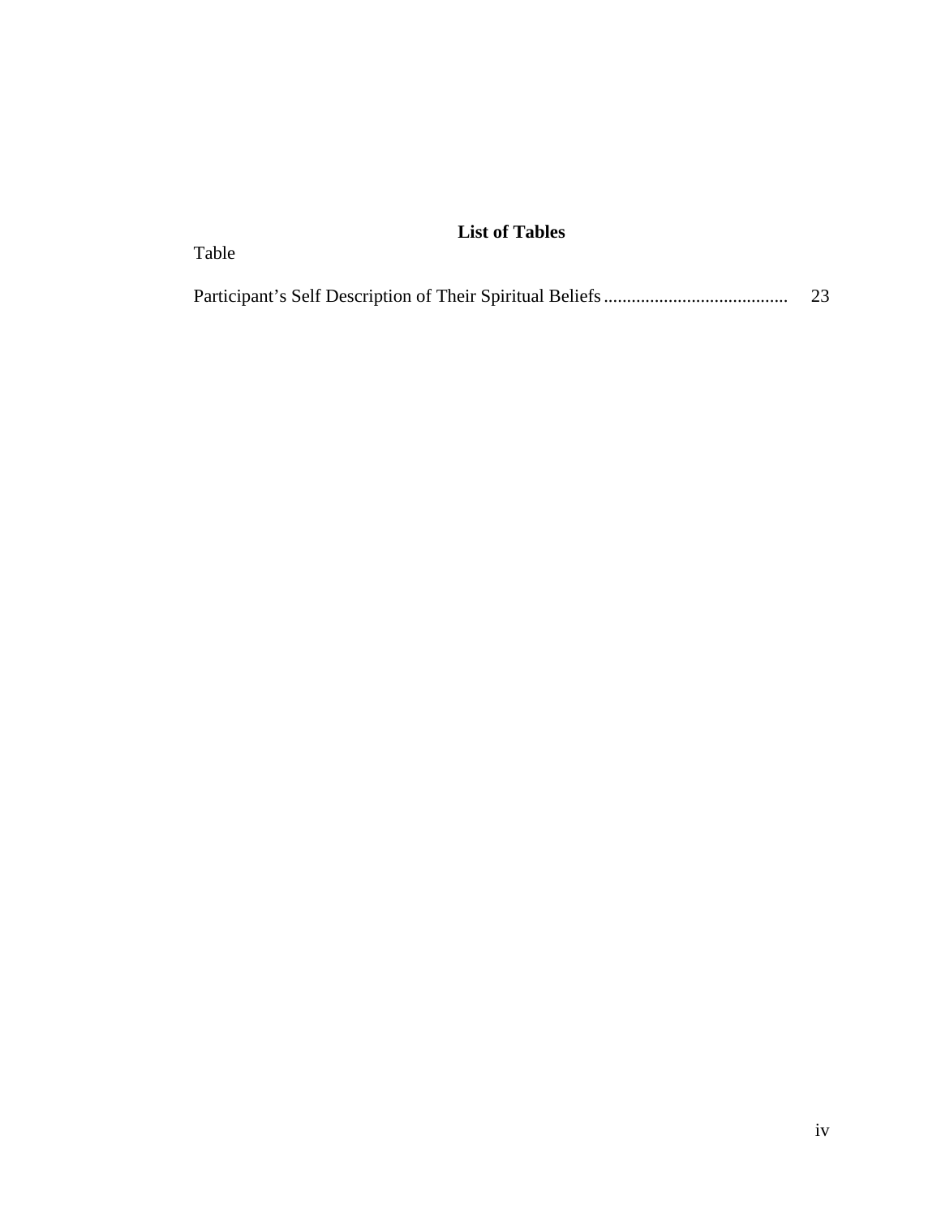## List of Tables

Table

Participant’s Self Description of Their Spiritual Beliefs ........................................ 23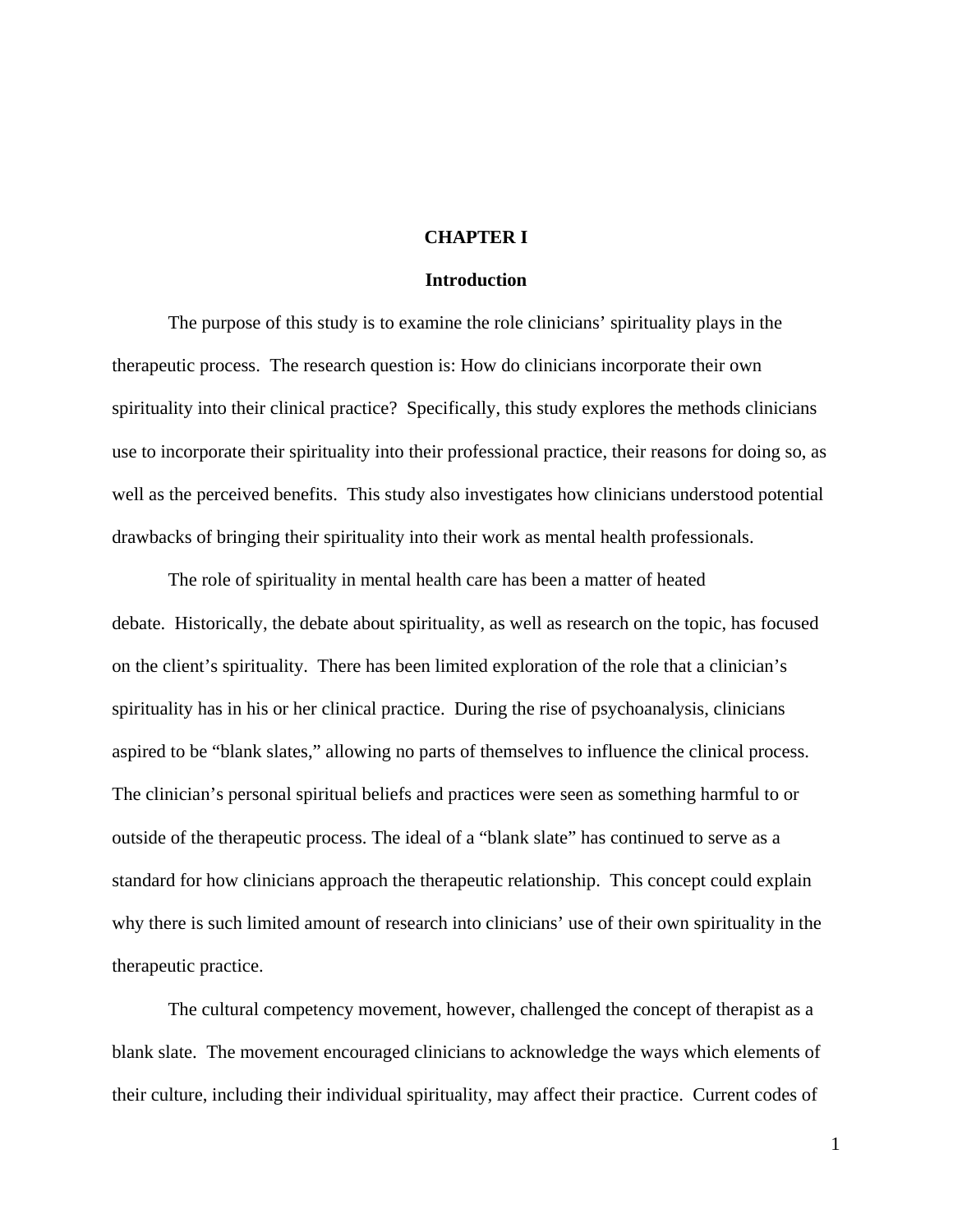# CHAPTER I

## Introduction

The purpose of this study is to examine the role clinicians' spirituality plays in the therapeutic process. The research question is: How do clinicians incorporate their own spirituality into their clinical practice? Specifically, this study explores the methods clinicians use to incorporate their spirituality into their professional practice, their reasons for doing so, as well as the perceived benefits. This study also investigates how clinicians understood potential drawbacks of bringing their spirituality into their work as mental health professionals.

The role of spirituality in mental health care has been a matter of heated debate. Historically, the debate about spirituality, as well as research on the topic, has focused on the client's spirituality. There has been limited exploration of the role that a clinician's spirituality has in his or her clinical practice. During the rise of psychoanalysis, clinicians aspired to be "blank slates," allowing no parts of themselves to influence the clinical process. The clinician's personal spiritual beliefs and practices were seen as something harmful to or outside of the therapeutic process. The ideal of a "blank slate" has continued to serve as a standard for how clinicians approach the therapeutic relationship. This concept could explain why there is such limited amount of research into clinicians' use of their own spirituality in the therapeutic practice.

The cultural competency movement, however, challenged the concept of therapist as a blank slate. The movement encouraged clinicians to acknowledge the ways which elements of their culture, including their individual spirituality, may affect their practice. Current codes of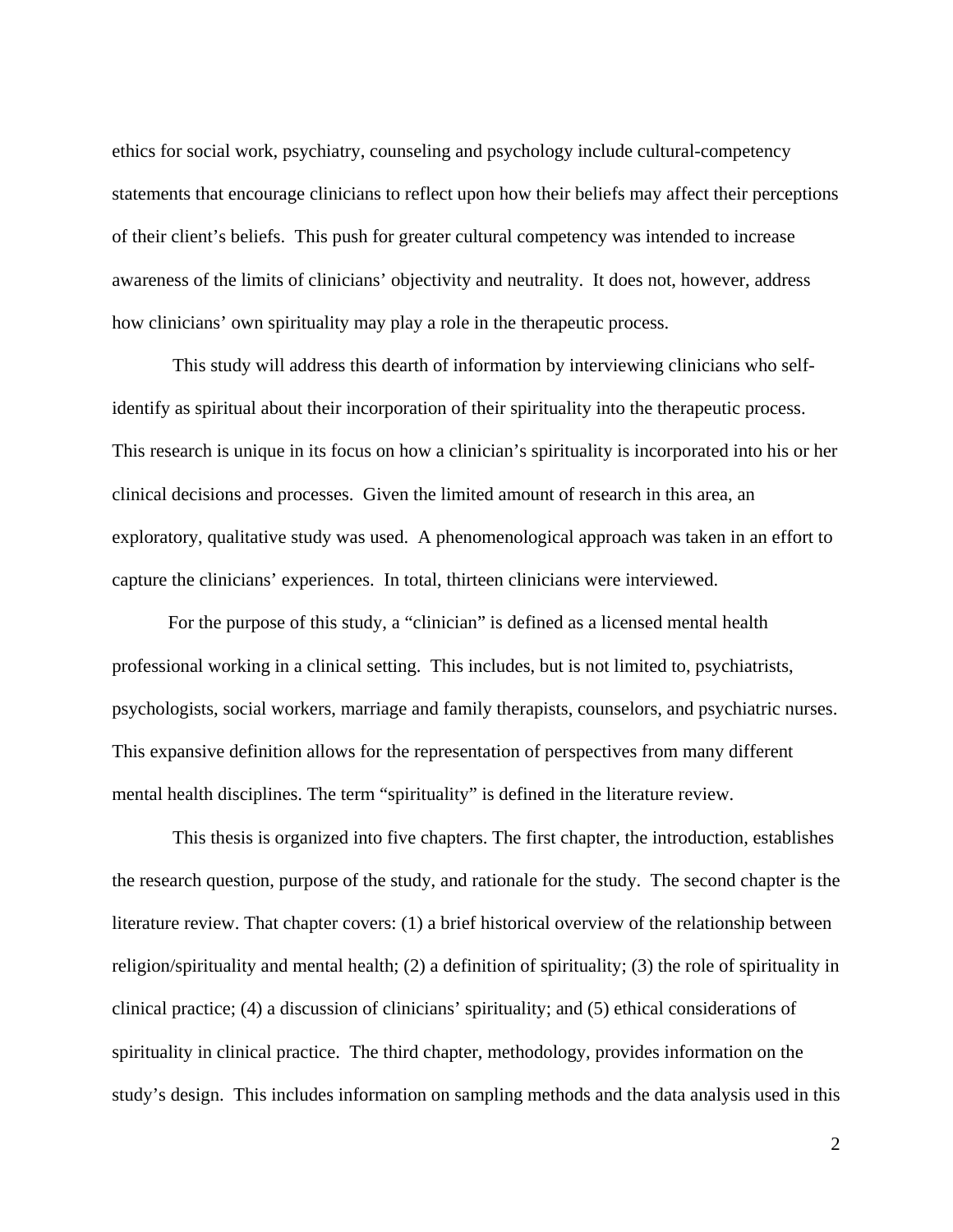ethics for social work, psychiatry, counseling and psychology include cultural-competency statements that encourage clinicians to reflect upon how their beliefs may affect their perceptions of their client's beliefs. This push for greater cultural competency was intended to increase awareness of the limits of clinicians' objectivity and neutrality. It does not, however, address how clinicians' own spirituality may play a role in the therapeutic process.

This study will address this dearth of information by interviewing clinicians who self-identify as spiritual about their incorporation of their spirituality into the therapeutic process. This research is unique in its focus on how a clinician's spirituality is incorporated into his or her clinical decisions and processes. Given the limited amount of research in this area, an exploratory, qualitative study was used. A phenomenological approach was taken in an effort to capture the clinicians' experiences. In total, thirteen clinicians were interviewed.

For the purpose of this study, a "clinician" is defined as a licensed mental health professional working in a clinical setting. This includes, but is not limited to, psychiatrists, psychologists, social workers, marriage and family therapists, counselors, and psychiatric nurses. This expansive definition allows for the representation of perspectives from many different mental health disciplines. The term "spirituality" is defined in the literature review.

This thesis is organized into five chapters. The first chapter, the introduction, establishes the research question, purpose of the study, and rationale for the study. The second chapter is the literature review. That chapter covers: (1) a brief historical overview of the relationship between religion/spirituality and mental health; (2) a definition of spirituality; (3) the role of spirituality in clinical practice; (4) a discussion of clinicians' spirituality; and (5) ethical considerations of spirituality in clinical practice. The third chapter, methodology, provides information on the study's design. This includes information on sampling methods and the data analysis used in this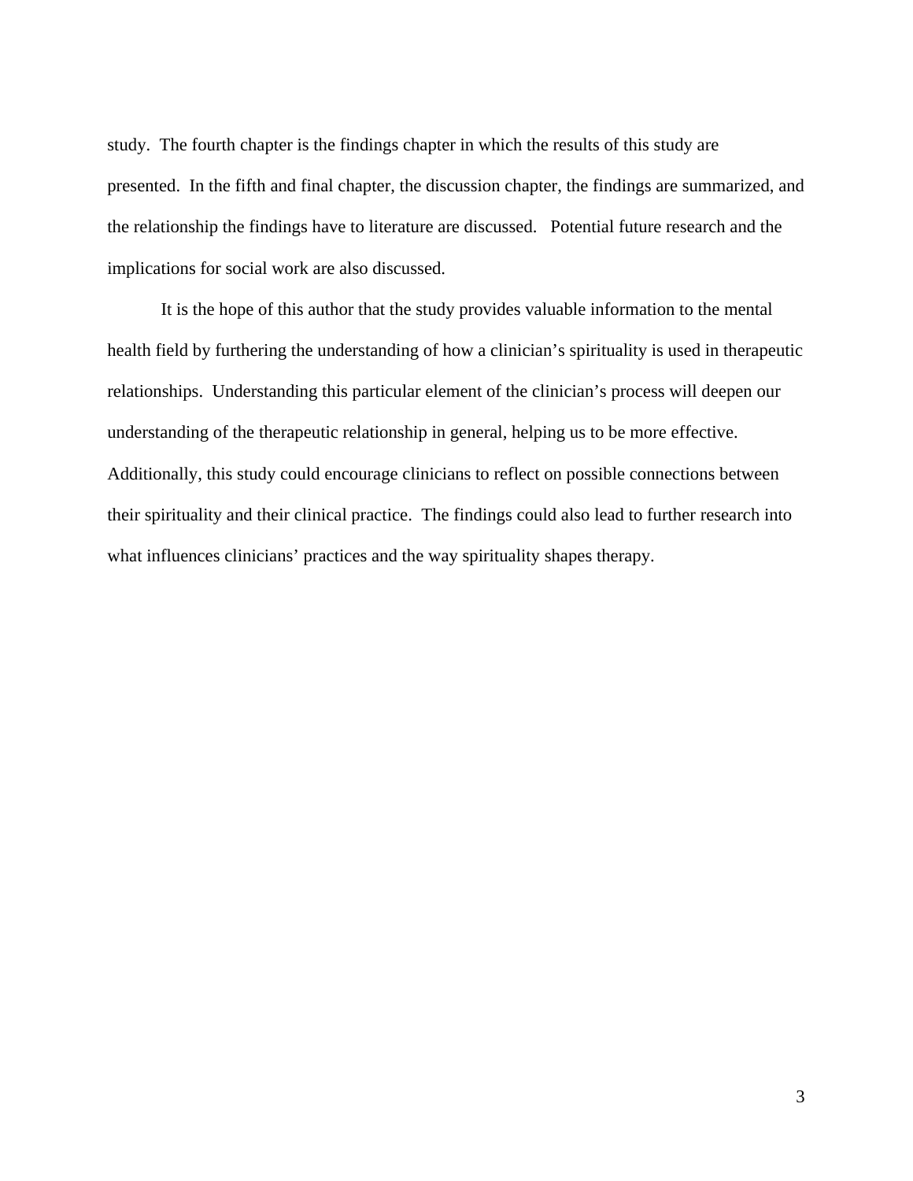study. The fourth chapter is the findings chapter in which the results of this study are presented. In the fifth and final chapter, the discussion chapter, the findings are summarized, and the relationship the findings have to literature are discussed. Potential future research and the implications for social work are also discussed.

It is the hope of this author that the study provides valuable information to the mental health field by furthering the understanding of how a clinician's spirituality is used in therapeutic relationships. Understanding this particular element of the clinician's process will deepen our understanding of the therapeutic relationship in general, helping us to be more effective. Additionally, this study could encourage clinicians to reflect on possible connections between their spirituality and their clinical practice. The findings could also lead to further research into what influences clinicians' practices and the way spirituality shapes therapy.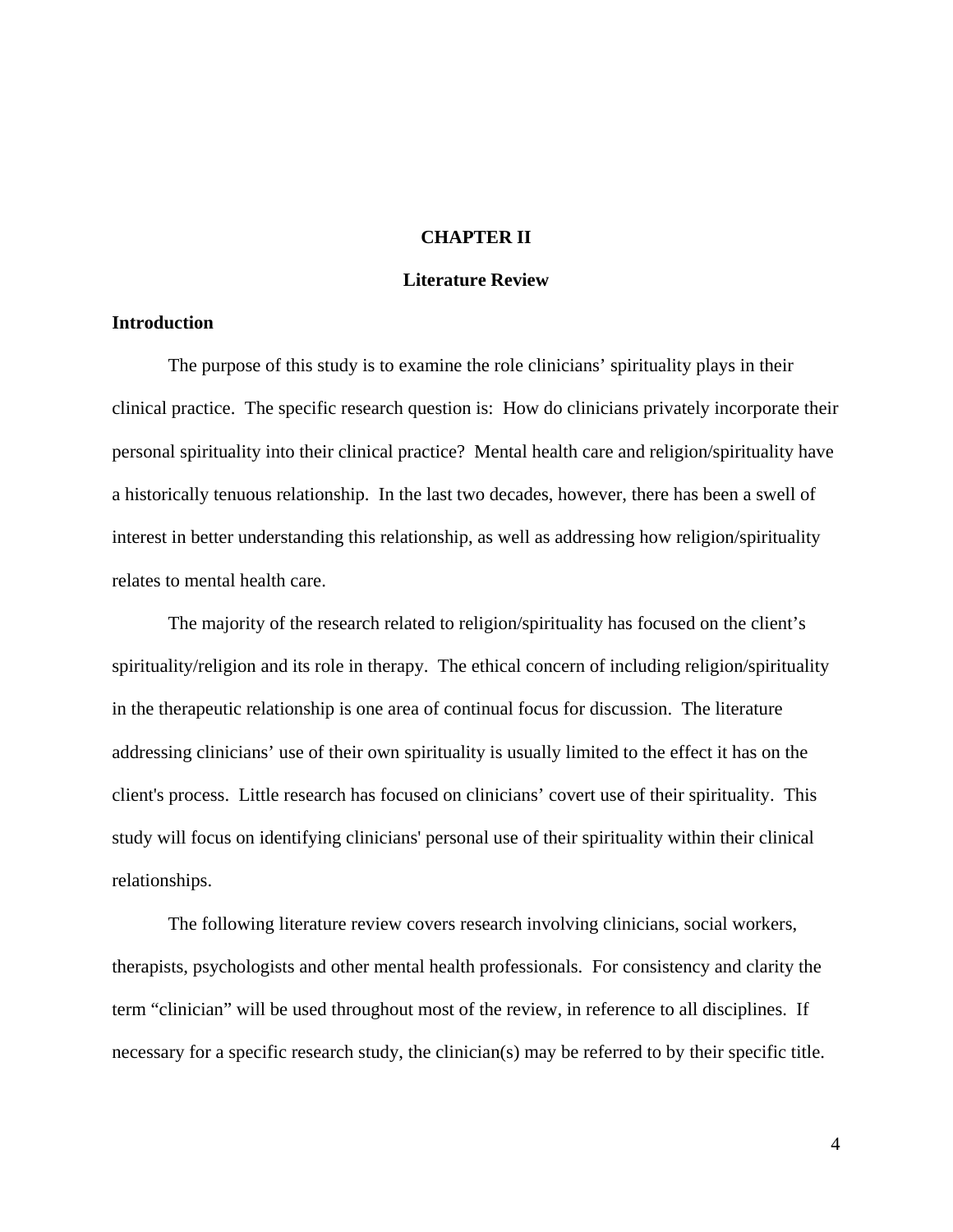# CHAPTER II

## Literature Review

### Introduction

The purpose of this study is to examine the role clinicians' spirituality plays in their clinical practice. The specific research question is: How do clinicians privately incorporate their personal spirituality into their clinical practice? Mental health care and religion/spirituality have a historically tenuous relationship. In the last two decades, however, there has been a swell of interest in better understanding this relationship, as well as addressing how religion/spirituality relates to mental health care.

The majority of the research related to religion/spirituality has focused on the client's spirituality/religion and its role in therapy. The ethical concern of including religion/spirituality in the therapeutic relationship is one area of continual focus for discussion. The literature addressing clinicians' use of their own spirituality is usually limited to the effect it has on the client's process. Little research has focused on clinicians' covert use of their spirituality. This study will focus on identifying clinicians' personal use of their spirituality within their clinical relationships.

The following literature review covers research involving clinicians, social workers, therapists, psychologists and other mental health professionals. For consistency and clarity the term "clinician" will be used throughout most of the review, in reference to all disciplines. If necessary for a specific research study, the clinician(s) may be referred to by their specific title.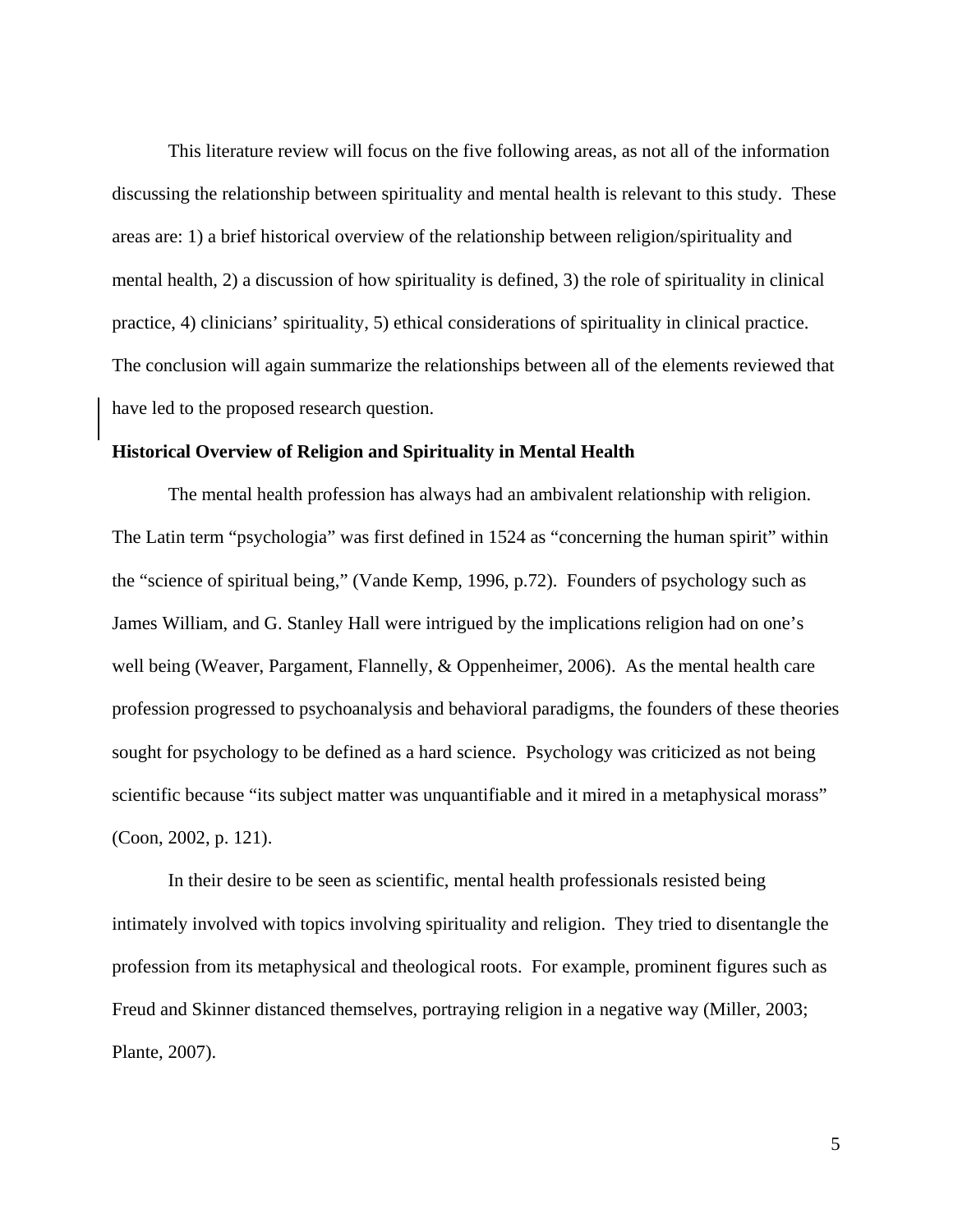This literature review will focus on the five following areas, as not all of the information discussing the relationship between spirituality and mental health is relevant to this study. These areas are: 1) a brief historical overview of the relationship between religion/spirituality and mental health, 2) a discussion of how spirituality is defined, 3) the role of spirituality in clinical practice, 4) clinicians' spirituality, 5) ethical considerations of spirituality in clinical practice. The conclusion will again summarize the relationships between all of the elements reviewed that have led to the proposed research question.

**Historical Overview of Religion and Spirituality in Mental Health**

The mental health profession has always had an ambivalent relationship with religion. The Latin term "psychologia" was first defined in 1524 as "concerning the human spirit" within the "science of spiritual being," (Vande Kemp, 1996, p.72). Founders of psychology such as James William, and G. Stanley Hall were intrigued by the implications religion had on one's well being (Weaver, Pargament, Flannelly, & Oppenheimer, 2006). As the mental health care profession progressed to psychoanalysis and behavioral paradigms, the founders of these theories sought for psychology to be defined as a hard science. Psychology was criticized as not being scientific because "its subject matter was unquantifiable and it mired in a metaphysical morass" (Coon, 2002, p. 121).

In their desire to be seen as scientific, mental health professionals resisted being intimately involved with topics involving spirituality and religion. They tried to disentangle the profession from its metaphysical and theological roots. For example, prominent figures such as Freud and Skinner distanced themselves, portraying religion in a negative way (Miller, 2003; Plante, 2007).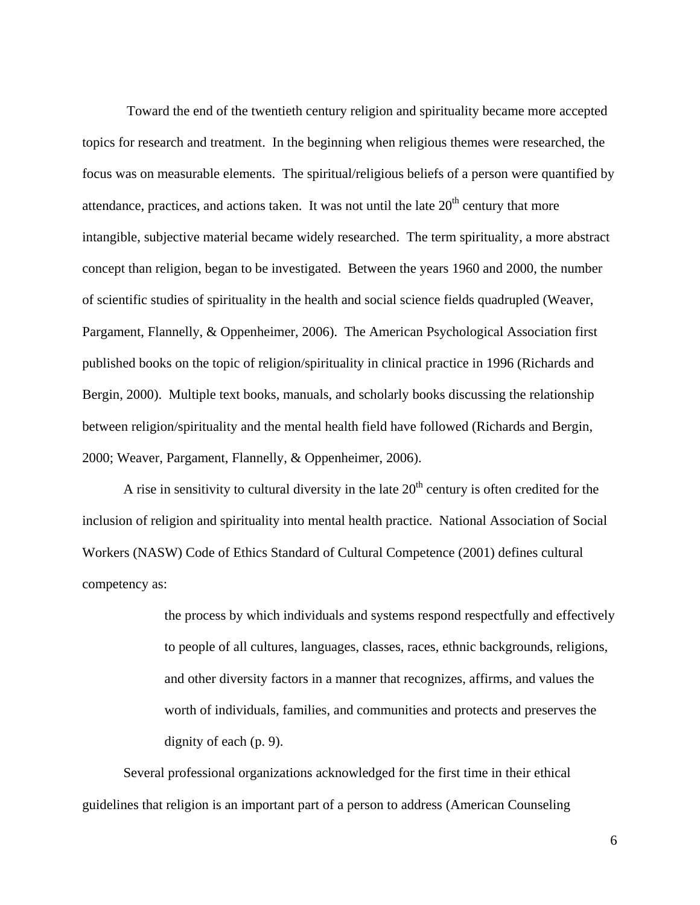Toward the end of the twentieth century religion and spirituality became more accepted topics for research and treatment. In the beginning when religious themes were researched, the focus was on measurable elements. The spiritual/religious beliefs of a person were quantified by attendance, practices, and actions taken. It was not until the late 20th century that more intangible, subjective material became widely researched. The term spirituality, a more abstract concept than religion, began to be investigated. Between the years 1960 and 2000, the number of scientific studies of spirituality in the health and social science fields quadrupled (Weaver, Pargament, Flannelly, & Oppenheimer, 2006). The American Psychological Association first published books on the topic of religion/spirituality in clinical practice in 1996 (Richards and Bergin, 2000). Multiple text books, manuals, and scholarly books discussing the relationship between religion/spirituality and the mental health field have followed (Richards and Bergin, 2000; Weaver, Pargament, Flannelly, & Oppenheimer, 2006).

A rise in sensitivity to cultural diversity in the late 20th century is often credited for the inclusion of religion and spirituality into mental health practice. National Association of Social Workers (NASW) Code of Ethics Standard of Cultural Competence (2001) defines cultural competency as:

> the process by which individuals and systems respond respectfully and effectively to people of all cultures, languages, classes, races, ethnic backgrounds, religions, and other diversity factors in a manner that recognizes, affirms, and values the worth of individuals, families, and communities and protects and preserves the dignity of each (p. 9).

Several professional organizations acknowledged for the first time in their ethical guidelines that religion is an important part of a person to address (American Counseling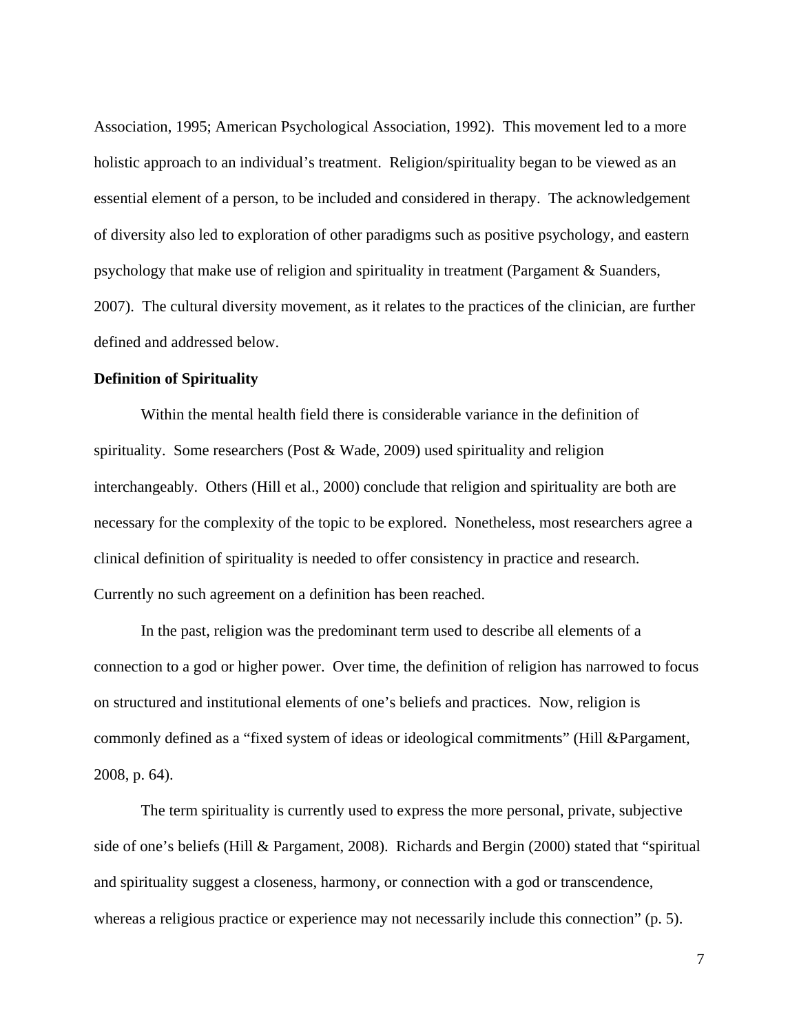Association, 1995; American Psychological Association, 1992). This movement led to a more holistic approach to an individual's treatment. Religion/spirituality began to be viewed as an essential element of a person, to be included and considered in therapy. The acknowledgement of diversity also led to exploration of other paradigms such as positive psychology, and eastern psychology that make use of religion and spirituality in treatment (Pargament & Suanders, 2007). The cultural diversity movement, as it relates to the practices of the clinician, are further defined and addressed below.

**Definition of Spirituality**

Within the mental health field there is considerable variance in the definition of spirituality. Some researchers (Post & Wade, 2009) used spirituality and religion interchangeably. Others (Hill et al., 2000) conclude that religion and spirituality are both are necessary for the complexity of the topic to be explored. Nonetheless, most researchers agree a clinical definition of spirituality is needed to offer consistency in practice and research. Currently no such agreement on a definition has been reached.

In the past, religion was the predominant term used to describe all elements of a connection to a god or higher power. Over time, the definition of religion has narrowed to focus on structured and institutional elements of one's beliefs and practices. Now, religion is commonly defined as a "fixed system of ideas or ideological commitments" (Hill &Pargament, 2008, p. 64).

The term spirituality is currently used to express the more personal, private, subjective side of one's beliefs (Hill & Pargament, 2008). Richards and Bergin (2000) stated that "spiritual and spirituality suggest a closeness, harmony, or connection with a god or transcendence, whereas a religious practice or experience may not necessarily include this connection" (p. 5).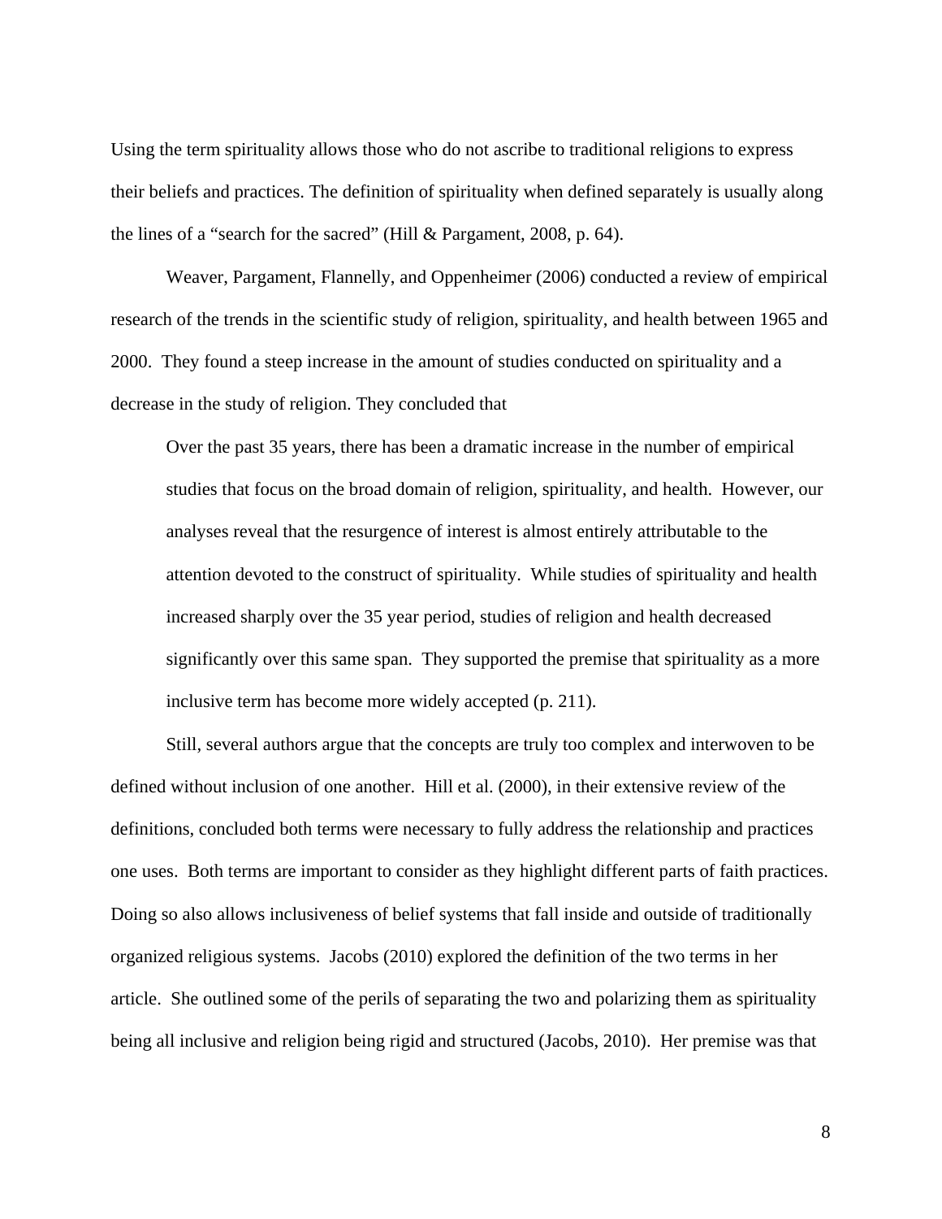Using the term spirituality allows those who do not ascribe to traditional religions to express their beliefs and practices. The definition of spirituality when defined separately is usually along the lines of a "search for the sacred" (Hill & Pargament, 2008, p. 64).

Weaver, Pargament, Flannelly, and Oppenheimer (2006) conducted a review of empirical research of the trends in the scientific study of religion, spirituality, and health between 1965 and 2000. They found a steep increase in the amount of studies conducted on spirituality and a decrease in the study of religion. They concluded that

> Over the past 35 years, there has been a dramatic increase in the number of empirical studies that focus on the broad domain of religion, spirituality, and health. However, our analyses reveal that the resurgence of interest is almost entirely attributable to the attention devoted to the construct of spirituality. While studies of spirituality and health increased sharply over the 35 year period, studies of religion and health decreased significantly over this same span. They supported the premise that spirituality as a more inclusive term has become more widely accepted (p. 211).

Still, several authors argue that the concepts are truly too complex and interwoven to be defined without inclusion of one another. Hill et al. (2000), in their extensive review of the definitions, concluded both terms were necessary to fully address the relationship and practices one uses. Both terms are important to consider as they highlight different parts of faith practices. Doing so also allows inclusiveness of belief systems that fall inside and outside of traditionally organized religious systems. Jacobs (2010) explored the definition of the two terms in her article. She outlined some of the perils of separating the two and polarizing them as spirituality being all inclusive and religion being rigid and structured (Jacobs, 2010). Her premise was that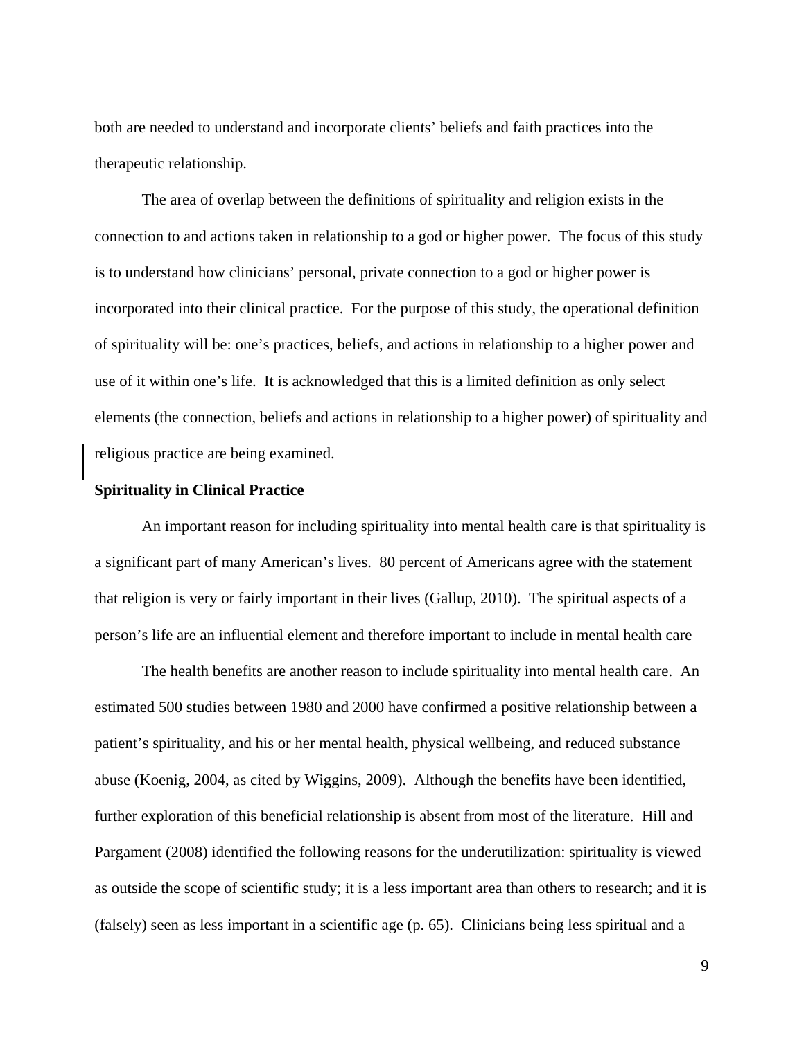both are needed to understand and incorporate clients' beliefs and faith practices into the therapeutic relationship.

The area of overlap between the definitions of spirituality and religion exists in the connection to and actions taken in relationship to a god or higher power. The focus of this study is to understand how clinicians' personal, private connection to a god or higher power is incorporated into their clinical practice. For the purpose of this study, the operational definition of spirituality will be: one's practices, beliefs, and actions in relationship to a higher power and use of it within one's life. It is acknowledged that this is a limited definition as only select elements (the connection, beliefs and actions in relationship to a higher power) of spirituality and religious practice are being examined.

**Spirituality in Clinical Practice**

An important reason for including spirituality into mental health care is that spirituality is a significant part of many American's lives. 80 percent of Americans agree with the statement that religion is very or fairly important in their lives (Gallup, 2010). The spiritual aspects of a person's life are an influential element and therefore important to include in mental health care

The health benefits are another reason to include spirituality into mental health care. An estimated 500 studies between 1980 and 2000 have confirmed a positive relationship between a patient's spirituality, and his or her mental health, physical wellbeing, and reduced substance abuse (Koenig, 2004, as cited by Wiggins, 2009). Although the benefits have been identified, further exploration of this beneficial relationship is absent from most of the literature. Hill and Pargament (2008) identified the following reasons for the underutilization: spirituality is viewed as outside the scope of scientific study; it is a less important area than others to research; and it is (falsely) seen as less important in a scientific age (p. 65). Clinicians being less spiritual and a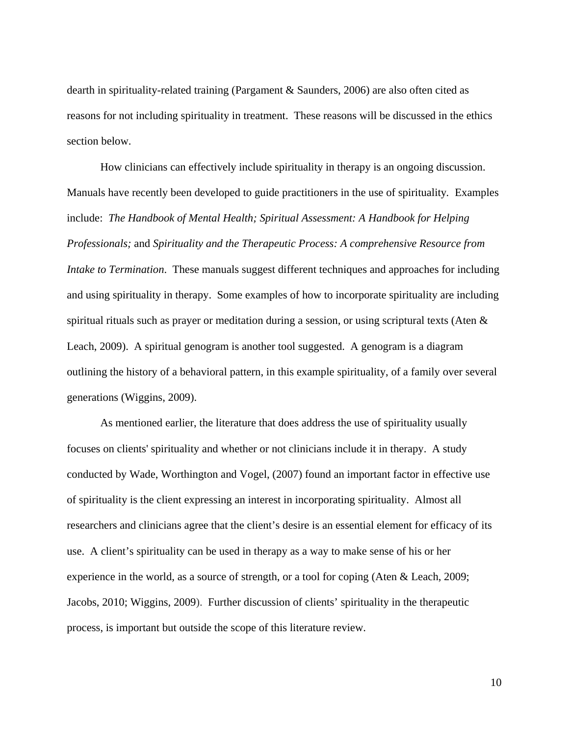dearth in spirituality-related training (Pargament & Saunders, 2006) are also often cited as reasons for not including spirituality in treatment. These reasons will be discussed in the ethics section below.

How clinicians can effectively include spirituality in therapy is an ongoing discussion. Manuals have recently been developed to guide practitioners in the use of spirituality. Examples include: *The Handbook of Mental Health; Spiritual Assessment: A Handbook for Helping Professionals;* and *Spirituality and the Therapeutic Process: A comprehensive Resource from Intake to Termination*. These manuals suggest different techniques and approaches for including and using spirituality in therapy. Some examples of how to incorporate spirituality are including spiritual rituals such as prayer or meditation during a session, or using scriptural texts (Aten & Leach, 2009). A spiritual genogram is another tool suggested. A genogram is a diagram outlining the history of a behavioral pattern, in this example spirituality, of a family over several generations (Wiggins, 2009).

As mentioned earlier, the literature that does address the use of spirituality usually focuses on clients' spirituality and whether or not clinicians include it in therapy. A study conducted by Wade, Worthington and Vogel, (2007) found an important factor in effective use of spirituality is the client expressing an interest in incorporating spirituality. Almost all researchers and clinicians agree that the client's desire is an essential element for efficacy of its use. A client's spirituality can be used in therapy as a way to make sense of his or her experience in the world, as a source of strength, or a tool for coping (Aten & Leach, 2009; Jacobs, 2010; Wiggins, 2009). Further discussion of clients' spirituality in the therapeutic process, is important but outside the scope of this literature review.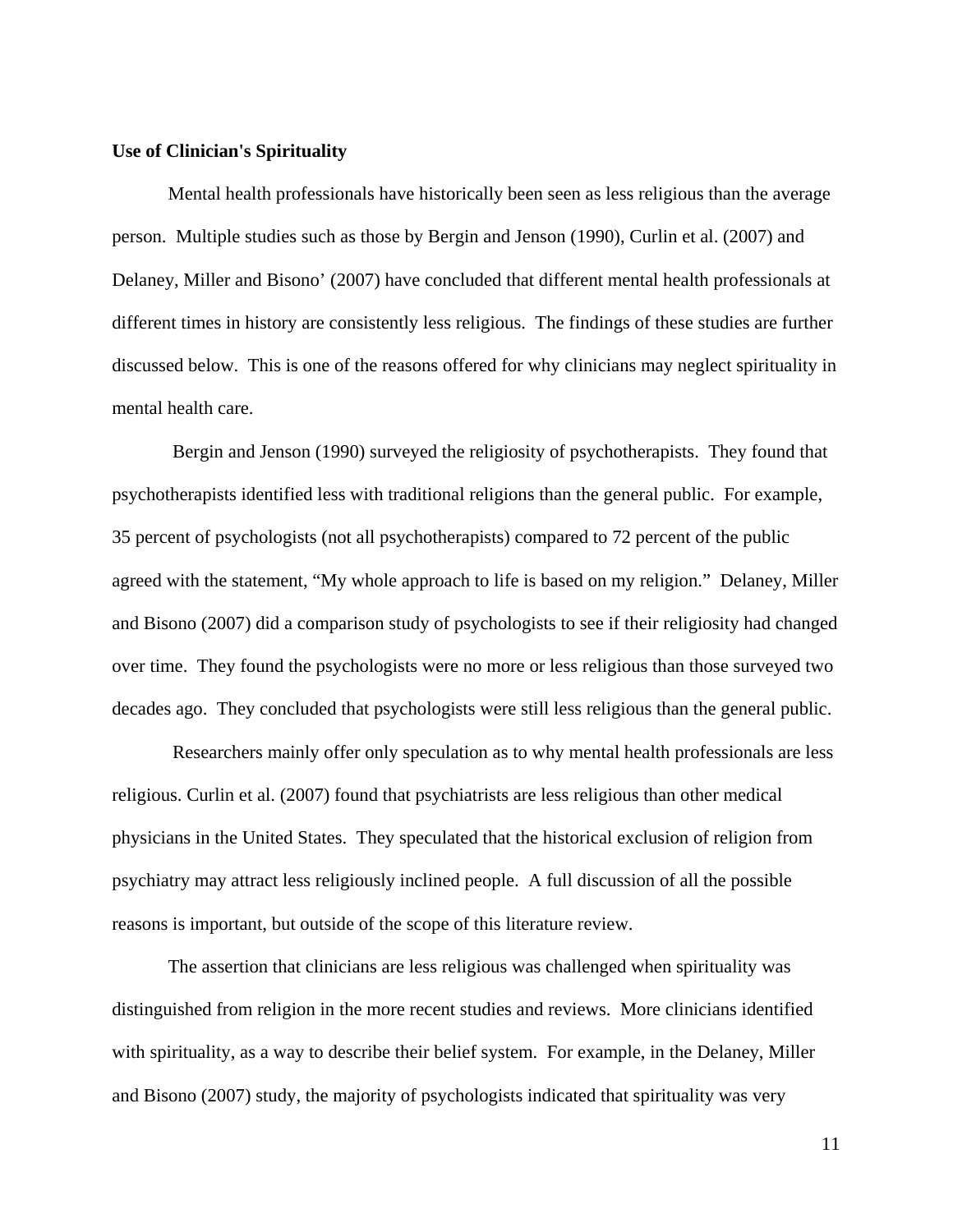**Use of Clinician's Spirituality**

Mental health professionals have historically been seen as less religious than the average person. Multiple studies such as those by Bergin and Jenson (1990), Curlin et al. (2007) and Delaney, Miller and Bisono' (2007) have concluded that different mental health professionals at different times in history are consistently less religious. The findings of these studies are further discussed below. This is one of the reasons offered for why clinicians may neglect spirituality in mental health care.

Bergin and Jenson (1990) surveyed the religiosity of psychotherapists. They found that psychotherapists identified less with traditional religions than the general public. For example, 35 percent of psychologists (not all psychotherapists) compared to 72 percent of the public agreed with the statement, "My whole approach to life is based on my religion." Delaney, Miller and Bisono (2007) did a comparison study of psychologists to see if their religiosity had changed over time. They found the psychologists were no more or less religious than those surveyed two decades ago. They concluded that psychologists were still less religious than the general public.

Researchers mainly offer only speculation as to why mental health professionals are less religious. Curlin et al. (2007) found that psychiatrists are less religious than other medical physicians in the United States. They speculated that the historical exclusion of religion from psychiatry may attract less religiously inclined people. A full discussion of all the possible reasons is important, but outside of the scope of this literature review.

The assertion that clinicians are less religious was challenged when spirituality was distinguished from religion in the more recent studies and reviews. More clinicians identified with spirituality, as a way to describe their belief system. For example, in the Delaney, Miller and Bisono (2007) study, the majority of psychologists indicated that spirituality was very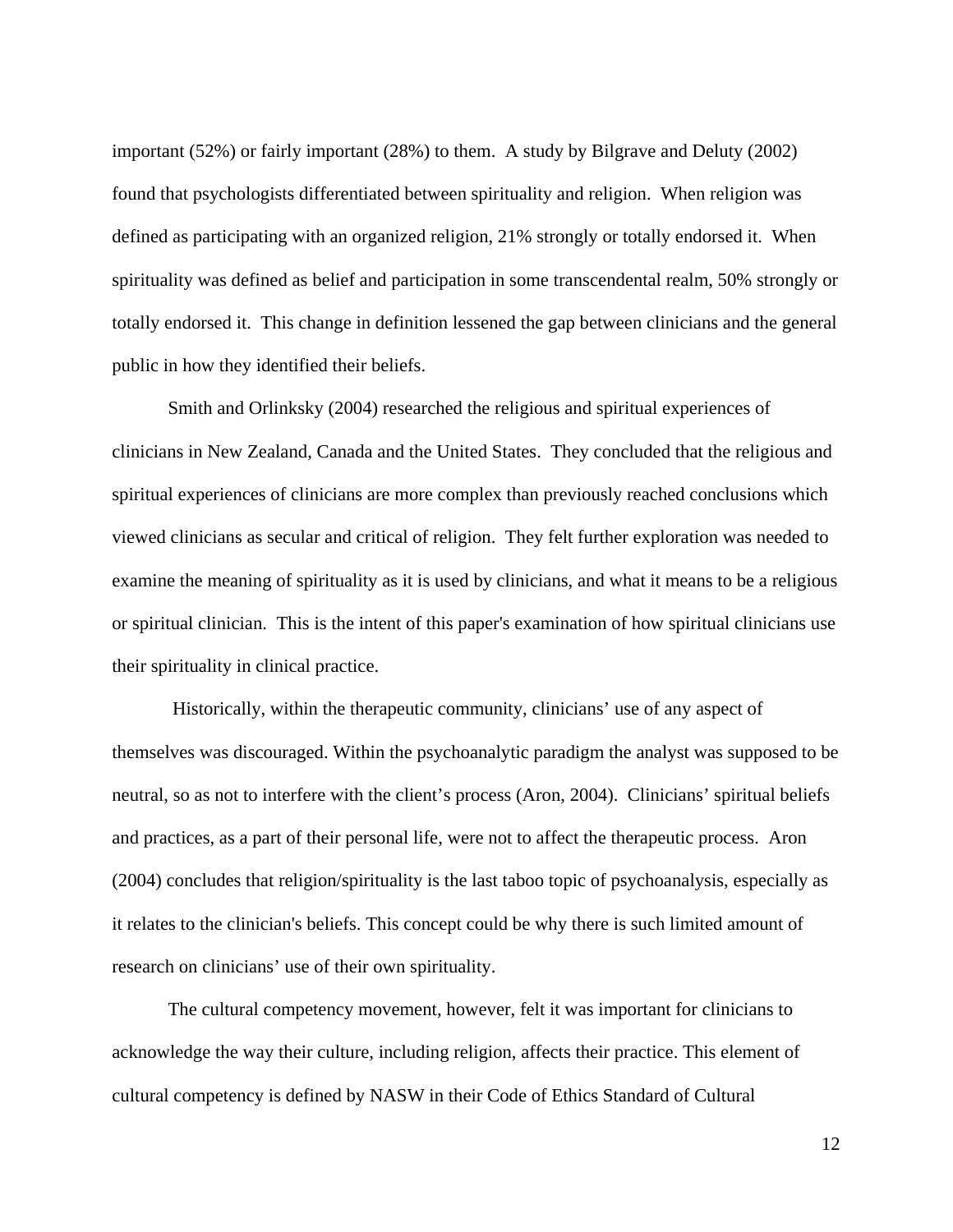important (52%) or fairly important (28%) to them. A study by Bilgrave and Deluty (2002) found that psychologists differentiated between spirituality and religion. When religion was defined as participating with an organized religion, 21% strongly or totally endorsed it. When spirituality was defined as belief and participation in some transcendental realm, 50% strongly or totally endorsed it. This change in definition lessened the gap between clinicians and the general public in how they identified their beliefs.

Smith and Orlinksky (2004) researched the religious and spiritual experiences of clinicians in New Zealand, Canada and the United States. They concluded that the religious and spiritual experiences of clinicians are more complex than previously reached conclusions which viewed clinicians as secular and critical of religion. They felt further exploration was needed to examine the meaning of spirituality as it is used by clinicians, and what it means to be a religious or spiritual clinician. This is the intent of this paper's examination of how spiritual clinicians use their spirituality in clinical practice.

Historically, within the therapeutic community, clinicians' use of any aspect of themselves was discouraged. Within the psychoanalytic paradigm the analyst was supposed to be neutral, so as not to interfere with the client's process (Aron, 2004). Clinicians' spiritual beliefs and practices, as a part of their personal life, were not to affect the therapeutic process. Aron (2004) concludes that religion/spirituality is the last taboo topic of psychoanalysis, especially as it relates to the clinician's beliefs. This concept could be why there is such limited amount of research on clinicians' use of their own spirituality.

The cultural competency movement, however, felt it was important for clinicians to acknowledge the way their culture, including religion, affects their practice. This element of cultural competency is defined by NASW in their Code of Ethics Standard of Cultural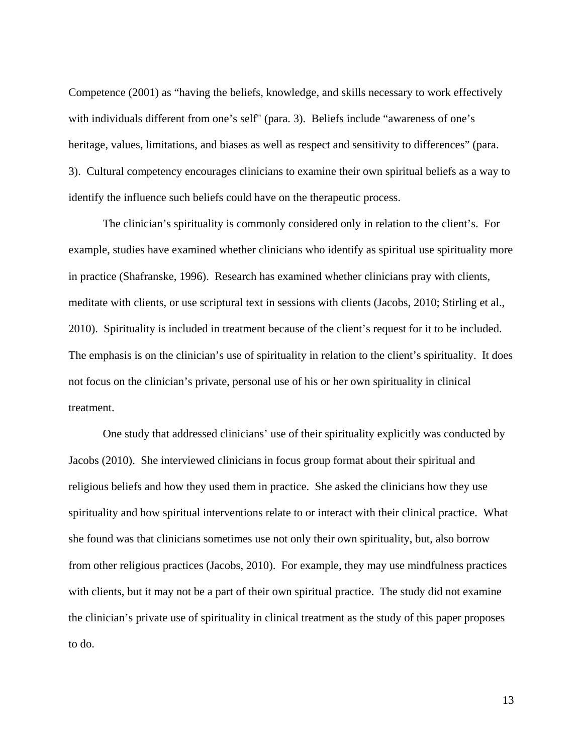Competence (2001) as "having the beliefs, knowledge, and skills necessary to work effectively with individuals different from one's self" (para. 3). Beliefs include "awareness of one's heritage, values, limitations, and biases as well as respect and sensitivity to differences" (para. 3). Cultural competency encourages clinicians to examine their own spiritual beliefs as a way to identify the influence such beliefs could have on the therapeutic process.

The clinician's spirituality is commonly considered only in relation to the client's. For example, studies have examined whether clinicians who identify as spiritual use spirituality more in practice (Shafranske, 1996). Research has examined whether clinicians pray with clients, meditate with clients, or use scriptural text in sessions with clients (Jacobs, 2010; Stirling et al., 2010). Spirituality is included in treatment because of the client's request for it to be included. The emphasis is on the clinician's use of spirituality in relation to the client's spirituality. It does not focus on the clinician's private, personal use of his or her own spirituality in clinical treatment.

One study that addressed clinicians' use of their spirituality explicitly was conducted by Jacobs (2010). She interviewed clinicians in focus group format about their spiritual and religious beliefs and how they used them in practice. She asked the clinicians how they use spirituality and how spiritual interventions relate to or interact with their clinical practice. What she found was that clinicians sometimes use not only their own spirituality, but, also borrow from other religious practices (Jacobs, 2010). For example, they may use mindfulness practices with clients, but it may not be a part of their own spiritual practice. The study did not examine the clinician's private use of spirituality in clinical treatment as the study of this paper proposes to do.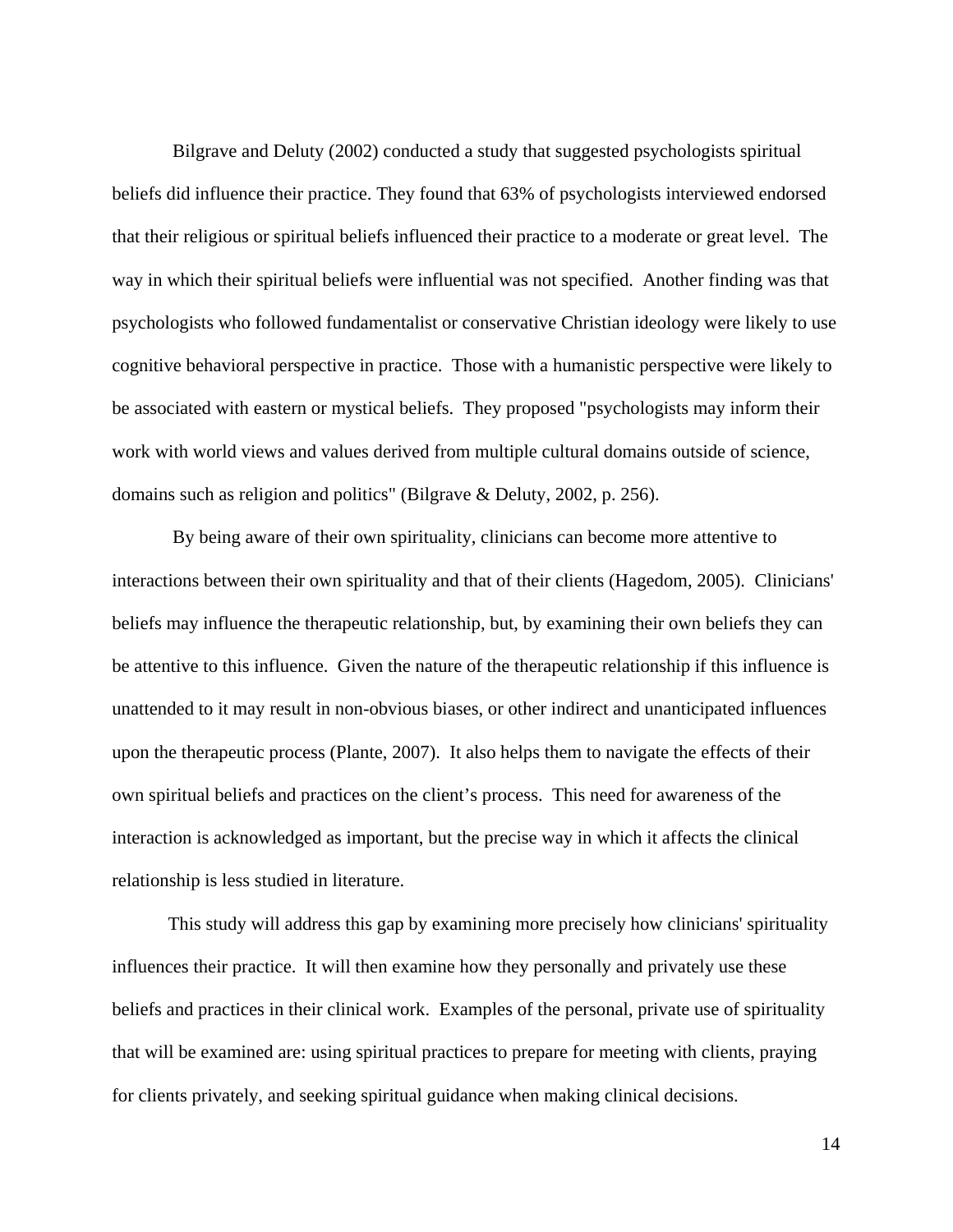Bilgrave and Deluty (2002) conducted a study that suggested psychologists spiritual beliefs did influence their practice. They found that 63% of psychologists interviewed endorsed that their religious or spiritual beliefs influenced their practice to a moderate or great level. The way in which their spiritual beliefs were influential was not specified. Another finding was that psychologists who followed fundamentalist or conservative Christian ideology were likely to use cognitive behavioral perspective in practice. Those with a humanistic perspective were likely to be associated with eastern or mystical beliefs. They proposed "psychologists may inform their work with world views and values derived from multiple cultural domains outside of science, domains such as religion and politics" (Bilgrave & Deluty, 2002, p. 256).

By being aware of their own spirituality, clinicians can become more attentive to interactions between their own spirituality and that of their clients (Hagedom, 2005). Clinicians' beliefs may influence the therapeutic relationship, but, by examining their own beliefs they can be attentive to this influence. Given the nature of the therapeutic relationship if this influence is unattended to it may result in non-obvious biases, or other indirect and unanticipated influences upon the therapeutic process (Plante, 2007). It also helps them to navigate the effects of their own spiritual beliefs and practices on the client's process. This need for awareness of the interaction is acknowledged as important, but the precise way in which it affects the clinical relationship is less studied in literature.

This study will address this gap by examining more precisely how clinicians' spirituality influences their practice. It will then examine how they personally and privately use these beliefs and practices in their clinical work. Examples of the personal, private use of spirituality that will be examined are: using spiritual practices to prepare for meeting with clients, praying for clients privately, and seeking spiritual guidance when making clinical decisions.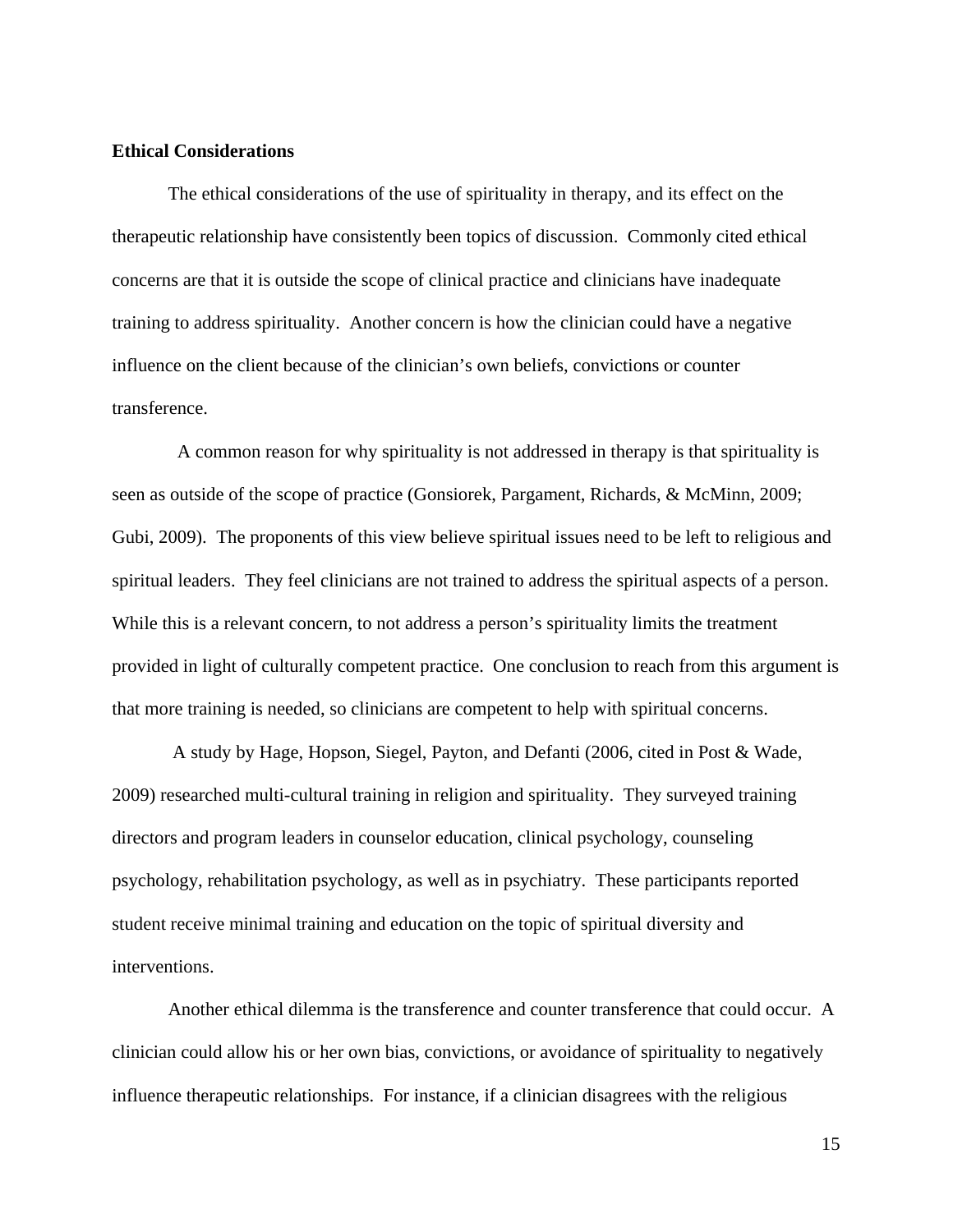**Ethical Considerations**

The ethical considerations of the use of spirituality in therapy, and its effect on the therapeutic relationship have consistently been topics of discussion. Commonly cited ethical concerns are that it is outside the scope of clinical practice and clinicians have inadequate training to address spirituality. Another concern is how the clinician could have a negative influence on the client because of the clinician's own beliefs, convictions or counter transference.

A common reason for why spirituality is not addressed in therapy is that spirituality is seen as outside of the scope of practice (Gonsiorek, Pargament, Richards, & McMinn, 2009; Gubi, 2009). The proponents of this view believe spiritual issues need to be left to religious and spiritual leaders. They feel clinicians are not trained to address the spiritual aspects of a person. While this is a relevant concern, to not address a person's spirituality limits the treatment provided in light of culturally competent practice. One conclusion to reach from this argument is that more training is needed, so clinicians are competent to help with spiritual concerns.

A study by Hage, Hopson, Siegel, Payton, and Defanti (2006, cited in Post & Wade, 2009) researched multi-cultural training in religion and spirituality. They surveyed training directors and program leaders in counselor education, clinical psychology, counseling psychology, rehabilitation psychology, as well as in psychiatry. These participants reported student receive minimal training and education on the topic of spiritual diversity and interventions.

Another ethical dilemma is the transference and counter transference that could occur. A clinician could allow his or her own bias, convictions, or avoidance of spirituality to negatively influence therapeutic relationships. For instance, if a clinician disagrees with the religious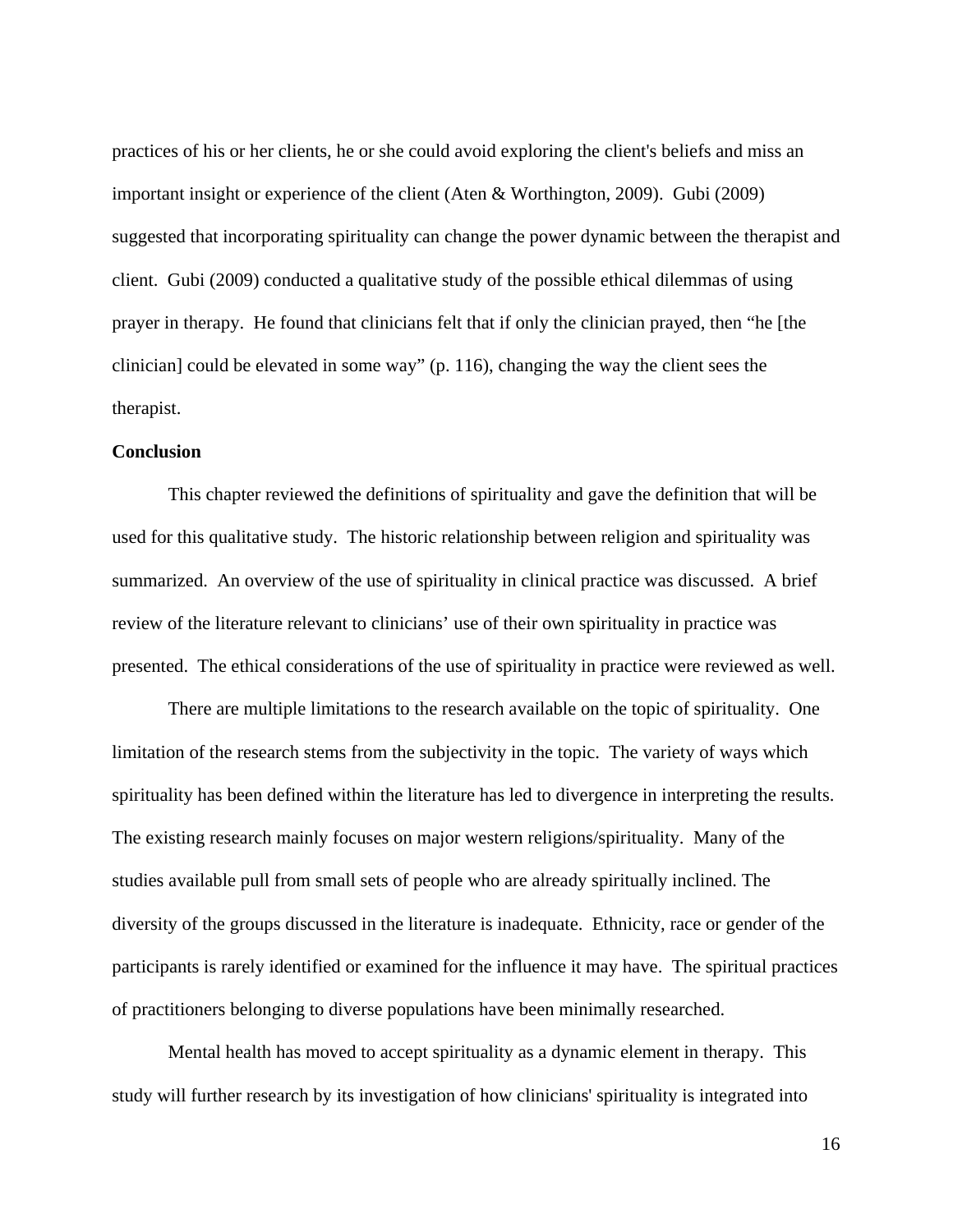practices of his or her clients, he or she could avoid exploring the client's beliefs and miss an important insight or experience of the client (Aten & Worthington, 2009). Gubi (2009) suggested that incorporating spirituality can change the power dynamic between the therapist and client. Gubi (2009) conducted a qualitative study of the possible ethical dilemmas of using prayer in therapy. He found that clinicians felt that if only the clinician prayed, then "he [the clinician] could be elevated in some way" (p. 116), changing the way the client sees the therapist.

**Conclusion**

This chapter reviewed the definitions of spirituality and gave the definition that will be used for this qualitative study. The historic relationship between religion and spirituality was summarized. An overview of the use of spirituality in clinical practice was discussed. A brief review of the literature relevant to clinicians' use of their own spirituality in practice was presented. The ethical considerations of the use of spirituality in practice were reviewed as well.

There are multiple limitations to the research available on the topic of spirituality. One limitation of the research stems from the subjectivity in the topic. The variety of ways which spirituality has been defined within the literature has led to divergence in interpreting the results. The existing research mainly focuses on major western religions/spirituality. Many of the studies available pull from small sets of people who are already spiritually inclined. The diversity of the groups discussed in the literature is inadequate. Ethnicity, race or gender of the participants is rarely identified or examined for the influence it may have. The spiritual practices of practitioners belonging to diverse populations have been minimally researched.

Mental health has moved to accept spirituality as a dynamic element in therapy. This study will further research by its investigation of how clinicians' spirituality is integrated into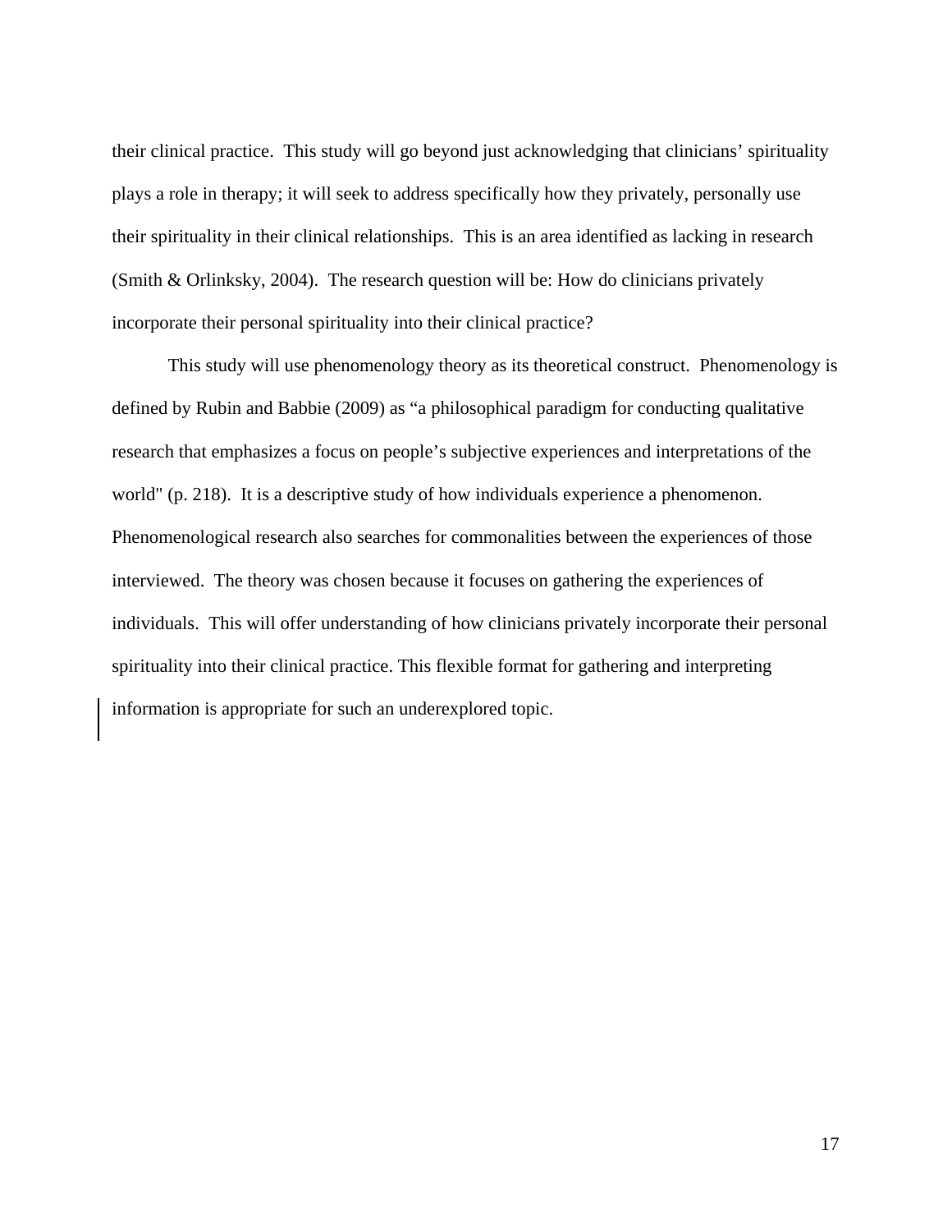their clinical practice. This study will go beyond just acknowledging that clinicians' spirituality plays a role in therapy; it will seek to address specifically how they privately, personally use their spirituality in their clinical relationships. This is an area identified as lacking in research (Smith & Orlinksky, 2004). The research question will be: How do clinicians privately incorporate their personal spirituality into their clinical practice?

This study will use phenomenology theory as its theoretical construct. Phenomenology is defined by Rubin and Babbie (2009) as "a philosophical paradigm for conducting qualitative research that emphasizes a focus on people's subjective experiences and interpretations of the world" (p. 218). It is a descriptive study of how individuals experience a phenomenon. Phenomenological research also searches for commonalities between the experiences of those interviewed. The theory was chosen because it focuses on gathering the experiences of individuals. This will offer understanding of how clinicians privately incorporate their personal spirituality into their clinical practice. This flexible format for gathering and interpreting information is appropriate for such an underexplored topic.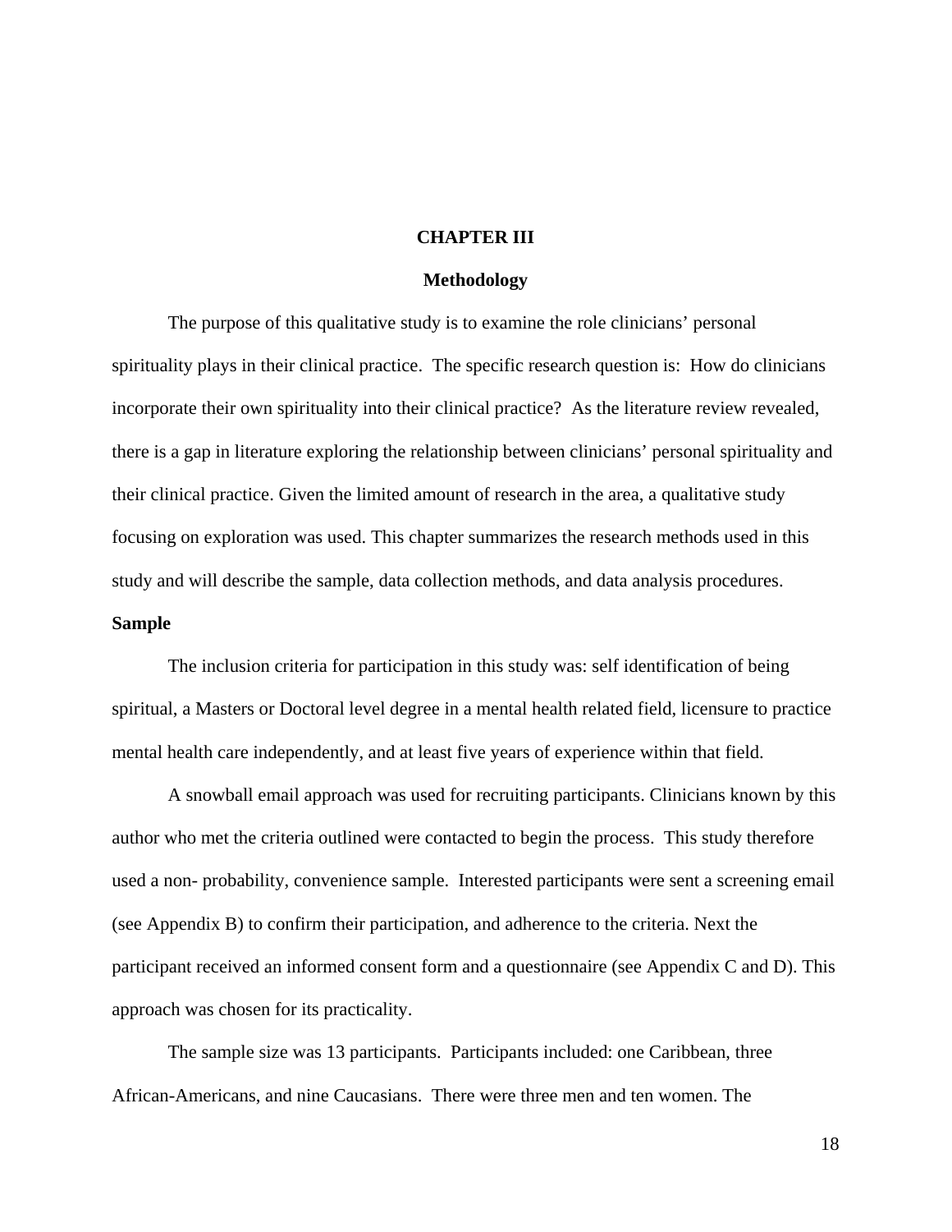# CHAPTER III

## Methodology

The purpose of this qualitative study is to examine the role clinicians' personal spirituality plays in their clinical practice. The specific research question is: How do clinicians incorporate their own spirituality into their clinical practice? As the literature review revealed, there is a gap in literature exploring the relationship between clinicians' personal spirituality and their clinical practice. Given the limited amount of research in the area, a qualitative study focusing on exploration was used. This chapter summarizes the research methods used in this study and will describe the sample, data collection methods, and data analysis procedures.

### Sample

The inclusion criteria for participation in this study was: self identification of being spiritual, a Masters or Doctoral level degree in a mental health related field, licensure to practice mental health care independently, and at least five years of experience within that field.

A snowball email approach was used for recruiting participants. Clinicians known by this author who met the criteria outlined were contacted to begin the process. This study therefore used a non- probability, convenience sample. Interested participants were sent a screening email (see Appendix B) to confirm their participation, and adherence to the criteria. Next the participant received an informed consent form and a questionnaire (see Appendix C and D). This approach was chosen for its practicality.

The sample size was 13 participants. Participants included: one Caribbean, three African-Americans, and nine Caucasians. There were three men and ten women. The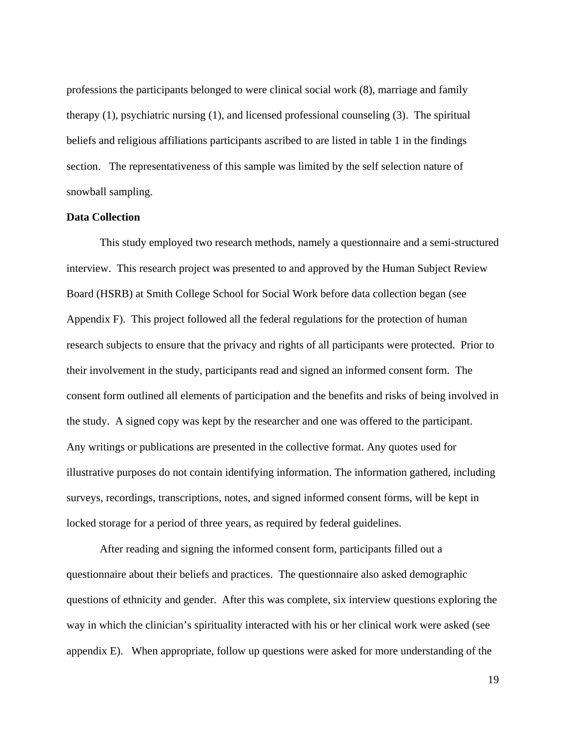professions the participants belonged to were clinical social work (8), marriage and family therapy (1), psychiatric nursing (1), and licensed professional counseling (3). The spiritual beliefs and religious affiliations participants ascribed to are listed in table 1 in the findings section. The representativeness of this sample was limited by the self selection nature of snowball sampling.

**Data Collection**

This study employed two research methods, namely a questionnaire and a semi-structured interview. This research project was presented to and approved by the Human Subject Review Board (HSRB) at Smith College School for Social Work before data collection began (see Appendix F). This project followed all the federal regulations for the protection of human research subjects to ensure that the privacy and rights of all participants were protected. Prior to their involvement in the study, participants read and signed an informed consent form. The consent form outlined all elements of participation and the benefits and risks of being involved in the study. A signed copy was kept by the researcher and one was offered to the participant. Any writings or publications are presented in the collective format. Any quotes used for illustrative purposes do not contain identifying information. The information gathered, including surveys, recordings, transcriptions, notes, and signed informed consent forms, will be kept in locked storage for a period of three years, as required by federal guidelines.

After reading and signing the informed consent form, participants filled out a questionnaire about their beliefs and practices. The questionnaire also asked demographic questions of ethnicity and gender. After this was complete, six interview questions exploring the way in which the clinician's spirituality interacted with his or her clinical work were asked (see appendix E). When appropriate, follow up questions were asked for more understanding of the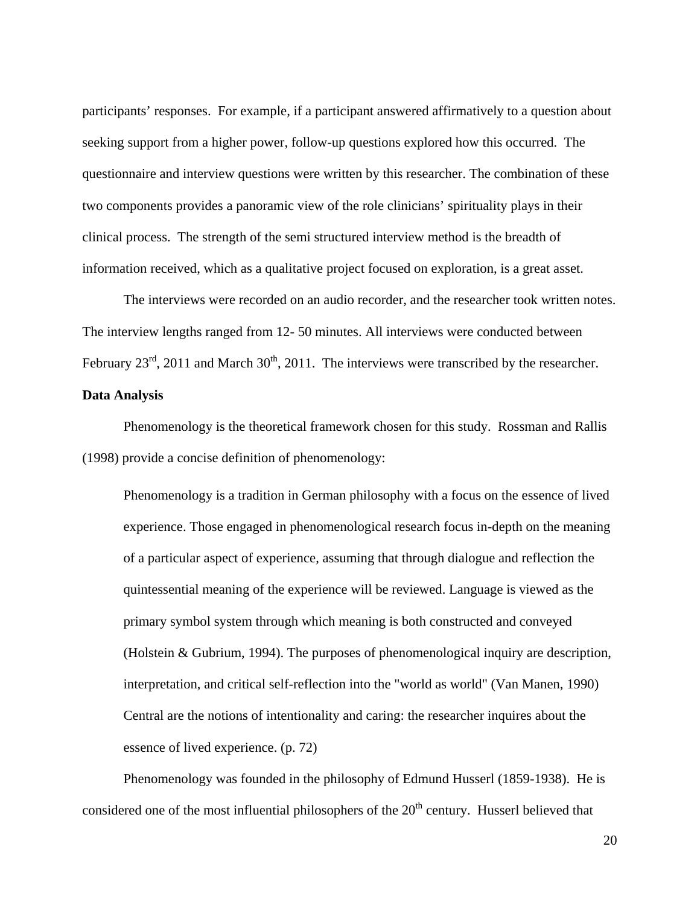participants' responses. For example, if a participant answered affirmatively to a question about seeking support from a higher power, follow-up questions explored how this occurred. The questionnaire and interview questions were written by this researcher. The combination of these two components provides a panoramic view of the role clinicians' spirituality plays in their clinical process. The strength of the semi structured interview method is the breadth of information received, which as a qualitative project focused on exploration, is a great asset.

The interviews were recorded on an audio recorder, and the researcher took written notes. The interview lengths ranged from 12- 50 minutes. All interviews were conducted between February 23rd, 2011 and March 30th, 2011. The interviews were transcribed by the researcher.

**Data Analysis**

Phenomenology is the theoretical framework chosen for this study. Rossman and Rallis (1998) provide a concise definition of phenomenology:

> Phenomenology is a tradition in German philosophy with a focus on the essence of lived experience. Those engaged in phenomenological research focus in-depth on the meaning of a particular aspect of experience, assuming that through dialogue and reflection the quintessential meaning of the experience will be reviewed. Language is viewed as the primary symbol system through which meaning is both constructed and conveyed (Holstein & Gubrium, 1994). The purposes of phenomenological inquiry are description, interpretation, and critical self-reflection into the "world as world" (Van Manen, 1990) Central are the notions of intentionality and caring: the researcher inquires about the essence of lived experience. (p. 72)

Phenomenology was founded in the philosophy of Edmund Husserl (1859-1938). He is considered one of the most influential philosophers of the 20th century. Husserl believed that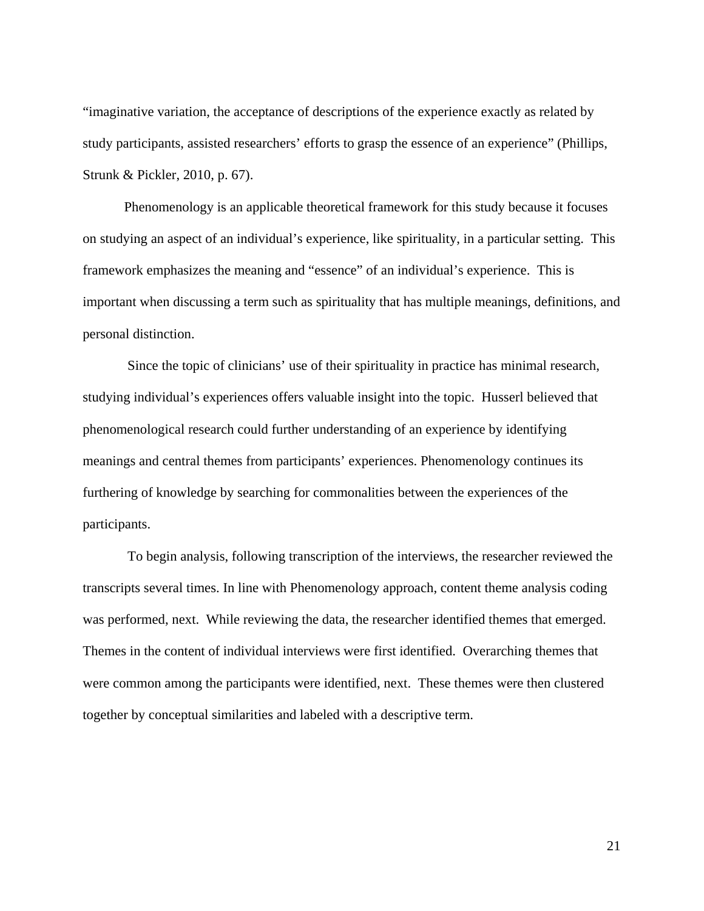"imaginative variation, the acceptance of descriptions of the experience exactly as related by study participants, assisted researchers' efforts to grasp the essence of an experience" (Phillips, Strunk & Pickler, 2010, p. 67).

Phenomenology is an applicable theoretical framework for this study because it focuses on studying an aspect of an individual's experience, like spirituality, in a particular setting. This framework emphasizes the meaning and "essence" of an individual's experience. This is important when discussing a term such as spirituality that has multiple meanings, definitions, and personal distinction.

Since the topic of clinicians' use of their spirituality in practice has minimal research, studying individual's experiences offers valuable insight into the topic. Husserl believed that phenomenological research could further understanding of an experience by identifying meanings and central themes from participants' experiences. Phenomenology continues its furthering of knowledge by searching for commonalities between the experiences of the participants.

To begin analysis, following transcription of the interviews, the researcher reviewed the transcripts several times. In line with Phenomenology approach, content theme analysis coding was performed, next. While reviewing the data, the researcher identified themes that emerged. Themes in the content of individual interviews were first identified. Overarching themes that were common among the participants were identified, next. These themes were then clustered together by conceptual similarities and labeled with a descriptive term.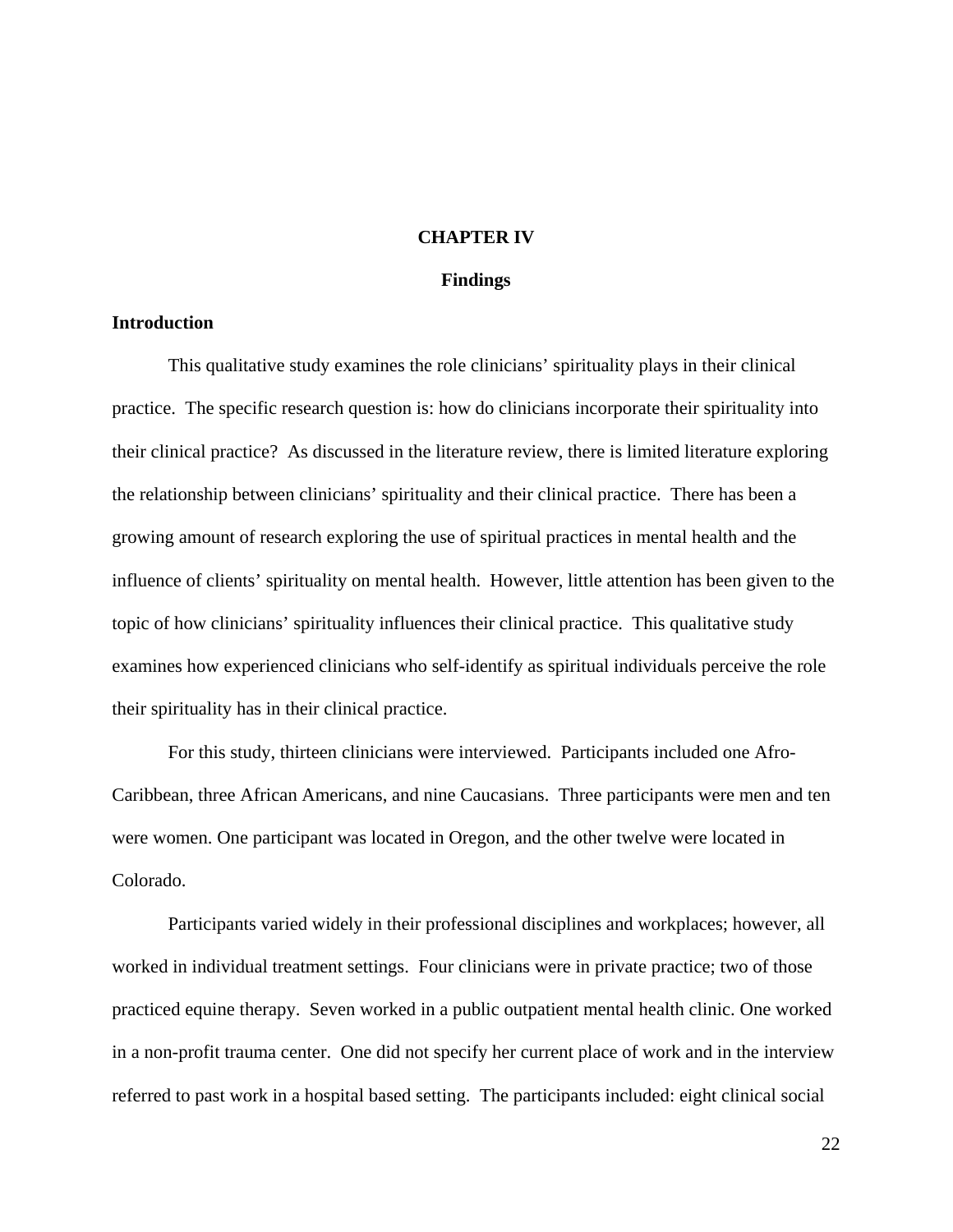# CHAPTER IV

## Findings

### Introduction

This qualitative study examines the role clinicians' spirituality plays in their clinical practice. The specific research question is: how do clinicians incorporate their spirituality into their clinical practice? As discussed in the literature review, there is limited literature exploring the relationship between clinicians' spirituality and their clinical practice. There has been a growing amount of research exploring the use of spiritual practices in mental health and the influence of clients' spirituality on mental health. However, little attention has been given to the topic of how clinicians' spirituality influences their clinical practice. This qualitative study examines how experienced clinicians who self-identify as spiritual individuals perceive the role their spirituality has in their clinical practice.

For this study, thirteen clinicians were interviewed. Participants included one Afro-Caribbean, three African Americans, and nine Caucasians. Three participants were men and ten were women. One participant was located in Oregon, and the other twelve were located in Colorado.

Participants varied widely in their professional disciplines and workplaces; however, all worked in individual treatment settings. Four clinicians were in private practice; two of those practiced equine therapy. Seven worked in a public outpatient mental health clinic. One worked in a non-profit trauma center. One did not specify her current place of work and in the interview referred to past work in a hospital based setting. The participants included: eight clinical social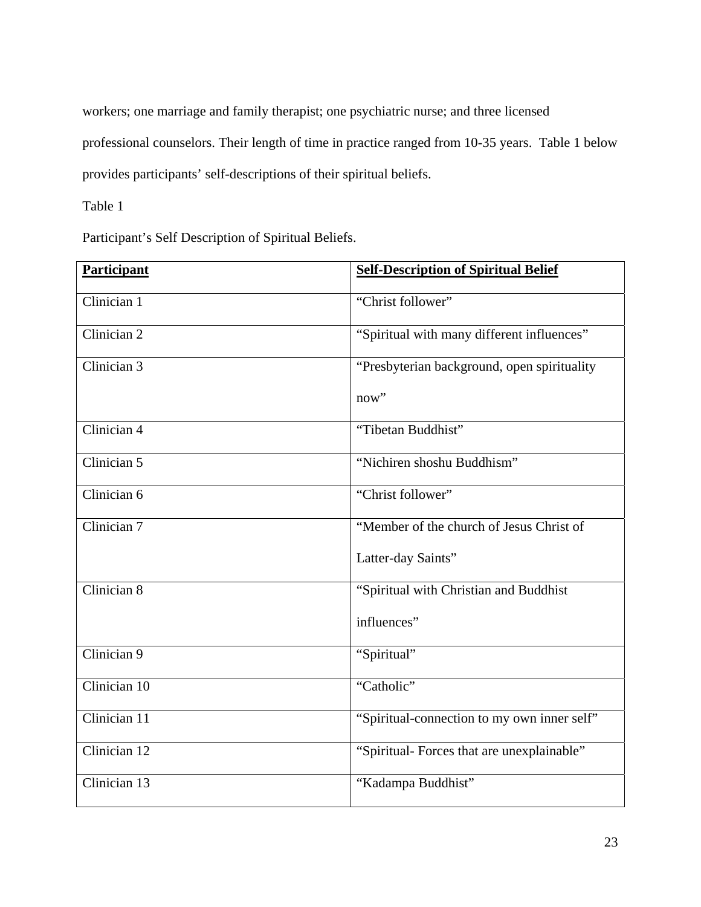workers; one marriage and family therapist; one psychiatric nurse; and three licensed professional counselors. Their length of time in practice ranged from 10-35 years. Table 1 below provides participants' self-descriptions of their spiritual beliefs.

Table 1

Participant's Self Description of Spiritual Beliefs.

| **Participant** | **Self-Description of Spiritual Belief** |
|---|---|
| Clinician 1 | "Christ follower" |
| Clinician 2 | "Spiritual with many different influences" |
| Clinician 3 | "Presbyterian background, open spirituality now" |
| Clinician 4 | "Tibetan Buddhist" |
| Clinician 5 | "Nichiren shoshu Buddhism" |
| Clinician 6 | "Christ follower" |
| Clinician 7 | "Member of the church of Jesus Christ of Latter-day Saints" |
| Clinician 8 | "Spiritual with Christian and Buddhist influences" |
| Clinician 9 | "Spiritual" |
| Clinician 10 | "Catholic" |
| Clinician 11 | "Spiritual-connection to my own inner self" |
| Clinician 12 | "Spiritual- Forces that are unexplainable" |
| Clinician 13 | "Kadampa Buddhist" |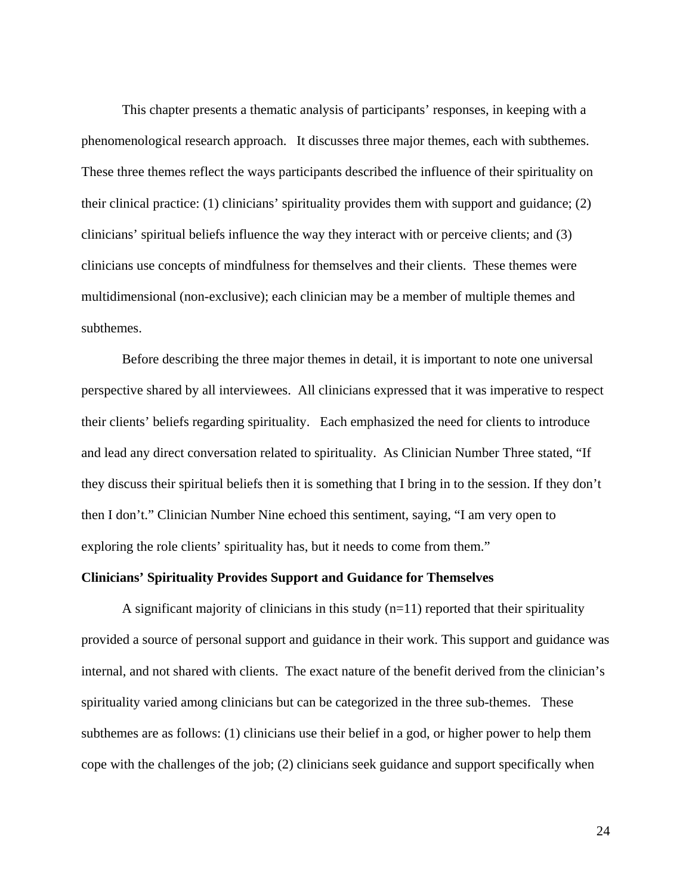This chapter presents a thematic analysis of participants' responses, in keeping with a phenomenological research approach. It discusses three major themes, each with subthemes. These three themes reflect the ways participants described the influence of their spirituality on their clinical practice: (1) clinicians' spirituality provides them with support and guidance; (2) clinicians' spiritual beliefs influence the way they interact with or perceive clients; and (3) clinicians use concepts of mindfulness for themselves and their clients. These themes were multidimensional (non-exclusive); each clinician may be a member of multiple themes and subthemes.

Before describing the three major themes in detail, it is important to note one universal perspective shared by all interviewees. All clinicians expressed that it was imperative to respect their clients' beliefs regarding spirituality. Each emphasized the need for clients to introduce and lead any direct conversation related to spirituality. As Clinician Number Three stated, "If they discuss their spiritual beliefs then it is something that I bring in to the session. If they don't then I don't." Clinician Number Nine echoed this sentiment, saying, "I am very open to exploring the role clients' spirituality has, but it needs to come from them."

**Clinicians' Spirituality Provides Support and Guidance for Themselves**

A significant majority of clinicians in this study (n=11) reported that their spirituality provided a source of personal support and guidance in their work. This support and guidance was internal, and not shared with clients. The exact nature of the benefit derived from the clinician's spirituality varied among clinicians but can be categorized in the three sub-themes. These subthemes are as follows: (1) clinicians use their belief in a god, or higher power to help them cope with the challenges of the job; (2) clinicians seek guidance and support specifically when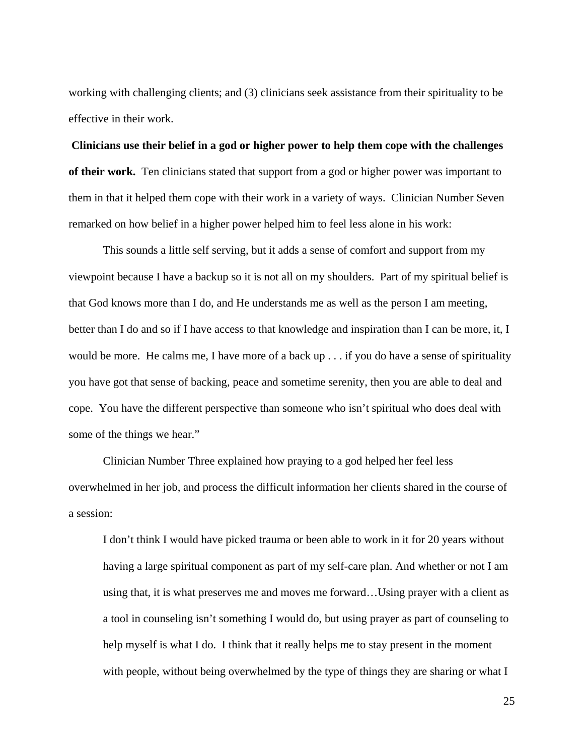working with challenging clients; and (3) clinicians seek assistance from their spirituality to be effective in their work.

**Clinicians use their belief in a god or higher power to help them cope with the challenges of their work.** Ten clinicians stated that support from a god or higher power was important to them in that it helped them cope with their work in a variety of ways. Clinician Number Seven remarked on how belief in a higher power helped him to feel less alone in his work:

This sounds a little self serving, but it adds a sense of comfort and support from my viewpoint because I have a backup so it is not all on my shoulders. Part of my spiritual belief is that God knows more than I do, and He understands me as well as the person I am meeting, better than I do and so if I have access to that knowledge and inspiration than I can be more, it, I would be more. He calms me, I have more of a back up . . . if you do have a sense of spirituality you have got that sense of backing, peace and sometime serenity, then you are able to deal and cope. You have the different perspective than someone who isn't spiritual who does deal with some of the things we hear."

Clinician Number Three explained how praying to a god helped her feel less overwhelmed in her job, and process the difficult information her clients shared in the course of a session:

> I don't think I would have picked trauma or been able to work in it for 20 years without having a large spiritual component as part of my self-care plan. And whether or not I am using that, it is what preserves me and moves me forward…Using prayer with a client as a tool in counseling isn't something I would do, but using prayer as part of counseling to help myself is what I do. I think that it really helps me to stay present in the moment with people, without being overwhelmed by the type of things they are sharing or what I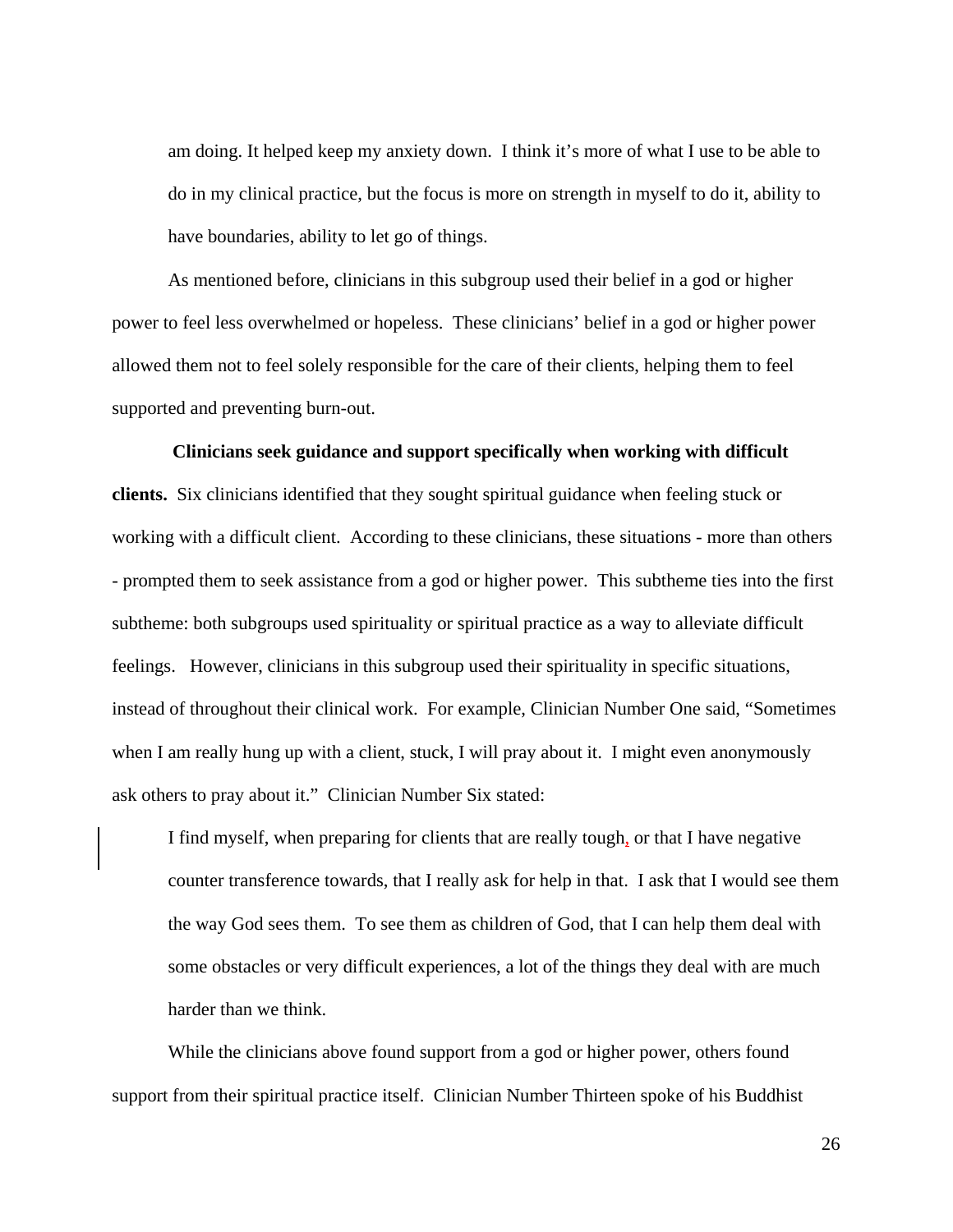am doing. It helped keep my anxiety down. I think it's more of what I use to be able to do in my clinical practice, but the focus is more on strength in myself to do it, ability to have boundaries, ability to let go of things.

As mentioned before, clinicians in this subgroup used their belief in a god or higher power to feel less overwhelmed or hopeless. These clinicians' belief in a god or higher power allowed them not to feel solely responsible for the care of their clients, helping them to feel supported and preventing burn-out.

**Clinicians seek guidance and support specifically when working with difficult clients.** Six clinicians identified that they sought spiritual guidance when feeling stuck or working with a difficult client. According to these clinicians, these situations - more than others - prompted them to seek assistance from a god or higher power. This subtheme ties into the first subtheme: both subgroups used spirituality or spiritual practice as a way to alleviate difficult feelings. However, clinicians in this subgroup used their spirituality in specific situations, instead of throughout their clinical work. For example, Clinician Number One said, "Sometimes when I am really hung up with a client, stuck, I will pray about it. I might even anonymously ask others to pray about it." Clinician Number Six stated:

> I find myself, when preparing for clients that are really tough, or that I have negative counter transference towards, that I really ask for help in that. I ask that I would see them the way God sees them. To see them as children of God, that I can help them deal with some obstacles or very difficult experiences, a lot of the things they deal with are much harder than we think.

While the clinicians above found support from a god or higher power, others found support from their spiritual practice itself. Clinician Number Thirteen spoke of his Buddhist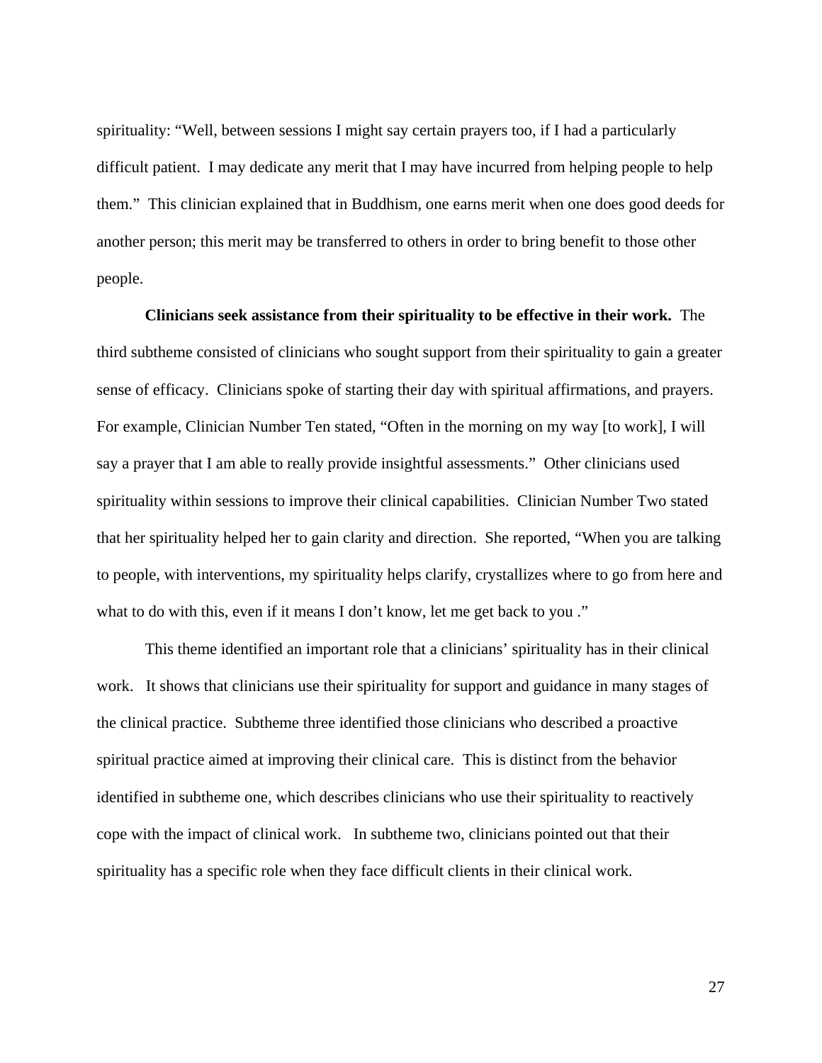spirituality: “Well, between sessions I might say certain prayers too, if I had a particularly difficult patient. I may dedicate any merit that I may have incurred from helping people to help them.” This clinician explained that in Buddhism, one earns merit when one does good deeds for another person; this merit may be transferred to others in order to bring benefit to those other people.

**Clinicians seek assistance from their spirituality to be effective in their work.** The third subtheme consisted of clinicians who sought support from their spirituality to gain a greater sense of efficacy. Clinicians spoke of starting their day with spiritual affirmations, and prayers. For example, Clinician Number Ten stated, “Often in the morning on my way [to work], I will say a prayer that I am able to really provide insightful assessments.” Other clinicians used spirituality within sessions to improve their clinical capabilities. Clinician Number Two stated that her spirituality helped her to gain clarity and direction. She reported, “When you are talking to people, with interventions, my spirituality helps clarify, crystallizes where to go from here and what to do with this, even if it means I don’t know, let me get back to you .”

This theme identified an important role that a clinicians’ spirituality has in their clinical work. It shows that clinicians use their spirituality for support and guidance in many stages of the clinical practice. Subtheme three identified those clinicians who described a proactive spiritual practice aimed at improving their clinical care. This is distinct from the behavior identified in subtheme one, which describes clinicians who use their spirituality to reactively cope with the impact of clinical work. In subtheme two, clinicians pointed out that their spirituality has a specific role when they face difficult clients in their clinical work.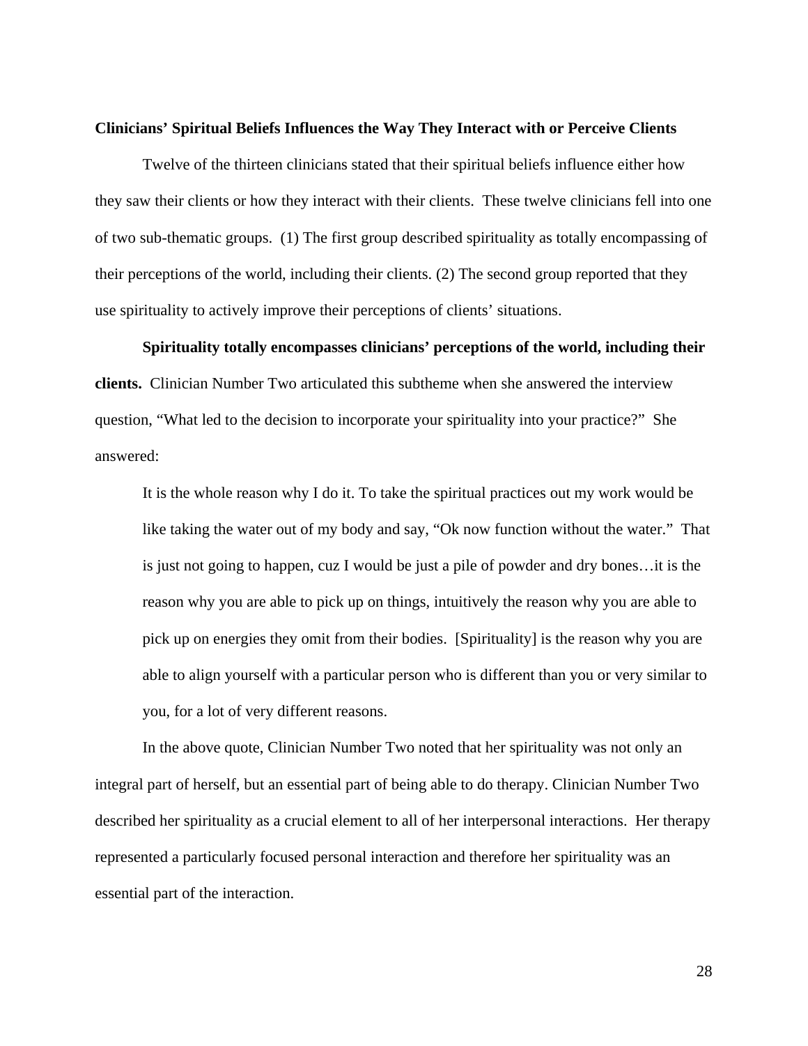**Clinicians' Spiritual Beliefs Influences the Way They Interact with or Perceive Clients**

Twelve of the thirteen clinicians stated that their spiritual beliefs influence either how they saw their clients or how they interact with their clients. These twelve clinicians fell into one of two sub-thematic groups. (1) The first group described spirituality as totally encompassing of their perceptions of the world, including their clients. (2) The second group reported that they use spirituality to actively improve their perceptions of clients' situations.

**Spirituality totally encompasses clinicians' perceptions of the world, including their clients.** Clinician Number Two articulated this subtheme when she answered the interview question, "What led to the decision to incorporate your spirituality into your practice?" She answered:

> It is the whole reason why I do it. To take the spiritual practices out my work would be like taking the water out of my body and say, "Ok now function without the water." That is just not going to happen, cuz I would be just a pile of powder and dry bones…it is the reason why you are able to pick up on things, intuitively the reason why you are able to pick up on energies they omit from their bodies. [Spirituality] is the reason why you are able to align yourself with a particular person who is different than you or very similar to you, for a lot of very different reasons.

In the above quote, Clinician Number Two noted that her spirituality was not only an integral part of herself, but an essential part of being able to do therapy. Clinician Number Two described her spirituality as a crucial element to all of her interpersonal interactions. Her therapy represented a particularly focused personal interaction and therefore her spirituality was an essential part of the interaction.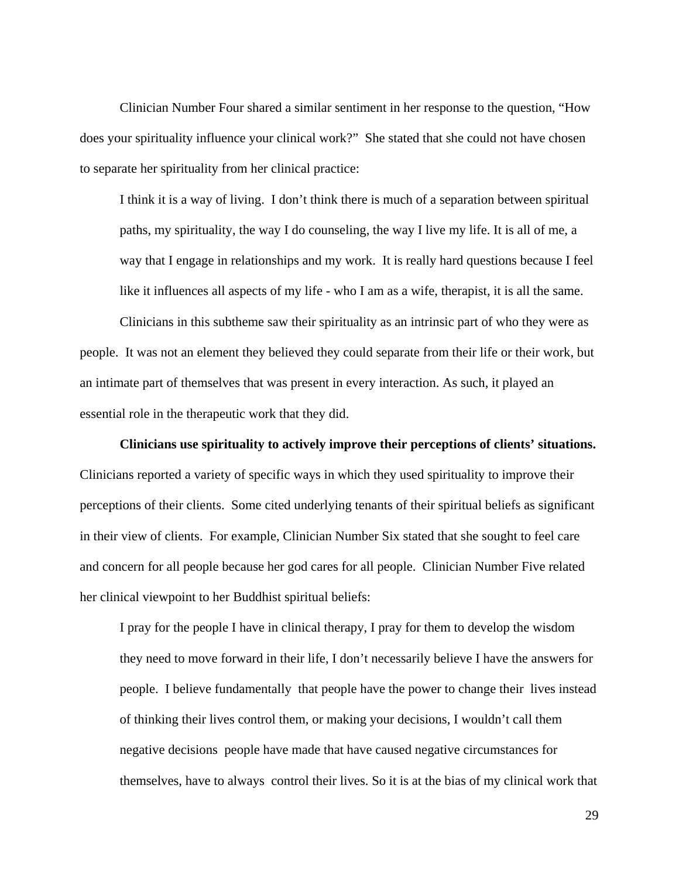Clinician Number Four shared a similar sentiment in her response to the question, "How does your spirituality influence your clinical work?" She stated that she could not have chosen to separate her spirituality from her clinical practice:

> I think it is a way of living. I don't think there is much of a separation between spiritual paths, my spirituality, the way I do counseling, the way I live my life. It is all of me, a way that I engage in relationships and my work. It is really hard questions because I feel like it influences all aspects of my life - who I am as a wife, therapist, it is all the same.

Clinicians in this subtheme saw their spirituality as an intrinsic part of who they were as people. It was not an element they believed they could separate from their life or their work, but an intimate part of themselves that was present in every interaction. As such, it played an essential role in the therapeutic work that they did.

**Clinicians use spirituality to actively improve their perceptions of clients' situations.** Clinicians reported a variety of specific ways in which they used spirituality to improve their perceptions of their clients. Some cited underlying tenants of their spiritual beliefs as significant in their view of clients. For example, Clinician Number Six stated that she sought to feel care and concern for all people because her god cares for all people. Clinician Number Five related her clinical viewpoint to her Buddhist spiritual beliefs:

> I pray for the people I have in clinical therapy, I pray for them to develop the wisdom they need to move forward in their life, I don't necessarily believe I have the answers for people. I believe fundamentally that people have the power to change their lives instead of thinking their lives control them, or making your decisions, I wouldn't call them negative decisions people have made that have caused negative circumstances for themselves, have to always control their lives. So it is at the bias of my clinical work that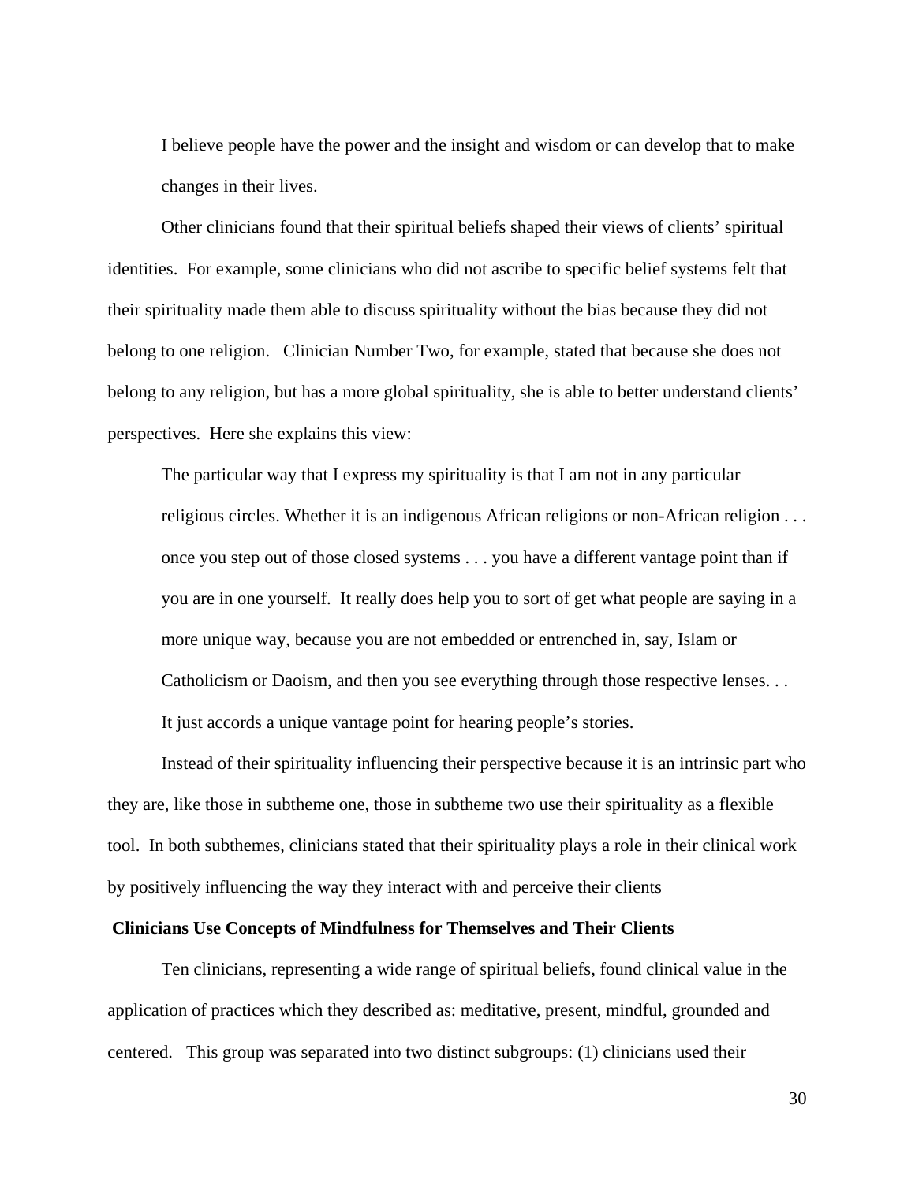> I believe people have the power and the insight and wisdom or can develop that to make changes in their lives.

Other clinicians found that their spiritual beliefs shaped their views of clients' spiritual identities. For example, some clinicians who did not ascribe to specific belief systems felt that their spirituality made them able to discuss spirituality without the bias because they did not belong to one religion. Clinician Number Two, for example, stated that because she does not belong to any religion, but has a more global spirituality, she is able to better understand clients' perspectives. Here she explains this view:

> The particular way that I express my spirituality is that I am not in any particular religious circles. Whether it is an indigenous African religions or non-African religion . . . once you step out of those closed systems . . . you have a different vantage point than if you are in one yourself. It really does help you to sort of get what people are saying in a more unique way, because you are not embedded or entrenched in, say, Islam or Catholicism or Daoism, and then you see everything through those respective lenses. . . It just accords a unique vantage point for hearing people's stories.

Instead of their spirituality influencing their perspective because it is an intrinsic part who they are, like those in subtheme one, those in subtheme two use their spirituality as a flexible tool. In both subthemes, clinicians stated that their spirituality plays a role in their clinical work by positively influencing the way they interact with and perceive their clients

**Clinicians Use Concepts of Mindfulness for Themselves and Their Clients**

Ten clinicians, representing a wide range of spiritual beliefs, found clinical value in the application of practices which they described as: meditative, present, mindful, grounded and centered. This group was separated into two distinct subgroups: (1) clinicians used their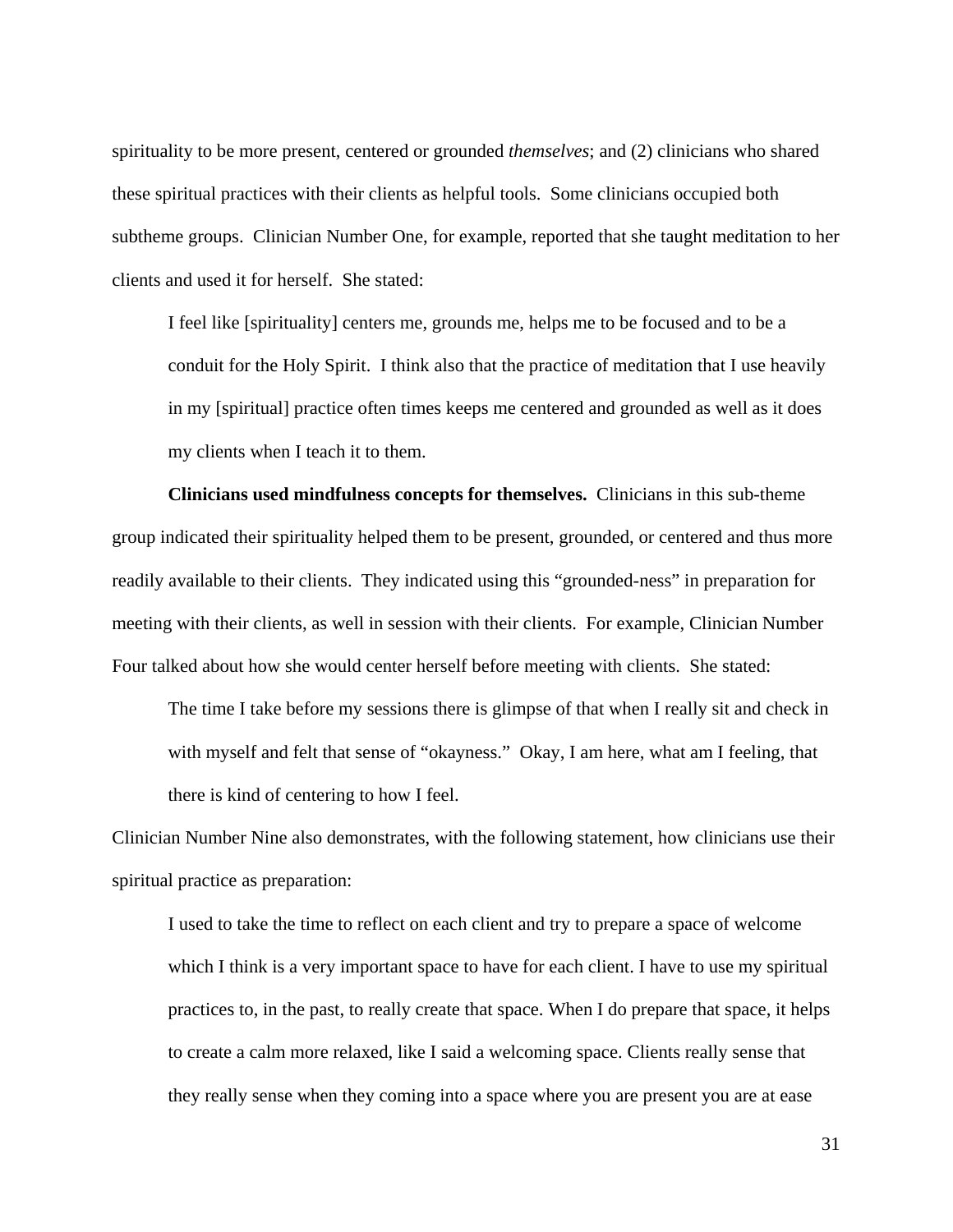spirituality to be more present, centered or grounded *themselves*; and (2) clinicians who shared these spiritual practices with their clients as helpful tools. Some clinicians occupied both subtheme groups. Clinician Number One, for example, reported that she taught meditation to her clients and used it for herself. She stated:

> I feel like [spirituality] centers me, grounds me, helps me to be focused and to be a conduit for the Holy Spirit. I think also that the practice of meditation that I use heavily in my [spiritual] practice often times keeps me centered and grounded as well as it does my clients when I teach it to them.

**Clinicians used mindfulness concepts for themselves.** Clinicians in this sub-theme group indicated their spirituality helped them to be present, grounded, or centered and thus more readily available to their clients. They indicated using this "grounded-ness" in preparation for meeting with their clients, as well in session with their clients. For example, Clinician Number Four talked about how she would center herself before meeting with clients. She stated:

> The time I take before my sessions there is glimpse of that when I really sit and check in with myself and felt that sense of "okayness." Okay, I am here, what am I feeling, that there is kind of centering to how I feel.

Clinician Number Nine also demonstrates, with the following statement, how clinicians use their spiritual practice as preparation:

> I used to take the time to reflect on each client and try to prepare a space of welcome which I think is a very important space to have for each client. I have to use my spiritual practices to, in the past, to really create that space. When I do prepare that space, it helps to create a calm more relaxed, like I said a welcoming space. Clients really sense that they really sense when they coming into a space where you are present you are at ease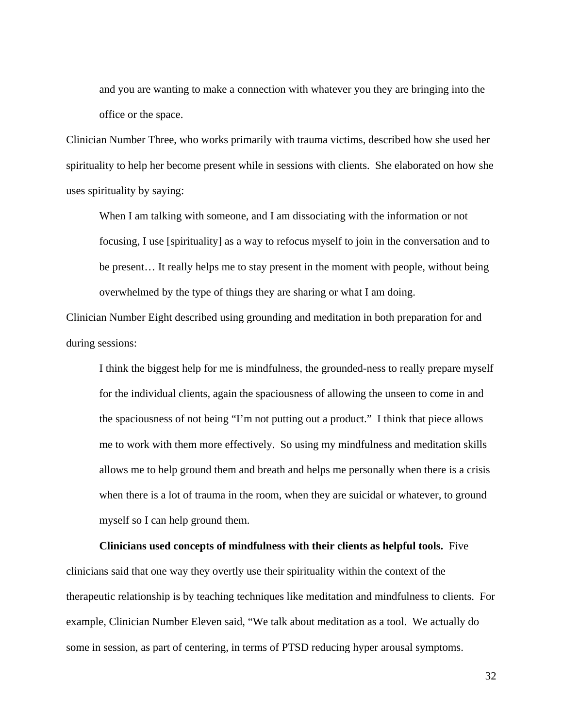> and you are wanting to make a connection with whatever you they are bringing into the office or the space.

Clinician Number Three, who works primarily with trauma victims, described how she used her spirituality to help her become present while in sessions with clients. She elaborated on how she uses spirituality by saying:

> When I am talking with someone, and I am dissociating with the information or not focusing, I use [spirituality] as a way to refocus myself to join in the conversation and to be present… It really helps me to stay present in the moment with people, without being overwhelmed by the type of things they are sharing or what I am doing.

Clinician Number Eight described using grounding and meditation in both preparation for and during sessions:

> I think the biggest help for me is mindfulness, the grounded-ness to really prepare myself for the individual clients, again the spaciousness of allowing the unseen to come in and the spaciousness of not being "I'm not putting out a product." I think that piece allows me to work with them more effectively. So using my mindfulness and meditation skills allows me to help ground them and breath and helps me personally when there is a crisis when there is a lot of trauma in the room, when they are suicidal or whatever, to ground myself so I can help ground them.

**Clinicians used concepts of mindfulness with their clients as helpful tools.** Five clinicians said that one way they overtly use their spirituality within the context of the therapeutic relationship is by teaching techniques like meditation and mindfulness to clients. For example, Clinician Number Eleven said, "We talk about meditation as a tool. We actually do some in session, as part of centering, in terms of PTSD reducing hyper arousal symptoms.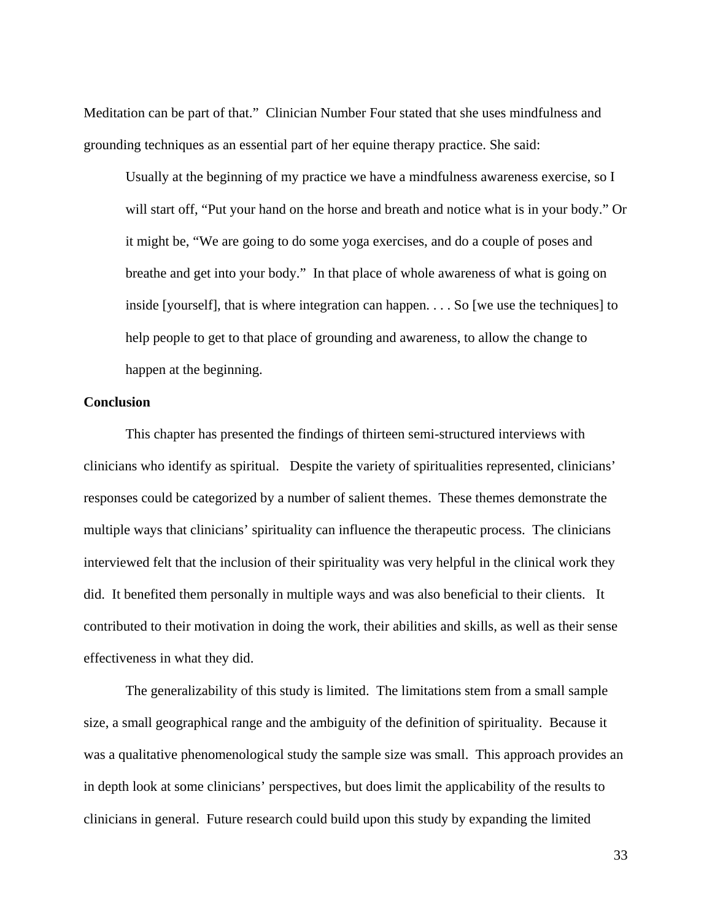Meditation can be part of that." Clinician Number Four stated that she uses mindfulness and grounding techniques as an essential part of her equine therapy practice. She said:

> Usually at the beginning of my practice we have a mindfulness awareness exercise, so I will start off, "Put your hand on the horse and breath and notice what is in your body." Or it might be, "We are going to do some yoga exercises, and do a couple of poses and breathe and get into your body." In that place of whole awareness of what is going on inside [yourself], that is where integration can happen. . . . So [we use the techniques] to help people to get to that place of grounding and awareness, to allow the change to happen at the beginning.

**Conclusion**

This chapter has presented the findings of thirteen semi-structured interviews with clinicians who identify as spiritual. Despite the variety of spiritualities represented, clinicians' responses could be categorized by a number of salient themes. These themes demonstrate the multiple ways that clinicians' spirituality can influence the therapeutic process. The clinicians interviewed felt that the inclusion of their spirituality was very helpful in the clinical work they did. It benefited them personally in multiple ways and was also beneficial to their clients. It contributed to their motivation in doing the work, their abilities and skills, as well as their sense effectiveness in what they did.

The generalizability of this study is limited. The limitations stem from a small sample size, a small geographical range and the ambiguity of the definition of spirituality. Because it was a qualitative phenomenological study the sample size was small. This approach provides an in depth look at some clinicians' perspectives, but does limit the applicability of the results to clinicians in general. Future research could build upon this study by expanding the limited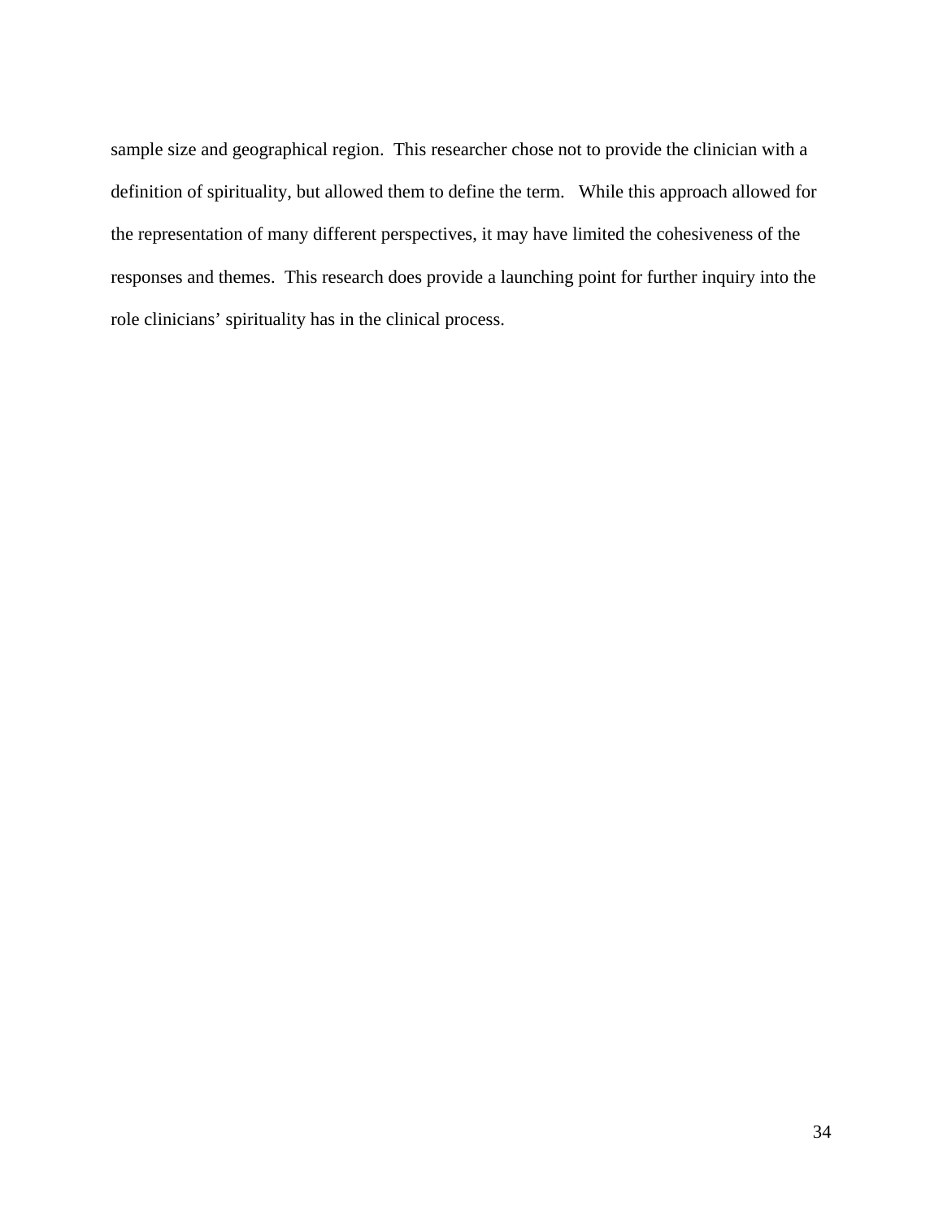sample size and geographical region. This researcher chose not to provide the clinician with a definition of spirituality, but allowed them to define the term. While this approach allowed for the representation of many different perspectives, it may have limited the cohesiveness of the responses and themes. This research does provide a launching point for further inquiry into the role clinicians' spirituality has in the clinical process.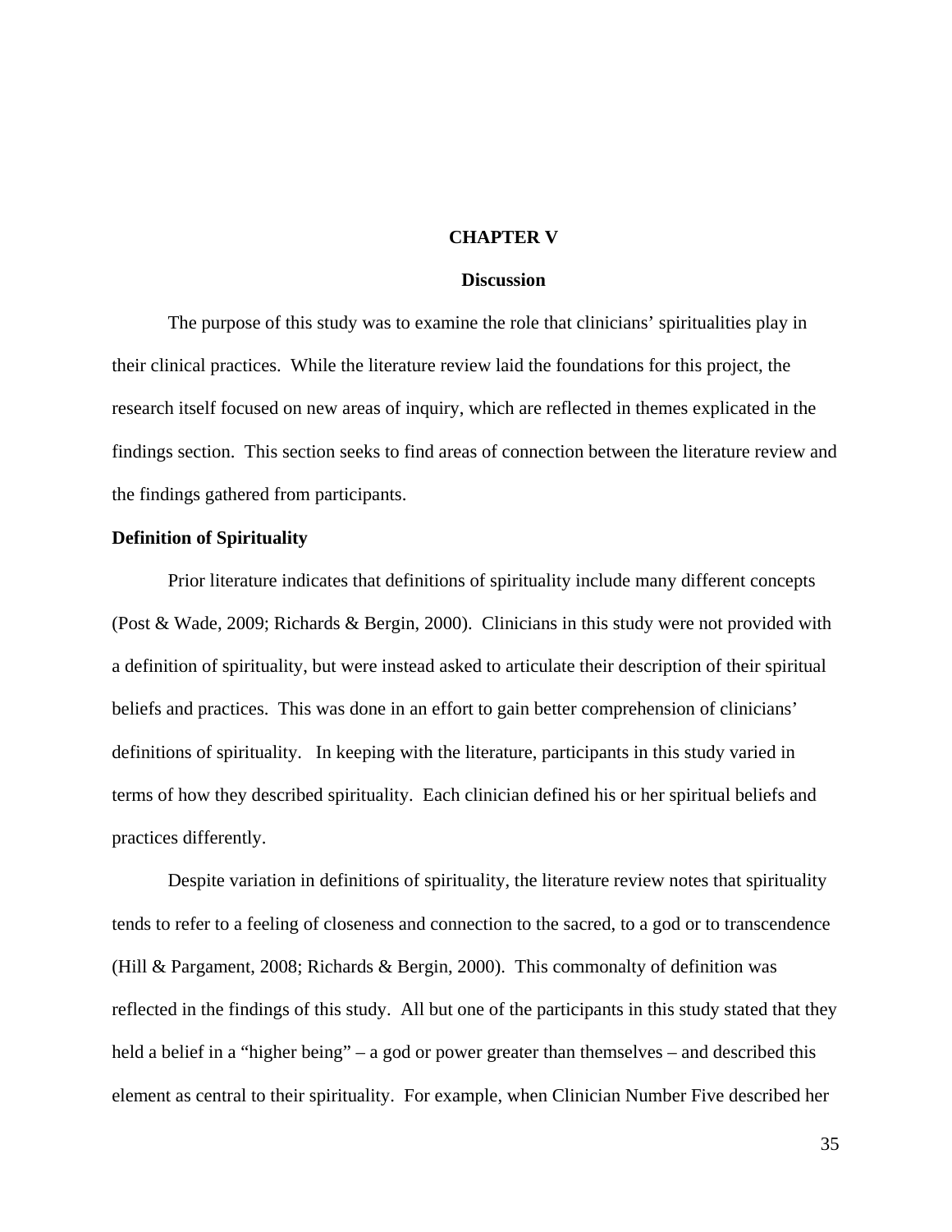# CHAPTER V

## Discussion

The purpose of this study was to examine the role that clinicians' spiritualities play in their clinical practices. While the literature review laid the foundations for this project, the research itself focused on new areas of inquiry, which are reflected in themes explicated in the findings section. This section seeks to find areas of connection between the literature review and the findings gathered from participants.

### Definition of Spirituality

Prior literature indicates that definitions of spirituality include many different concepts (Post & Wade, 2009; Richards & Bergin, 2000). Clinicians in this study were not provided with a definition of spirituality, but were instead asked to articulate their description of their spiritual beliefs and practices. This was done in an effort to gain better comprehension of clinicians' definitions of spirituality. In keeping with the literature, participants in this study varied in terms of how they described spirituality. Each clinician defined his or her spiritual beliefs and practices differently.

Despite variation in definitions of spirituality, the literature review notes that spirituality tends to refer to a feeling of closeness and connection to the sacred, to a god or to transcendence (Hill & Pargament, 2008; Richards & Bergin, 2000). This commonalty of definition was reflected in the findings of this study. All but one of the participants in this study stated that they held a belief in a "higher being" – a god or power greater than themselves – and described this element as central to their spirituality. For example, when Clinician Number Five described her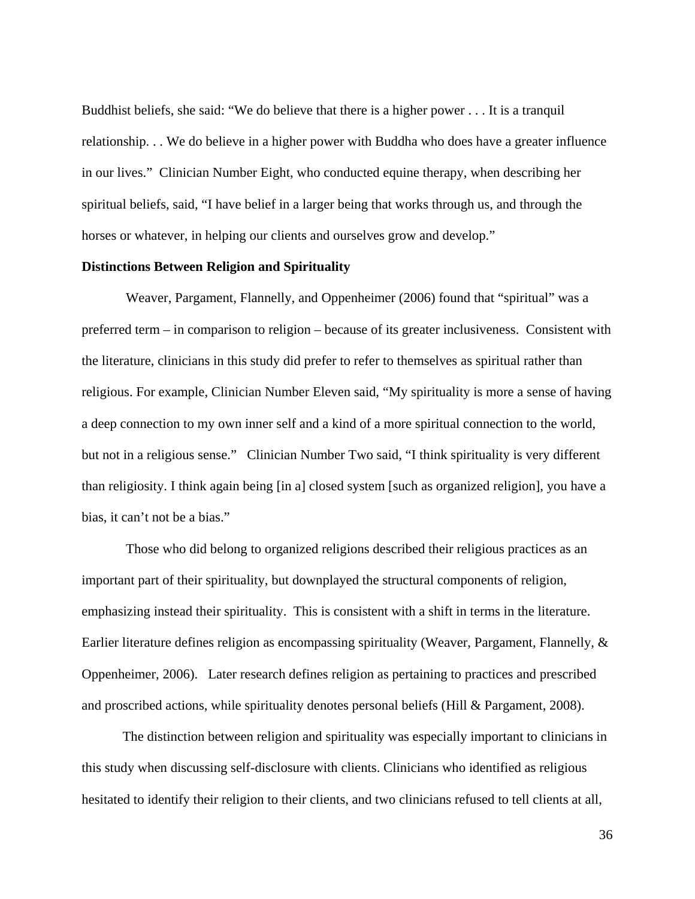Buddhist beliefs, she said: “We do believe that there is a higher power . . . It is a tranquil relationship. . . We do believe in a higher power with Buddha who does have a greater influence in our lives.” Clinician Number Eight, who conducted equine therapy, when describing her spiritual beliefs, said, “I have belief in a larger being that works through us, and through the horses or whatever, in helping our clients and ourselves grow and develop.”

**Distinctions Between Religion and Spirituality**

Weaver, Pargament, Flannelly, and Oppenheimer (2006) found that “spiritual” was a preferred term – in comparison to religion – because of its greater inclusiveness. Consistent with the literature, clinicians in this study did prefer to refer to themselves as spiritual rather than religious. For example, Clinician Number Eleven said, “My spirituality is more a sense of having a deep connection to my own inner self and a kind of a more spiritual connection to the world, but not in a religious sense.” Clinician Number Two said, “I think spirituality is very different than religiosity. I think again being [in a] closed system [such as organized religion], you have a bias, it can’t not be a bias.”

Those who did belong to organized religions described their religious practices as an important part of their spirituality, but downplayed the structural components of religion, emphasizing instead their spirituality. This is consistent with a shift in terms in the literature. Earlier literature defines religion as encompassing spirituality (Weaver, Pargament, Flannelly, & Oppenheimer, 2006). Later research defines religion as pertaining to practices and prescribed and proscribed actions, while spirituality denotes personal beliefs (Hill & Pargament, 2008).

The distinction between religion and spirituality was especially important to clinicians in this study when discussing self-disclosure with clients. Clinicians who identified as religious hesitated to identify their religion to their clients, and two clinicians refused to tell clients at all,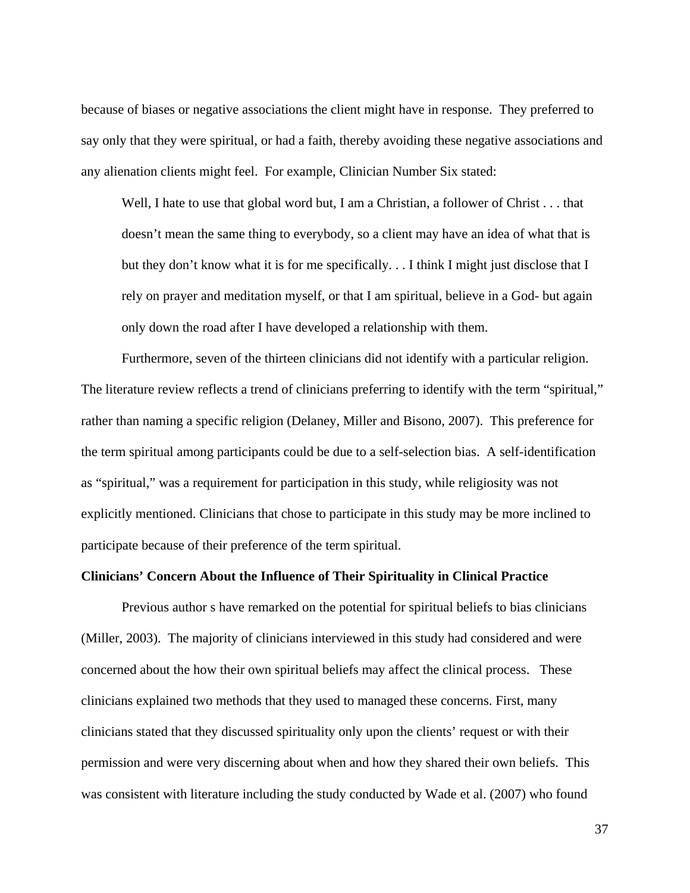because of biases or negative associations the client might have in response. They preferred to say only that they were spiritual, or had a faith, thereby avoiding these negative associations and any alienation clients might feel. For example, Clinician Number Six stated:

> Well, I hate to use that global word but, I am a Christian, a follower of Christ . . . that doesn't mean the same thing to everybody, so a client may have an idea of what that is but they don't know what it is for me specifically. . . I think I might just disclose that I rely on prayer and meditation myself, or that I am spiritual, believe in a God- but again only down the road after I have developed a relationship with them.

Furthermore, seven of the thirteen clinicians did not identify with a particular religion. The literature review reflects a trend of clinicians preferring to identify with the term "spiritual," rather than naming a specific religion (Delaney, Miller and Bisono, 2007). This preference for the term spiritual among participants could be due to a self-selection bias. A self-identification as "spiritual," was a requirement for participation in this study, while religiosity was not explicitly mentioned. Clinicians that chose to participate in this study may be more inclined to participate because of their preference of the term spiritual.

**Clinicians' Concern About the Influence of Their Spirituality in Clinical Practice**

Previous author s have remarked on the potential for spiritual beliefs to bias clinicians (Miller, 2003). The majority of clinicians interviewed in this study had considered and were concerned about the how their own spiritual beliefs may affect the clinical process. These clinicians explained two methods that they used to managed these concerns. First, many clinicians stated that they discussed spirituality only upon the clients' request or with their permission and were very discerning about when and how they shared their own beliefs. This was consistent with literature including the study conducted by Wade et al. (2007) who found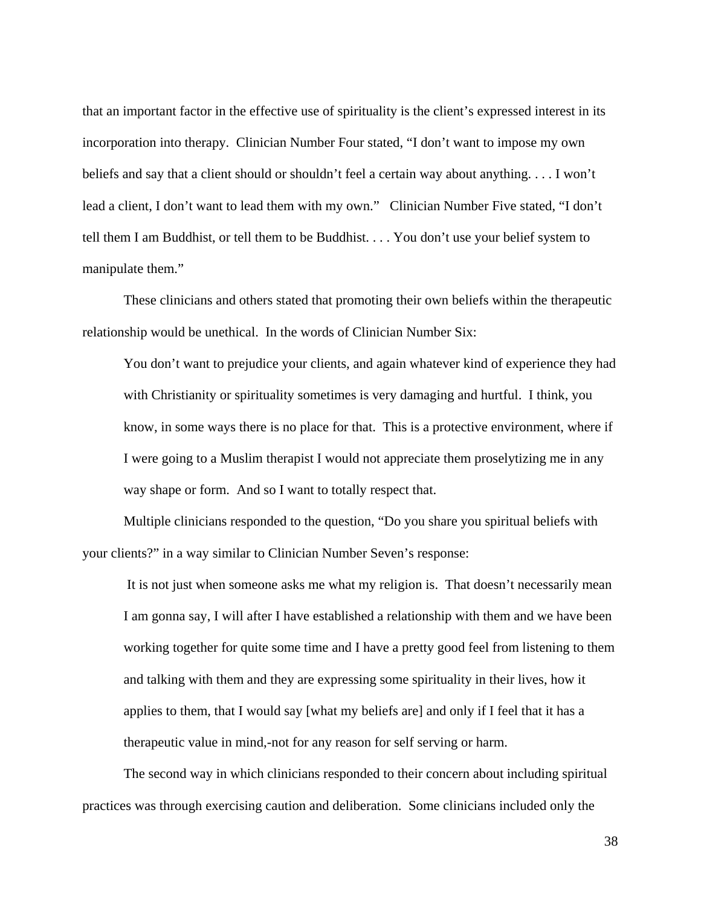that an important factor in the effective use of spirituality is the client's expressed interest in its incorporation into therapy. Clinician Number Four stated, "I don't want to impose my own beliefs and say that a client should or shouldn't feel a certain way about anything. . . . I won't lead a client, I don't want to lead them with my own." Clinician Number Five stated, "I don't tell them I am Buddhist, or tell them to be Buddhist. . . . You don't use your belief system to manipulate them."

These clinicians and others stated that promoting their own beliefs within the therapeutic relationship would be unethical. In the words of Clinician Number Six:

> You don't want to prejudice your clients, and again whatever kind of experience they had with Christianity or spirituality sometimes is very damaging and hurtful. I think, you know, in some ways there is no place for that. This is a protective environment, where if I were going to a Muslim therapist I would not appreciate them proselytizing me in any way shape or form. And so I want to totally respect that.

Multiple clinicians responded to the question, "Do you share you spiritual beliefs with your clients?" in a way similar to Clinician Number Seven's response:

> It is not just when someone asks me what my religion is. That doesn't necessarily mean I am gonna say, I will after I have established a relationship with them and we have been working together for quite some time and I have a pretty good feel from listening to them and talking with them and they are expressing some spirituality in their lives, how it applies to them, that I would say [what my beliefs are] and only if I feel that it has a therapeutic value in mind,-not for any reason for self serving or harm.

The second way in which clinicians responded to their concern about including spiritual practices was through exercising caution and deliberation. Some clinicians included only the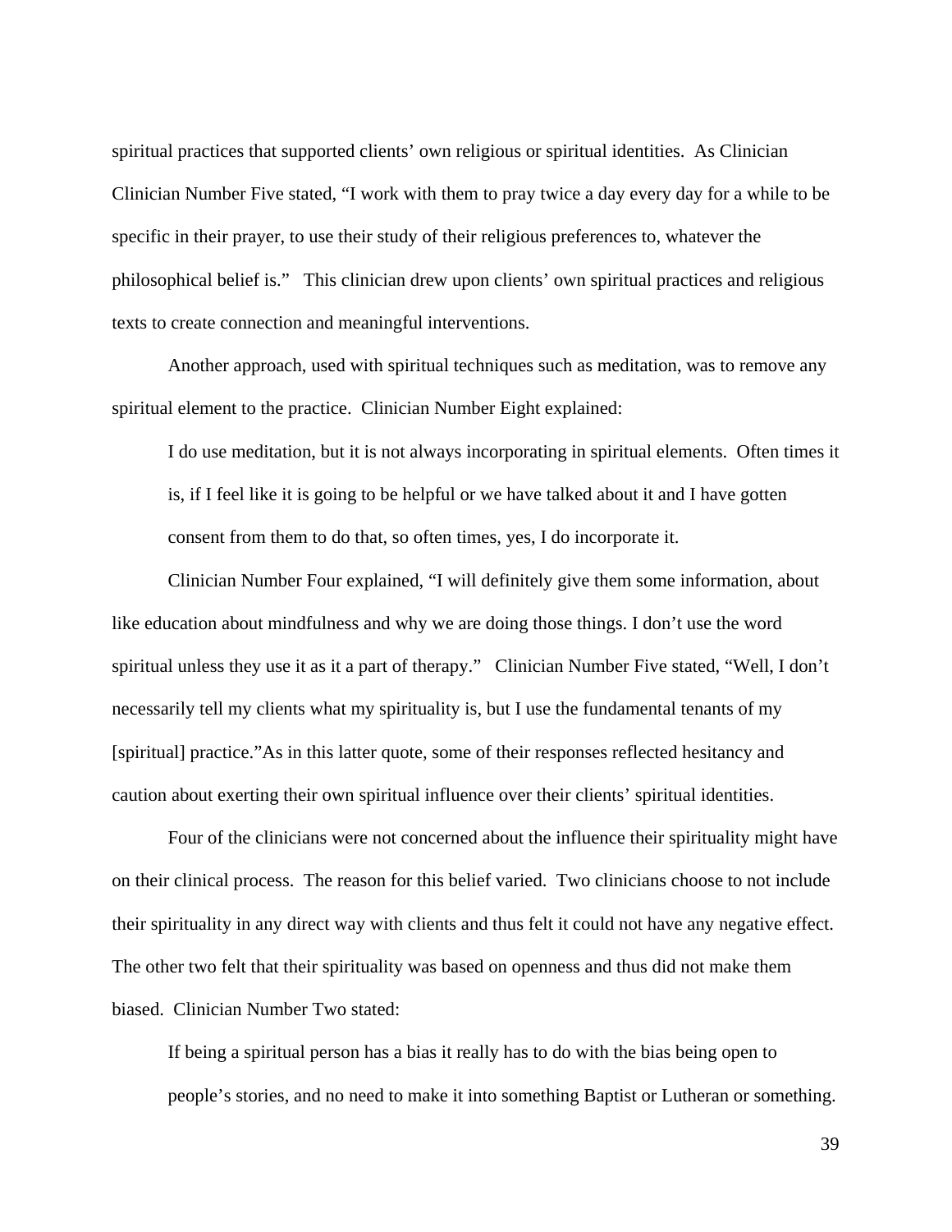spiritual practices that supported clients' own religious or spiritual identities. As Clinician Clinician Number Five stated, "I work with them to pray twice a day every day for a while to be specific in their prayer, to use their study of their religious preferences to, whatever the philosophical belief is." This clinician drew upon clients' own spiritual practices and religious texts to create connection and meaningful interventions.

Another approach, used with spiritual techniques such as meditation, was to remove any spiritual element to the practice. Clinician Number Eight explained:

> I do use meditation, but it is not always incorporating in spiritual elements. Often times it is, if I feel like it is going to be helpful or we have talked about it and I have gotten consent from them to do that, so often times, yes, I do incorporate it.

Clinician Number Four explained, "I will definitely give them some information, about like education about mindfulness and why we are doing those things. I don't use the word spiritual unless they use it as it a part of therapy." Clinician Number Five stated, "Well, I don't necessarily tell my clients what my spirituality is, but I use the fundamental tenants of my [spiritual] practice."As in this latter quote, some of their responses reflected hesitancy and caution about exerting their own spiritual influence over their clients' spiritual identities.

Four of the clinicians were not concerned about the influence their spirituality might have on their clinical process. The reason for this belief varied. Two clinicians choose to not include their spirituality in any direct way with clients and thus felt it could not have any negative effect. The other two felt that their spirituality was based on openness and thus did not make them biased. Clinician Number Two stated:

> If being a spiritual person has a bias it really has to do with the bias being open to people's stories, and no need to make it into something Baptist or Lutheran or something.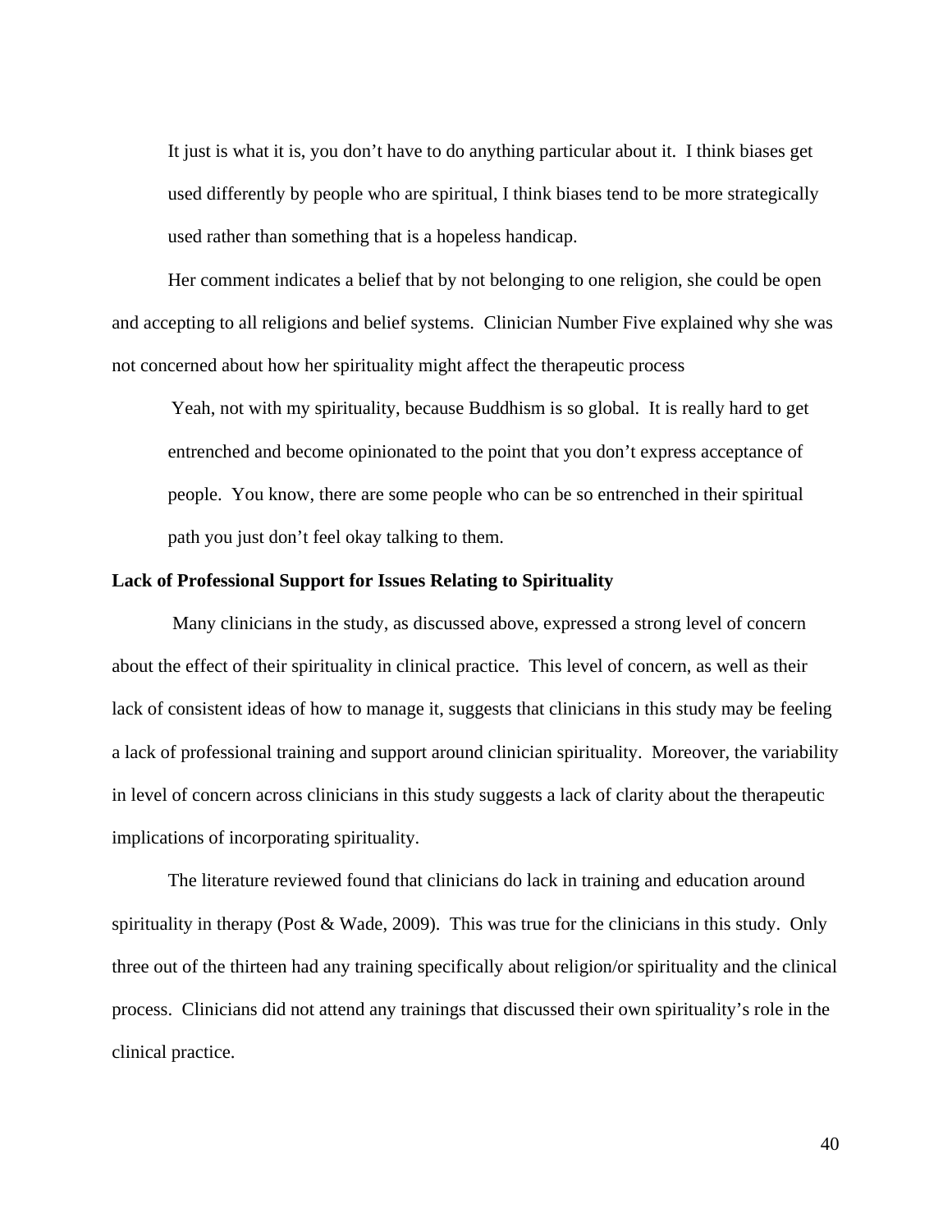> It just is what it is, you don't have to do anything particular about it. I think biases get used differently by people who are spiritual, I think biases tend to be more strategically used rather than something that is a hopeless handicap.

Her comment indicates a belief that by not belonging to one religion, she could be open and accepting to all religions and belief systems. Clinician Number Five explained why she was not concerned about how her spirituality might affect the therapeutic process

> Yeah, not with my spirituality, because Buddhism is so global. It is really hard to get entrenched and become opinionated to the point that you don't express acceptance of people. You know, there are some people who can be so entrenched in their spiritual path you just don't feel okay talking to them.

**Lack of Professional Support for Issues Relating to Spirituality**

Many clinicians in the study, as discussed above, expressed a strong level of concern about the effect of their spirituality in clinical practice. This level of concern, as well as their lack of consistent ideas of how to manage it, suggests that clinicians in this study may be feeling a lack of professional training and support around clinician spirituality. Moreover, the variability in level of concern across clinicians in this study suggests a lack of clarity about the therapeutic implications of incorporating spirituality.

The literature reviewed found that clinicians do lack in training and education around spirituality in therapy (Post & Wade, 2009). This was true for the clinicians in this study. Only three out of the thirteen had any training specifically about religion/or spirituality and the clinical process. Clinicians did not attend any trainings that discussed their own spirituality's role in the clinical practice.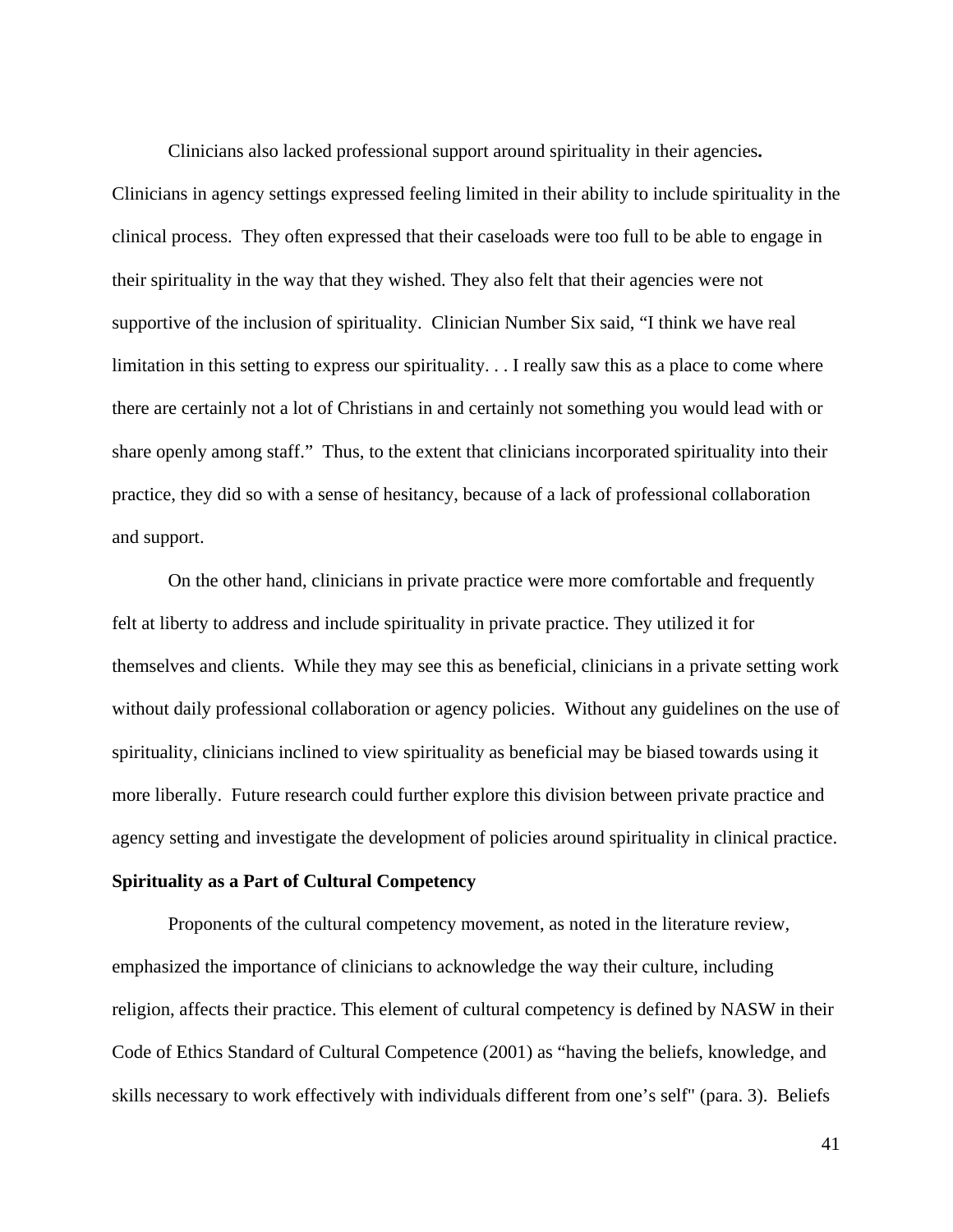Clinicians also lacked professional support around spirituality in their agencies**.** Clinicians in agency settings expressed feeling limited in their ability to include spirituality in the clinical process. They often expressed that their caseloads were too full to be able to engage in their spirituality in the way that they wished. They also felt that their agencies were not supportive of the inclusion of spirituality. Clinician Number Six said, "I think we have real limitation in this setting to express our spirituality. . . I really saw this as a place to come where there are certainly not a lot of Christians in and certainly not something you would lead with or share openly among staff." Thus, to the extent that clinicians incorporated spirituality into their practice, they did so with a sense of hesitancy, because of a lack of professional collaboration and support.

On the other hand, clinicians in private practice were more comfortable and frequently felt at liberty to address and include spirituality in private practice. They utilized it for themselves and clients. While they may see this as beneficial, clinicians in a private setting work without daily professional collaboration or agency policies. Without any guidelines on the use of spirituality, clinicians inclined to view spirituality as beneficial may be biased towards using it more liberally. Future research could further explore this division between private practice and agency setting and investigate the development of policies around spirituality in clinical practice.

**Spirituality as a Part of Cultural Competency**

Proponents of the cultural competency movement, as noted in the literature review, emphasized the importance of clinicians to acknowledge the way their culture, including religion, affects their practice. This element of cultural competency is defined by NASW in their Code of Ethics Standard of Cultural Competence (2001) as "having the beliefs, knowledge, and skills necessary to work effectively with individuals different from one's self" (para. 3). Beliefs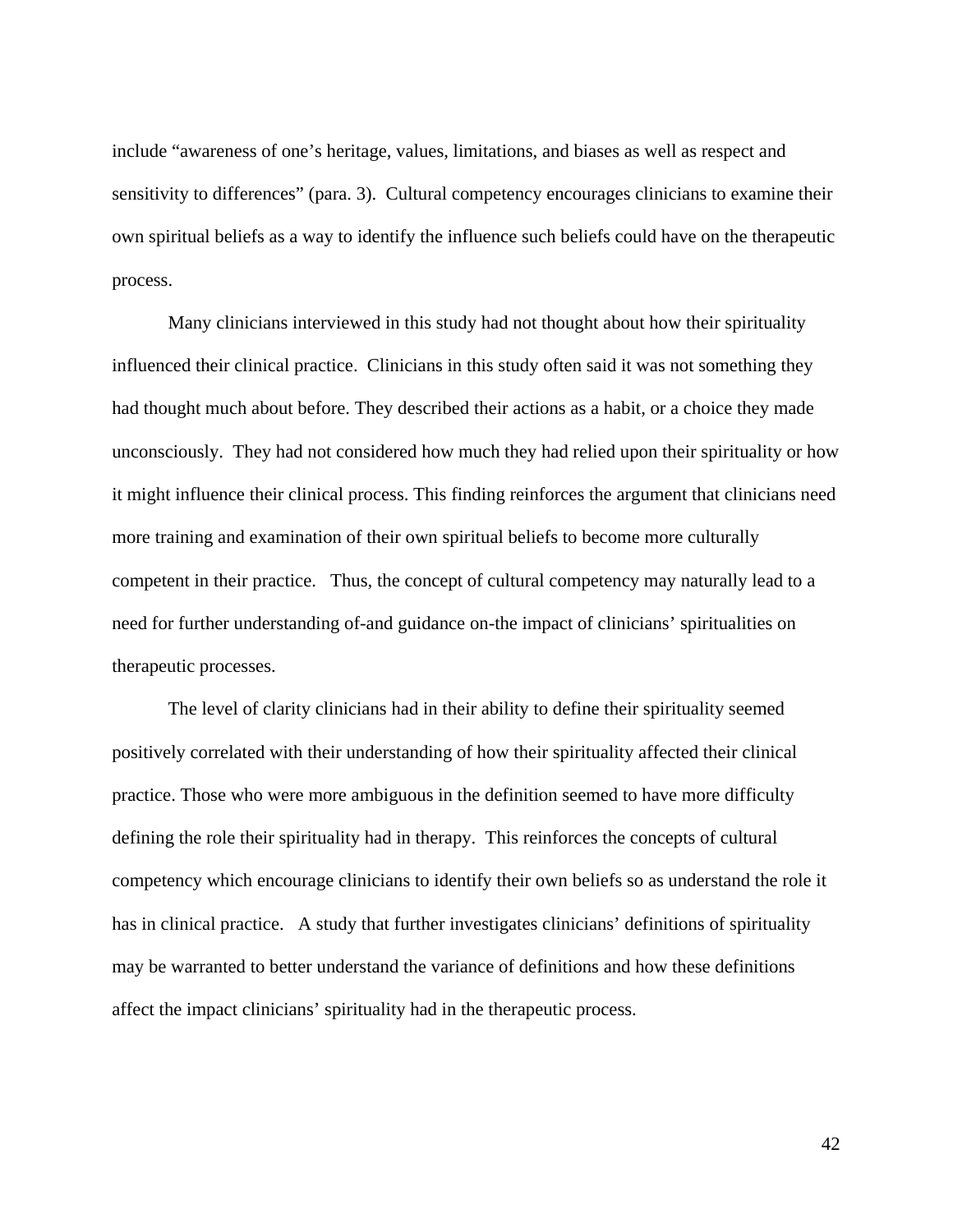include "awareness of one's heritage, values, limitations, and biases as well as respect and sensitivity to differences" (para. 3). Cultural competency encourages clinicians to examine their own spiritual beliefs as a way to identify the influence such beliefs could have on the therapeutic process.

Many clinicians interviewed in this study had not thought about how their spirituality influenced their clinical practice. Clinicians in this study often said it was not something they had thought much about before. They described their actions as a habit, or a choice they made unconsciously. They had not considered how much they had relied upon their spirituality or how it might influence their clinical process. This finding reinforces the argument that clinicians need more training and examination of their own spiritual beliefs to become more culturally competent in their practice. Thus, the concept of cultural competency may naturally lead to a need for further understanding of-and guidance on-the impact of clinicians' spiritualities on therapeutic processes.

The level of clarity clinicians had in their ability to define their spirituality seemed positively correlated with their understanding of how their spirituality affected their clinical practice. Those who were more ambiguous in the definition seemed to have more difficulty defining the role their spirituality had in therapy. This reinforces the concepts of cultural competency which encourage clinicians to identify their own beliefs so as understand the role it has in clinical practice. A study that further investigates clinicians' definitions of spirituality may be warranted to better understand the variance of definitions and how these definitions affect the impact clinicians' spirituality had in the therapeutic process.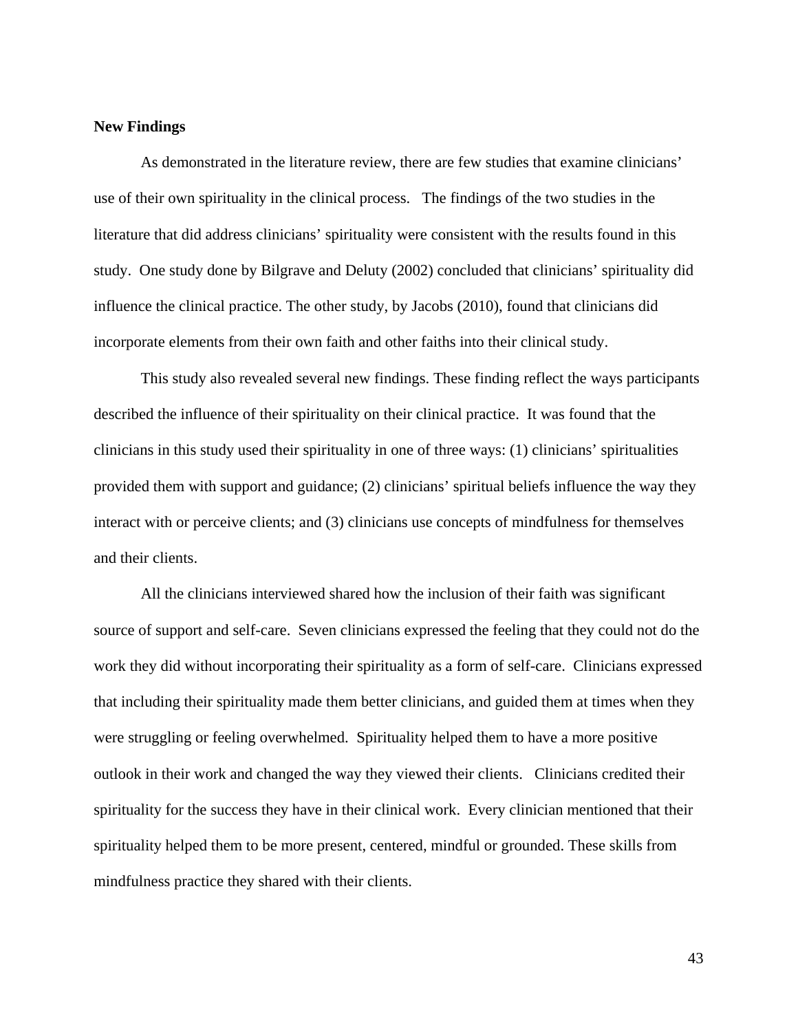**New Findings**

As demonstrated in the literature review, there are few studies that examine clinicians' use of their own spirituality in the clinical process. The findings of the two studies in the literature that did address clinicians' spirituality were consistent with the results found in this study. One study done by Bilgrave and Deluty (2002) concluded that clinicians' spirituality did influence the clinical practice. The other study, by Jacobs (2010), found that clinicians did incorporate elements from their own faith and other faiths into their clinical study.

This study also revealed several new findings. These finding reflect the ways participants described the influence of their spirituality on their clinical practice. It was found that the clinicians in this study used their spirituality in one of three ways: (1) clinicians' spiritualities provided them with support and guidance; (2) clinicians' spiritual beliefs influence the way they interact with or perceive clients; and (3) clinicians use concepts of mindfulness for themselves and their clients.

All the clinicians interviewed shared how the inclusion of their faith was significant source of support and self-care. Seven clinicians expressed the feeling that they could not do the work they did without incorporating their spirituality as a form of self-care. Clinicians expressed that including their spirituality made them better clinicians, and guided them at times when they were struggling or feeling overwhelmed. Spirituality helped them to have a more positive outlook in their work and changed the way they viewed their clients. Clinicians credited their spirituality for the success they have in their clinical work. Every clinician mentioned that their spirituality helped them to be more present, centered, mindful or grounded. These skills from mindfulness practice they shared with their clients.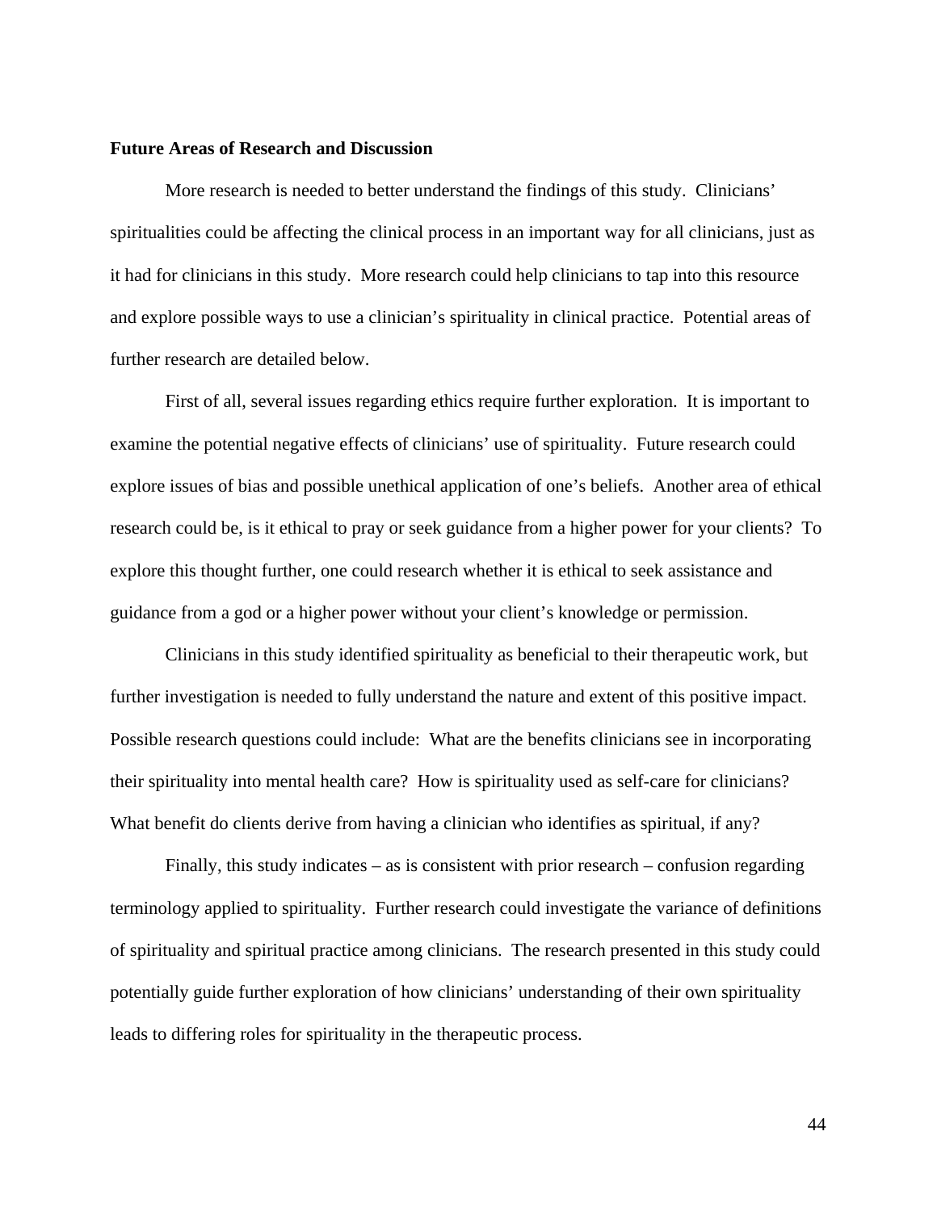**Future Areas of Research and Discussion**

More research is needed to better understand the findings of this study. Clinicians' spiritualities could be affecting the clinical process in an important way for all clinicians, just as it had for clinicians in this study. More research could help clinicians to tap into this resource and explore possible ways to use a clinician's spirituality in clinical practice. Potential areas of further research are detailed below.

First of all, several issues regarding ethics require further exploration. It is important to examine the potential negative effects of clinicians' use of spirituality. Future research could explore issues of bias and possible unethical application of one's beliefs. Another area of ethical research could be, is it ethical to pray or seek guidance from a higher power for your clients? To explore this thought further, one could research whether it is ethical to seek assistance and guidance from a god or a higher power without your client's knowledge or permission.

Clinicians in this study identified spirituality as beneficial to their therapeutic work, but further investigation is needed to fully understand the nature and extent of this positive impact. Possible research questions could include: What are the benefits clinicians see in incorporating their spirituality into mental health care? How is spirituality used as self-care for clinicians? What benefit do clients derive from having a clinician who identifies as spiritual, if any?

Finally, this study indicates – as is consistent with prior research – confusion regarding terminology applied to spirituality. Further research could investigate the variance of definitions of spirituality and spiritual practice among clinicians. The research presented in this study could potentially guide further exploration of how clinicians' understanding of their own spirituality leads to differing roles for spirituality in the therapeutic process.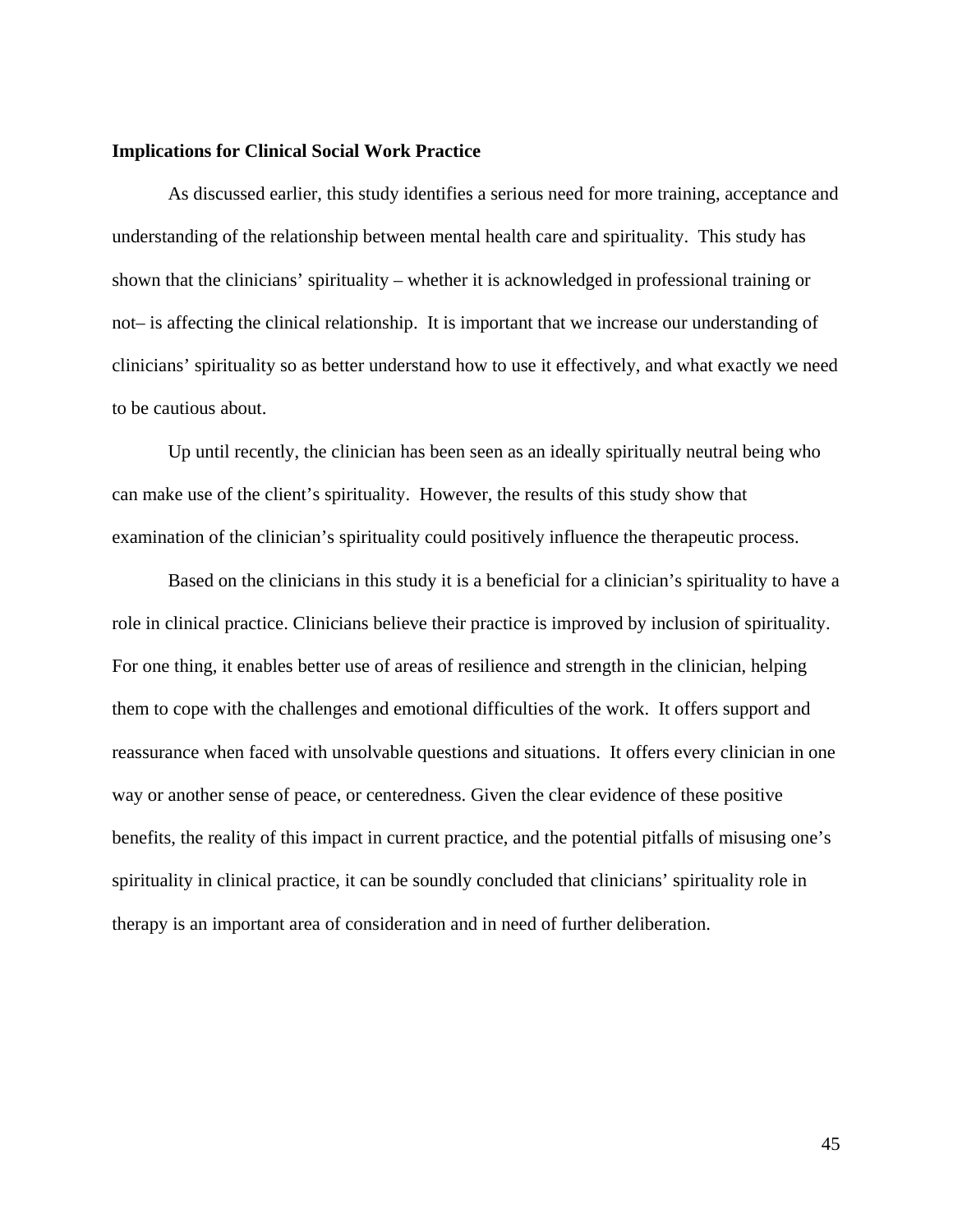**Implications for Clinical Social Work Practice**

As discussed earlier, this study identifies a serious need for more training, acceptance and understanding of the relationship between mental health care and spirituality. This study has shown that the clinicians' spirituality – whether it is acknowledged in professional training or not– is affecting the clinical relationship. It is important that we increase our understanding of clinicians' spirituality so as better understand how to use it effectively, and what exactly we need to be cautious about.

Up until recently, the clinician has been seen as an ideally spiritually neutral being who can make use of the client's spirituality. However, the results of this study show that examination of the clinician's spirituality could positively influence the therapeutic process.

Based on the clinicians in this study it is a beneficial for a clinician's spirituality to have a role in clinical practice. Clinicians believe their practice is improved by inclusion of spirituality. For one thing, it enables better use of areas of resilience and strength in the clinician, helping them to cope with the challenges and emotional difficulties of the work. It offers support and reassurance when faced with unsolvable questions and situations. It offers every clinician in one way or another sense of peace, or centeredness. Given the clear evidence of these positive benefits, the reality of this impact in current practice, and the potential pitfalls of misusing one's spirituality in clinical practice, it can be soundly concluded that clinicians' spirituality role in therapy is an important area of consideration and in need of further deliberation.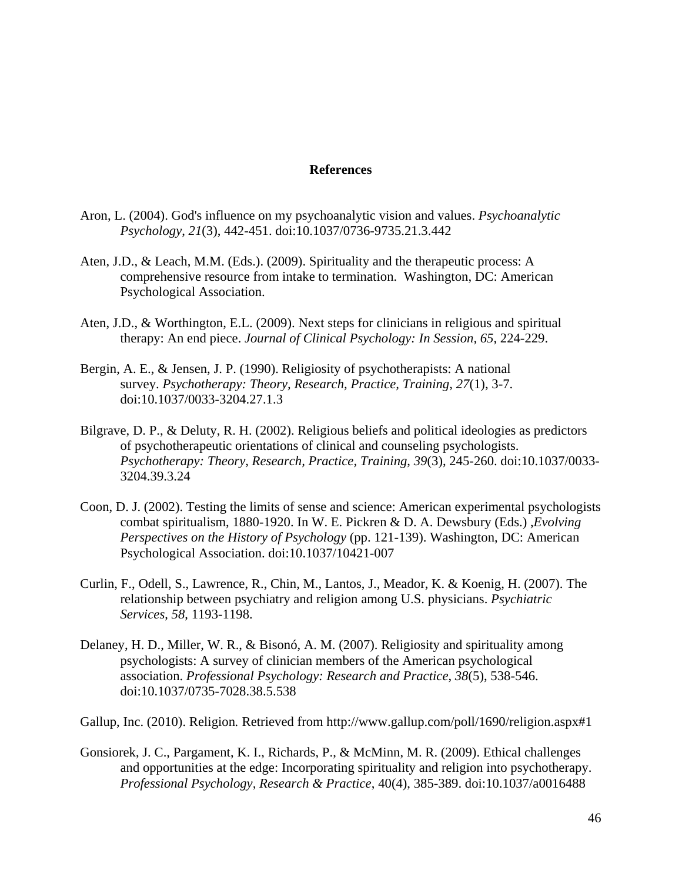**References**

Aron, L. (2004). God's influence on my psychoanalytic vision and values. *Psychoanalytic Psychology*, *21*(3), 442-451. doi:10.1037/0736-9735.21.3.442

Aten, J.D., & Leach, M.M. (Eds.). (2009). Spirituality and the therapeutic process: A comprehensive resource from intake to termination. Washington, DC: American Psychological Association.

Aten, J.D., & Worthington, E.L. (2009). Next steps for clinicians in religious and spiritual therapy: An end piece. *Journal of Clinical Psychology: In Session*, *65*, 224-229.

Bergin, A. E., & Jensen, J. P. (1990). Religiosity of psychotherapists: A national survey. *Psychotherapy: Theory, Research, Practice, Training*, *27*(1), 3-7. doi:10.1037/0033-3204.27.1.3

Bilgrave, D. P., & Deluty, R. H. (2002). Religious beliefs and political ideologies as predictors of psychotherapeutic orientations of clinical and counseling psychologists. *Psychotherapy: Theory, Research, Practice, Training*, *39*(3), 245-260. doi:10.1037/0033-3204.39.3.24

Coon, D. J. (2002). Testing the limits of sense and science: American experimental psychologists combat spiritualism, 1880-1920. In W. E. Pickren & D. A. Dewsbury (Eds.) ,*Evolving Perspectives on the History of Psychology* (pp. 121-139). Washington, DC: American Psychological Association. doi:10.1037/10421-007

Curlin, F., Odell, S., Lawrence, R., Chin, M., Lantos, J., Meador, K. & Koenig, H. (2007). The relationship between psychiatry and religion among U.S. physicians. *Psychiatric Services*, *58*, 1193-1198.

Delaney, H. D., Miller, W. R., & Bisonó, A. M. (2007). Religiosity and spirituality among psychologists: A survey of clinician members of the American psychological association. *Professional Psychology: Research and Practice*, *38*(5), 538-546. doi:10.1037/0735-7028.38.5.538

Gallup, Inc. (2010). Religion*.* Retrieved from http://www.gallup.com/poll/1690/religion.aspx#1

Gonsiorek, J. C., Pargament, K. I., Richards, P., & McMinn, M. R. (2009). Ethical challenges and opportunities at the edge: Incorporating spirituality and religion into psychotherapy. *Professional Psychology, Research & Practice*, 40(4), 385-389. doi:10.1037/a0016488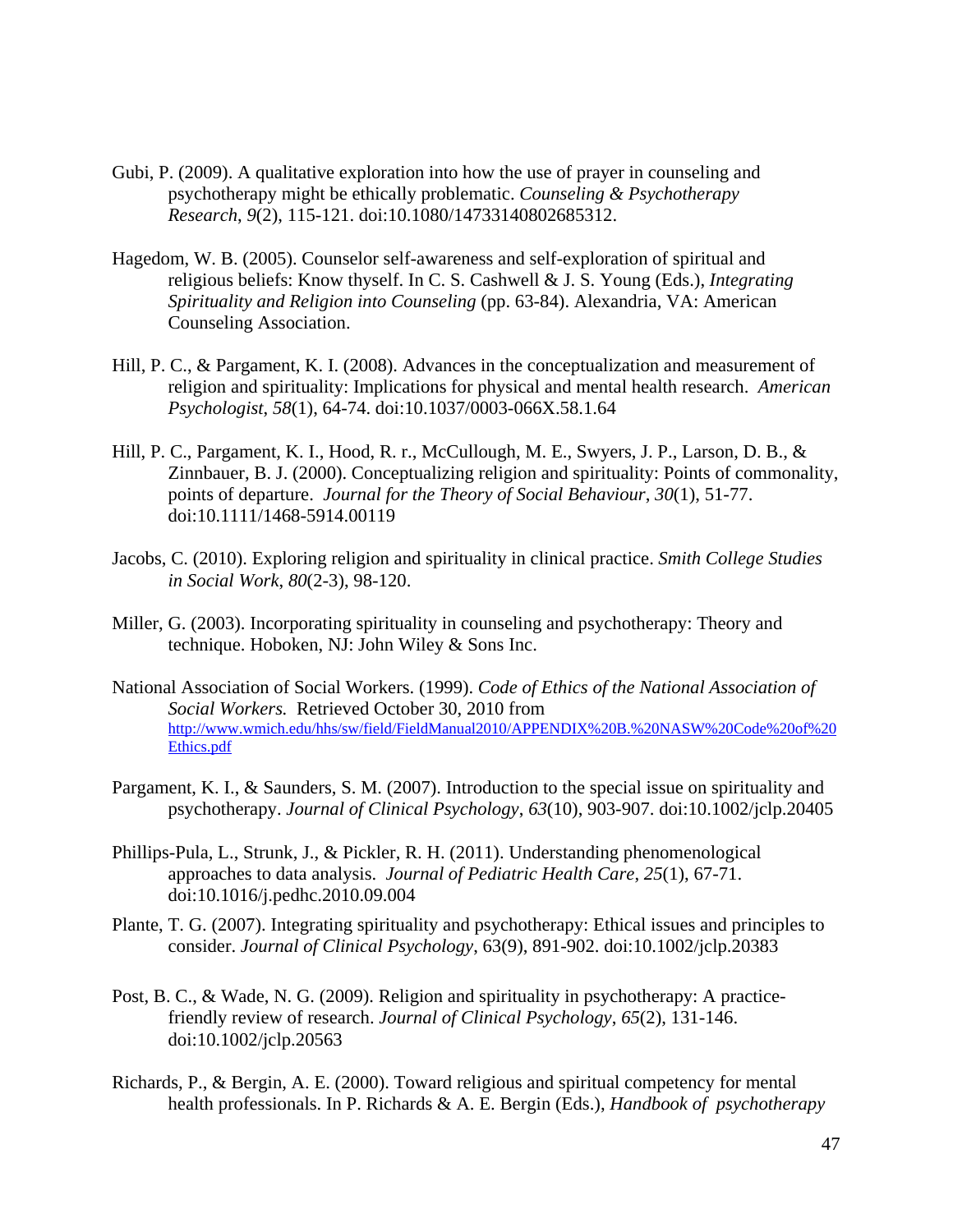Gubi, P. (2009). A qualitative exploration into how the use of prayer in counseling and psychotherapy might be ethically problematic. *Counseling & Psychotherapy Research*, *9*(2), 115-121. doi:10.1080/14733140802685312.

Hagedom, W. B. (2005). Counselor self-awareness and self-exploration of spiritual and religious beliefs: Know thyself. In C. S. Cashwell & J. S. Young (Eds.), *Integrating Spirituality and Religion into Counseling* (pp. 63-84). Alexandria, VA: American Counseling Association.

Hill, P. C., & Pargament, K. I. (2008). Advances in the conceptualization and measurement of religion and spirituality: Implications for physical and mental health research. *American Psychologist*, *58*(1), 64-74. doi:10.1037/0003-066X.58.1.64

Hill, P. C., Pargament, K. I., Hood, R. r., McCullough, M. E., Swyers, J. P., Larson, D. B., & Zinnbauer, B. J. (2000). Conceptualizing religion and spirituality: Points of commonality, points of departure. *Journal for the Theory of Social Behaviour*, *30*(1), 51-77. doi:10.1111/1468-5914.00119

Jacobs, C. (2010). Exploring religion and spirituality in clinical practice. *Smith College Studies in Social Work*, *80*(2-3), 98-120.

Miller, G. (2003). Incorporating spirituality in counseling and psychotherapy: Theory and technique. Hoboken, NJ: John Wiley & Sons Inc.

National Association of Social Workers. (1999). *Code of Ethics of the National Association of Social Workers.* Retrieved October 30, 2010 from http://www.wmich.edu/hhs/sw/field/FieldManual2010/APPENDIX%20B.%20NASW%20Code%20of%20Ethics.pdf

Pargament, K. I., & Saunders, S. M. (2007). Introduction to the special issue on spirituality and psychotherapy. *Journal of Clinical Psychology*, *63*(10), 903-907. doi:10.1002/jclp.20405

Phillips-Pula, L., Strunk, J., & Pickler, R. H. (2011). Understanding phenomenological approaches to data analysis. *Journal of Pediatric Health Care*, *25*(1), 67-71. doi:10.1016/j.pedhc.2010.09.004

Plante, T. G. (2007). Integrating spirituality and psychotherapy: Ethical issues and principles to consider. *Journal of Clinical Psychology*, 63(9), 891-902. doi:10.1002/jclp.20383

Post, B. C., & Wade, N. G. (2009). Religion and spirituality in psychotherapy: A practice-friendly review of research. *Journal of Clinical Psychology*, *65*(2), 131-146. doi:10.1002/jclp.20563

Richards, P., & Bergin, A. E. (2000). Toward religious and spiritual competency for mental health professionals. In P. Richards & A. E. Bergin (Eds.), *Handbook of psychotherapy*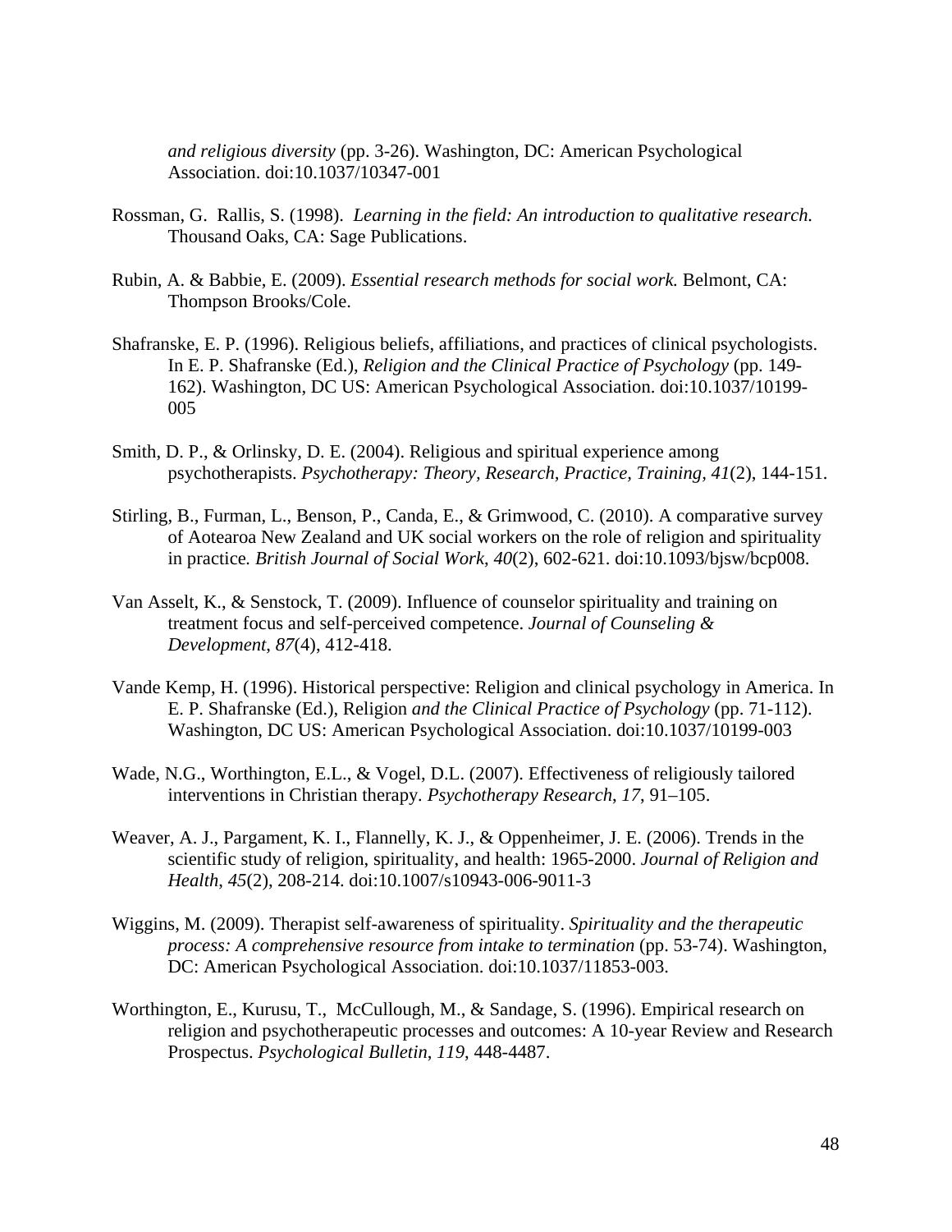*and religious diversity* (pp. 3-26). Washington, DC: American Psychological Association. doi:10.1037/10347-001

Rossman, G. Rallis, S. (1998). *Learning in the field: An introduction to qualitative research.* Thousand Oaks, CA: Sage Publications.

Rubin, A. & Babbie, E. (2009). *Essential research methods for social work.* Belmont, CA: Thompson Brooks/Cole.

Shafranske, E. P. (1996). Religious beliefs, affiliations, and practices of clinical psychologists. In E. P. Shafranske (Ed.), *Religion and the Clinical Practice of Psychology* (pp. 149-162). Washington, DC US: American Psychological Association. doi:10.1037/10199-005

Smith, D. P., & Orlinsky, D. E. (2004). Religious and spiritual experience among psychotherapists. *Psychotherapy: Theory, Research, Practice, Training, 41*(2), 144-151.

Stirling, B., Furman, L., Benson, P., Canda, E., & Grimwood, C. (2010). A comparative survey of Aotearoa New Zealand and UK social workers on the role of religion and spirituality in practice. *British Journal of Social Work*, *40*(2), 602-621. doi:10.1093/bjsw/bcp008.

Van Asselt, K., & Senstock, T. (2009). Influence of counselor spirituality and training on treatment focus and self-perceived competence. *Journal of Counseling & Development*, *87*(4), 412-418.

Vande Kemp, H. (1996). Historical perspective: Religion and clinical psychology in America. In E. P. Shafranske (Ed.), Religion *and the Clinical Practice of Psychology* (pp. 71-112). Washington, DC US: American Psychological Association. doi:10.1037/10199-003

Wade, N.G., Worthington, E.L., & Vogel, D.L. (2007). Effectiveness of religiously tailored interventions in Christian therapy. *Psychotherapy Research*, *17*, 91–105.

Weaver, A. J., Pargament, K. I., Flannelly, K. J., & Oppenheimer, J. E. (2006). Trends in the scientific study of religion, spirituality, and health: 1965-2000. *Journal of Religion and Health*, *45*(2), 208-214. doi:10.1007/s10943-006-9011-3

Wiggins, M. (2009). Therapist self-awareness of spirituality. *Spirituality and the therapeutic process: A comprehensive resource from intake to termination* (pp. 53-74). Washington, DC: American Psychological Association. doi:10.1037/11853-003.

Worthington, E., Kurusu, T., McCullough, M., & Sandage, S. (1996). Empirical research on religion and psychotherapeutic processes and outcomes: A 10-year Review and Research Prospectus. *Psychological Bulletin, 119,* 448-4487.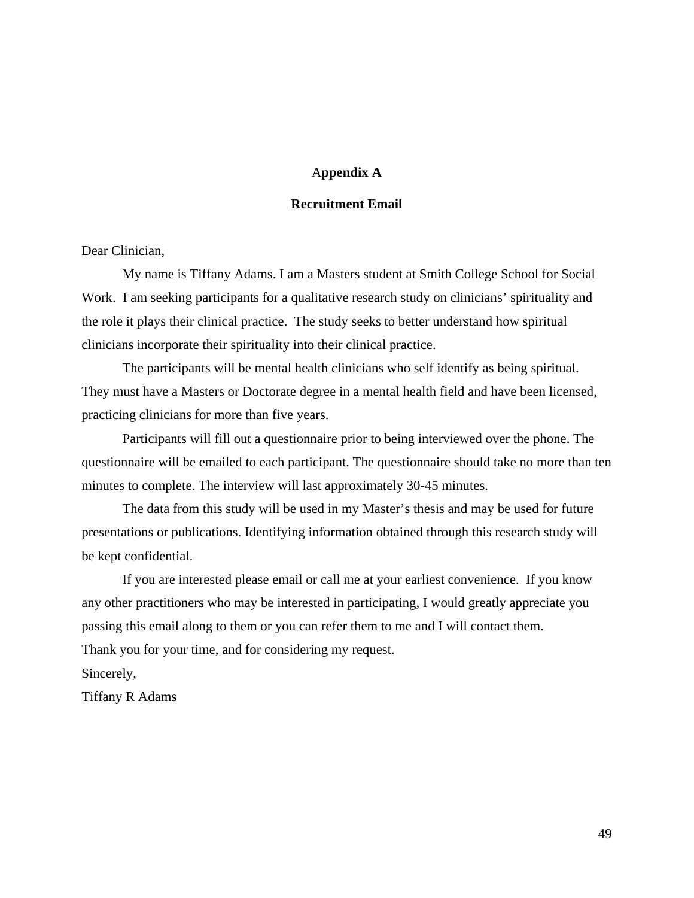# Appendix A

## Recruitment Email

Dear Clinician,

My name is Tiffany Adams. I am a Masters student at Smith College School for Social Work. I am seeking participants for a qualitative research study on clinicians' spirituality and the role it plays their clinical practice. The study seeks to better understand how spiritual clinicians incorporate their spirituality into their clinical practice.

The participants will be mental health clinicians who self identify as being spiritual. They must have a Masters or Doctorate degree in a mental health field and have been licensed, practicing clinicians for more than five years.

Participants will fill out a questionnaire prior to being interviewed over the phone. The questionnaire will be emailed to each participant. The questionnaire should take no more than ten minutes to complete. The interview will last approximately 30-45 minutes.

The data from this study will be used in my Master's thesis and may be used for future presentations or publications. Identifying information obtained through this research study will be kept confidential.

If you are interested please email or call me at your earliest convenience. If you know any other practitioners who may be interested in participating, I would greatly appreciate you passing this email along to them or you can refer them to me and I will contact them.

Thank you for your time, and for considering my request.

Sincerely,

Tiffany R Adams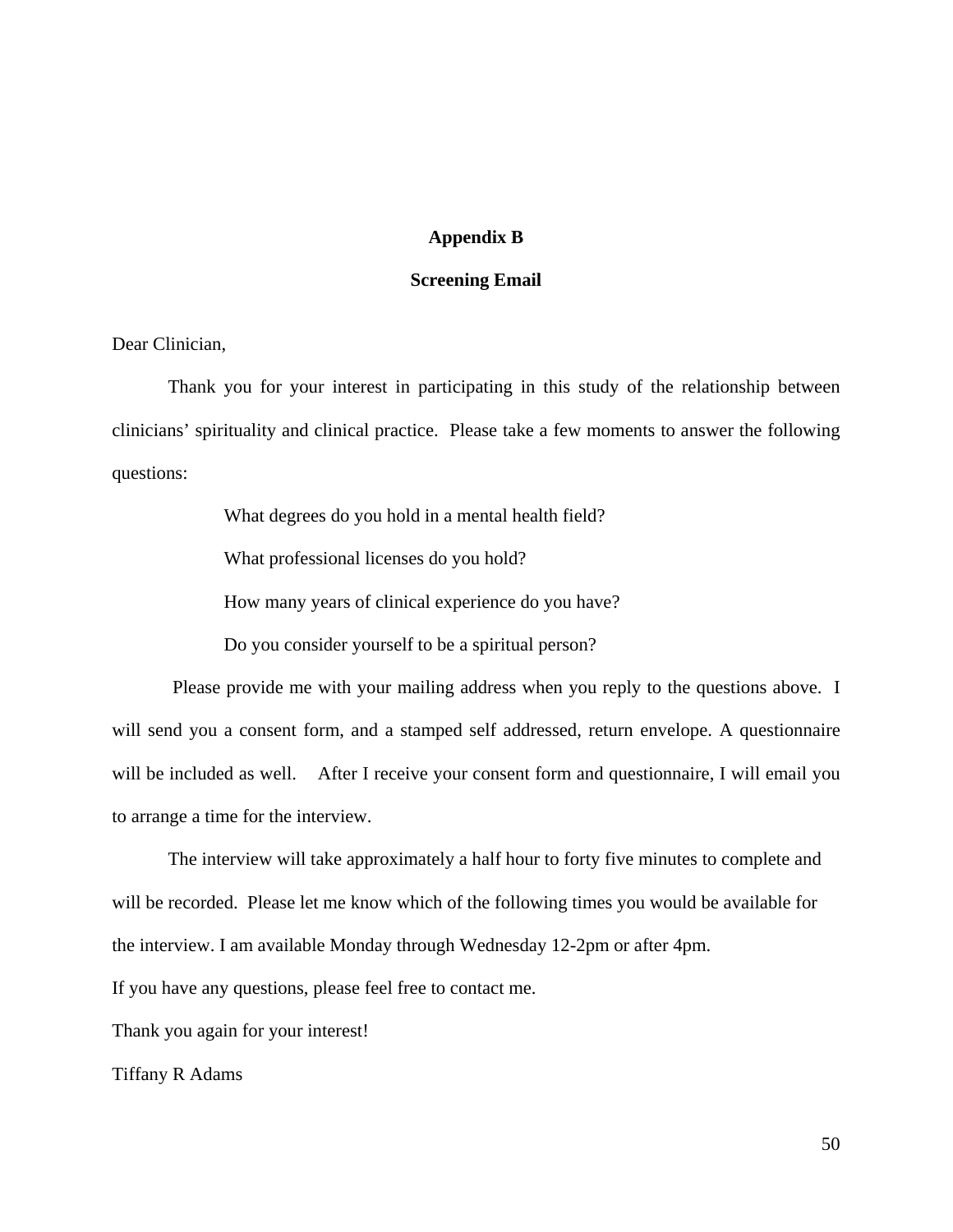# Appendix B

## Screening Email

Dear Clinician,

Thank you for your interest in participating in this study of the relationship between clinicians' spirituality and clinical practice. Please take a few moments to answer the following questions:

What degrees do you hold in a mental health field?

What professional licenses do you hold?

How many years of clinical experience do you have?

Do you consider yourself to be a spiritual person?

Please provide me with your mailing address when you reply to the questions above. I will send you a consent form, and a stamped self addressed, return envelope. A questionnaire will be included as well. After I receive your consent form and questionnaire, I will email you to arrange a time for the interview.

The interview will take approximately a half hour to forty five minutes to complete and will be recorded. Please let me know which of the following times you would be available for the interview. I am available Monday through Wednesday 12-2pm or after 4pm.

If you have any questions, please feel free to contact me.

Thank you again for your interest!

Tiffany R Adams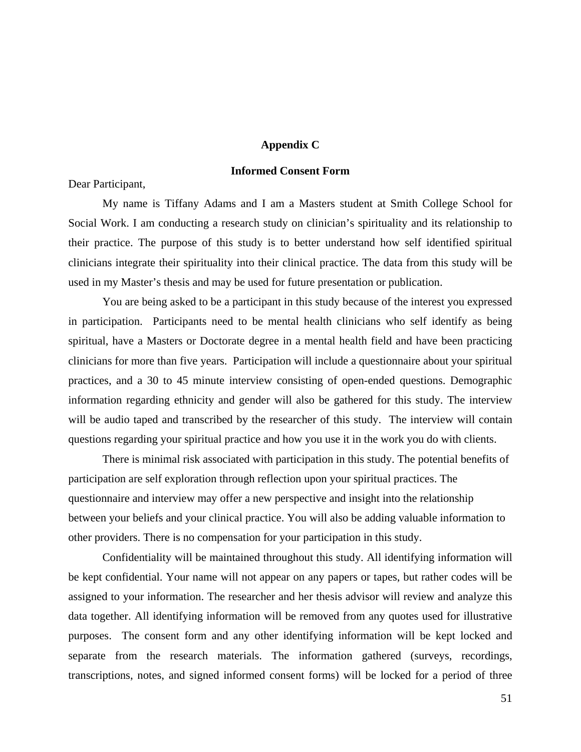## Appendix C

## Informed Consent Form

Dear Participant,

My name is Tiffany Adams and I am a Masters student at Smith College School for Social Work. I am conducting a research study on clinician's spirituality and its relationship to their practice. The purpose of this study is to better understand how self identified spiritual clinicians integrate their spirituality into their clinical practice. The data from this study will be used in my Master's thesis and may be used for future presentation or publication.

You are being asked to be a participant in this study because of the interest you expressed in participation. Participants need to be mental health clinicians who self identify as being spiritual, have a Masters or Doctorate degree in a mental health field and have been practicing clinicians for more than five years. Participation will include a questionnaire about your spiritual practices, and a 30 to 45 minute interview consisting of open-ended questions. Demographic information regarding ethnicity and gender will also be gathered for this study. The interview will be audio taped and transcribed by the researcher of this study. The interview will contain questions regarding your spiritual practice and how you use it in the work you do with clients.

There is minimal risk associated with participation in this study. The potential benefits of participation are self exploration through reflection upon your spiritual practices. The questionnaire and interview may offer a new perspective and insight into the relationship between your beliefs and your clinical practice. You will also be adding valuable information to other providers. There is no compensation for your participation in this study.

Confidentiality will be maintained throughout this study. All identifying information will be kept confidential. Your name will not appear on any papers or tapes, but rather codes will be assigned to your information. The researcher and her thesis advisor will review and analyze this data together. All identifying information will be removed from any quotes used for illustrative purposes. The consent form and any other identifying information will be kept locked and separate from the research materials. The information gathered (surveys, recordings, transcriptions, notes, and signed informed consent forms) will be locked for a period of three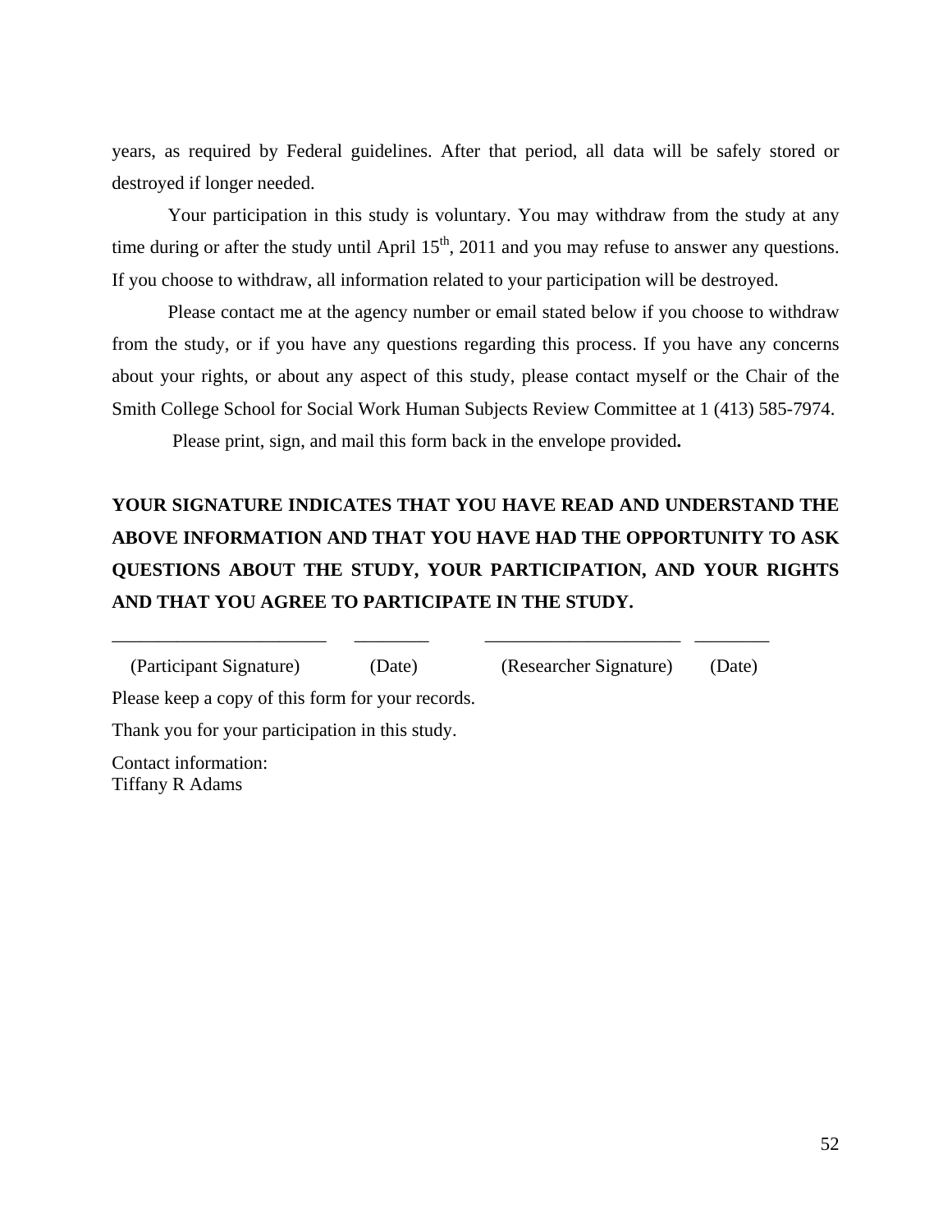years, as required by Federal guidelines. After that period, all data will be safely stored or destroyed if longer needed.

Your participation in this study is voluntary. You may withdraw from the study at any time during or after the study until April 15th, 2011 and you may refuse to answer any questions. If you choose to withdraw, all information related to your participation will be destroyed.

Please contact me at the agency number or email stated below if you choose to withdraw from the study, or if you have any questions regarding this process. If you have any concerns about your rights, or about any aspect of this study, please contact myself or the Chair of the Smith College School for Social Work Human Subjects Review Committee at 1 (413) 585-7974.

Please print, sign, and mail this form back in the envelope provided**.**

**YOUR SIGNATURE INDICATES THAT YOU HAVE READ AND UNDERSTAND THE ABOVE INFORMATION AND THAT YOU HAVE HAD THE OPPORTUNITY TO ASK QUESTIONS ABOUT THE STUDY, YOUR PARTICIPATION, AND YOUR RIGHTS AND THAT YOU AGREE TO PARTICIPATE IN THE STUDY.**

______________________ ________ ____________________ ________

(Participant Signature) (Date) (Researcher Signature) (Date)

Please keep a copy of this form for your records.

Thank you for your participation in this study.

Contact information:
Tiffany R Adams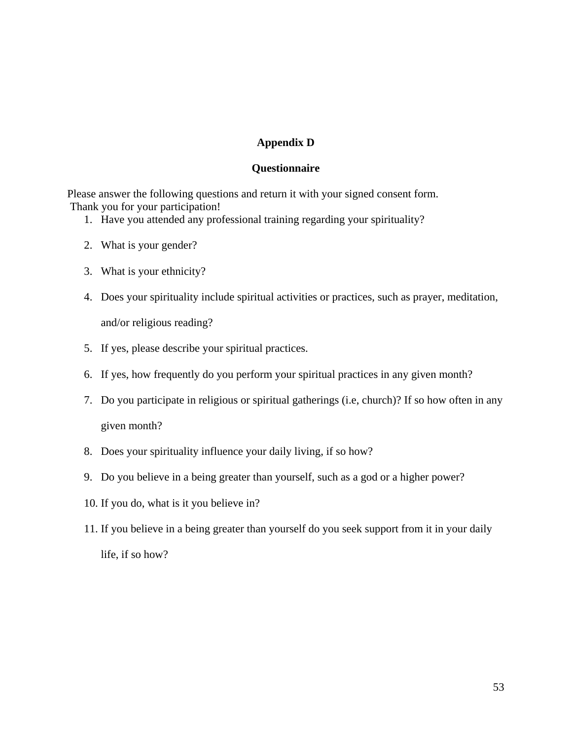## Appendix D

## Questionnaire

Please answer the following questions and return it with your signed consent form.
Thank you for your participation!

1. Have you attended any professional training regarding your spirituality?
2. What is your gender?
3. What is your ethnicity?
4. Does your spirituality include spiritual activities or practices, such as prayer, meditation, and/or religious reading?
5. If yes, please describe your spiritual practices.
6. If yes, how frequently do you perform your spiritual practices in any given month?
7. Do you participate in religious or spiritual gatherings (i.e, church)? If so how often in any given month?
8. Does your spirituality influence your daily living, if so how?
9. Do you believe in a being greater than yourself, such as a god or a higher power?
10. If you do, what is it you believe in?
11. If you believe in a being greater than yourself do you seek support from it in your daily life, if so how?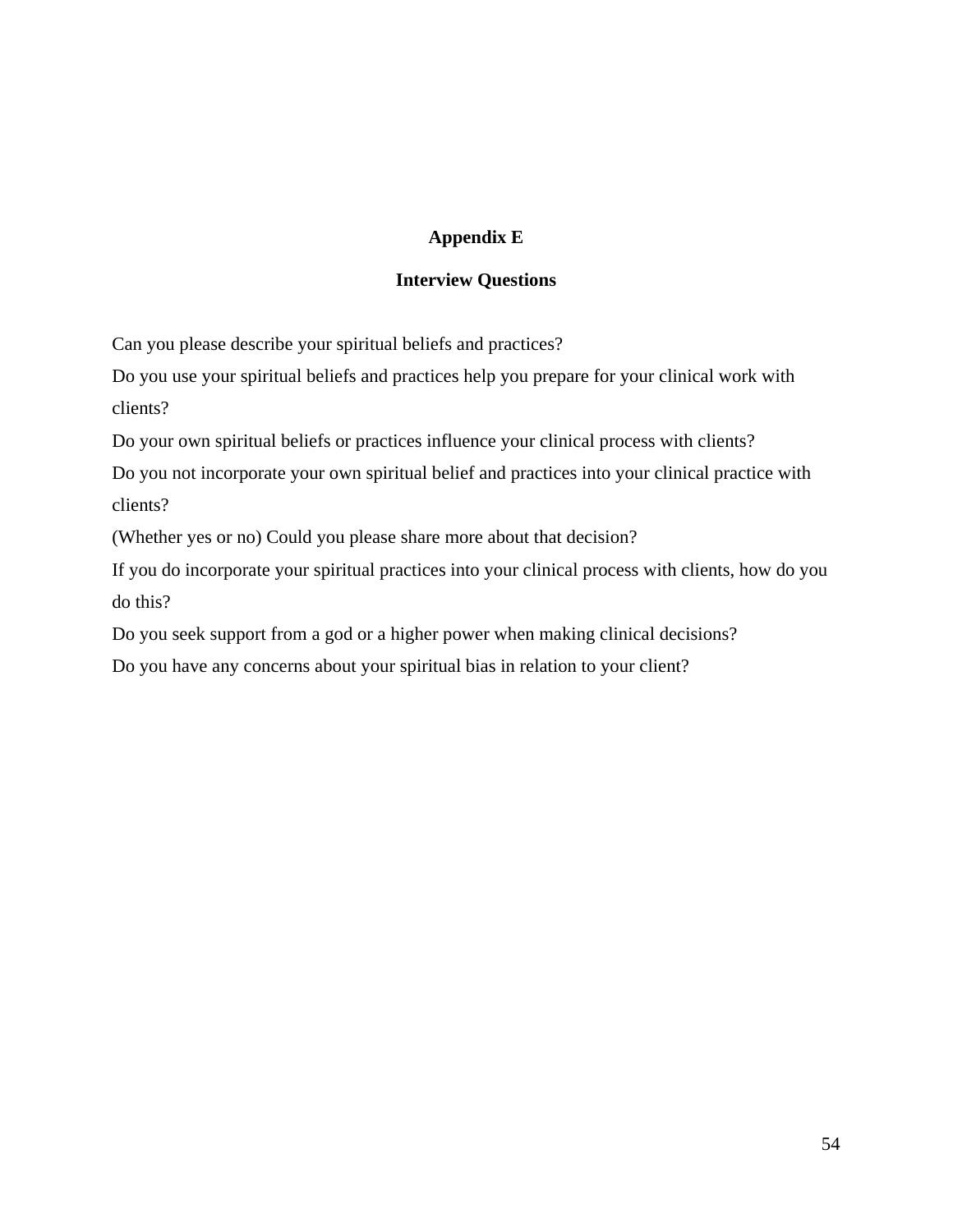## Appendix E

### Interview Questions

Can you please describe your spiritual beliefs and practices?

Do you use your spiritual beliefs and practices help you prepare for your clinical work with clients?

Do your own spiritual beliefs or practices influence your clinical process with clients?

Do you not incorporate your own spiritual belief and practices into your clinical practice with clients?

(Whether yes or no) Could you please share more about that decision?

If you do incorporate your spiritual practices into your clinical process with clients, how do you do this?

Do you seek support from a god or a higher power when making clinical decisions?

Do you have any concerns about your spiritual bias in relation to your client?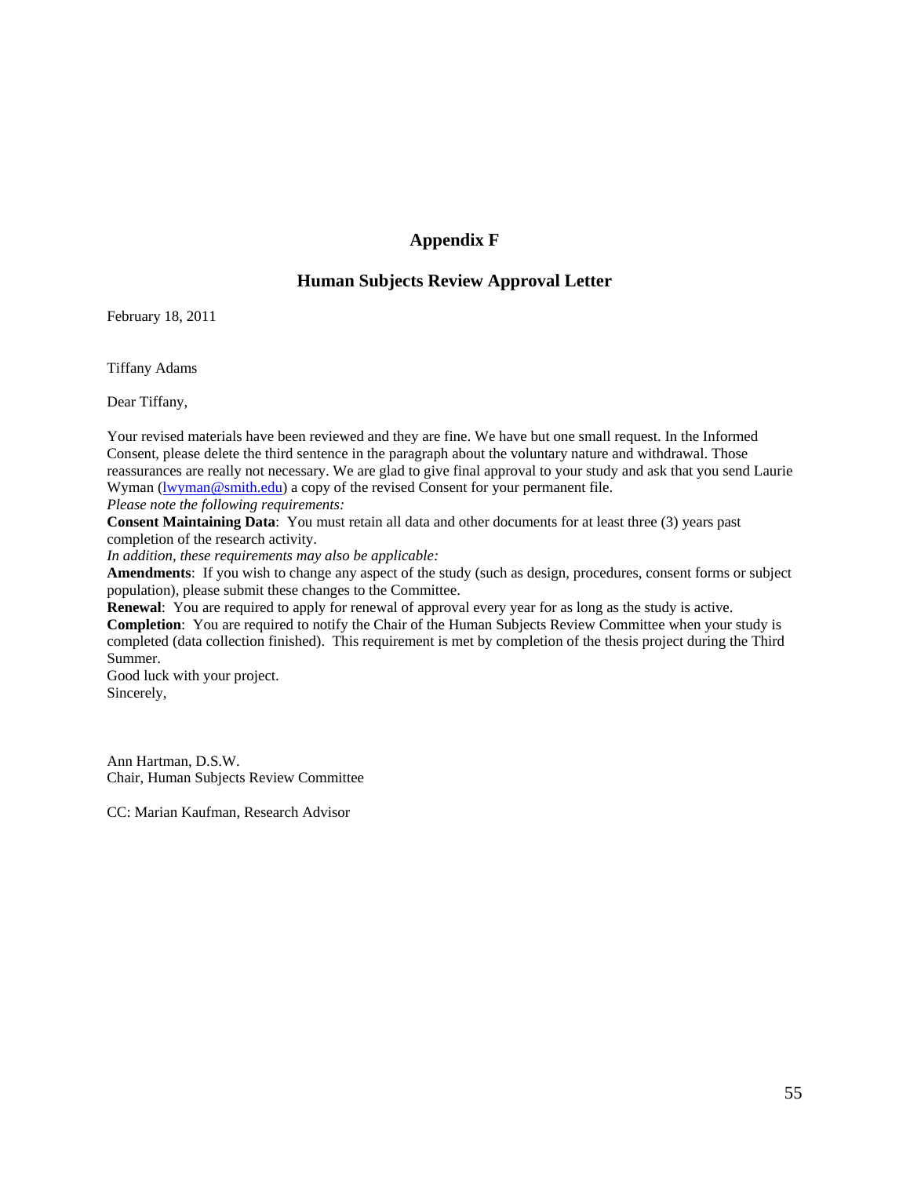# Appendix F

## Human Subjects Review Approval Letter

February 18, 2011

Tiffany Adams

Dear Tiffany,

Your revised materials have been reviewed and they are fine. We have but one small request. In the Informed Consent, please delete the third sentence in the paragraph about the voluntary nature and withdrawal. Those reassurances are really not necessary. We are glad to give final approval to your study and ask that you send Laurie Wyman (lwyman@smith.edu) a copy of the revised Consent for your permanent file.

*Please note the following requirements:*

**Consent Maintaining Data**: You must retain all data and other documents for at least three (3) years past completion of the research activity.

*In addition, these requirements may also be applicable:*

**Amendments**: If you wish to change any aspect of the study (such as design, procedures, consent forms or subject population), please submit these changes to the Committee.

**Renewal**: You are required to apply for renewal of approval every year for as long as the study is active.

**Completion**: You are required to notify the Chair of the Human Subjects Review Committee when your study is completed (data collection finished). This requirement is met by completion of the thesis project during the Third Summer.

Good luck with your project.

Sincerely,

Ann Hartman, D.S.W.
Chair, Human Subjects Review Committee

CC: Marian Kaufman, Research Advisor